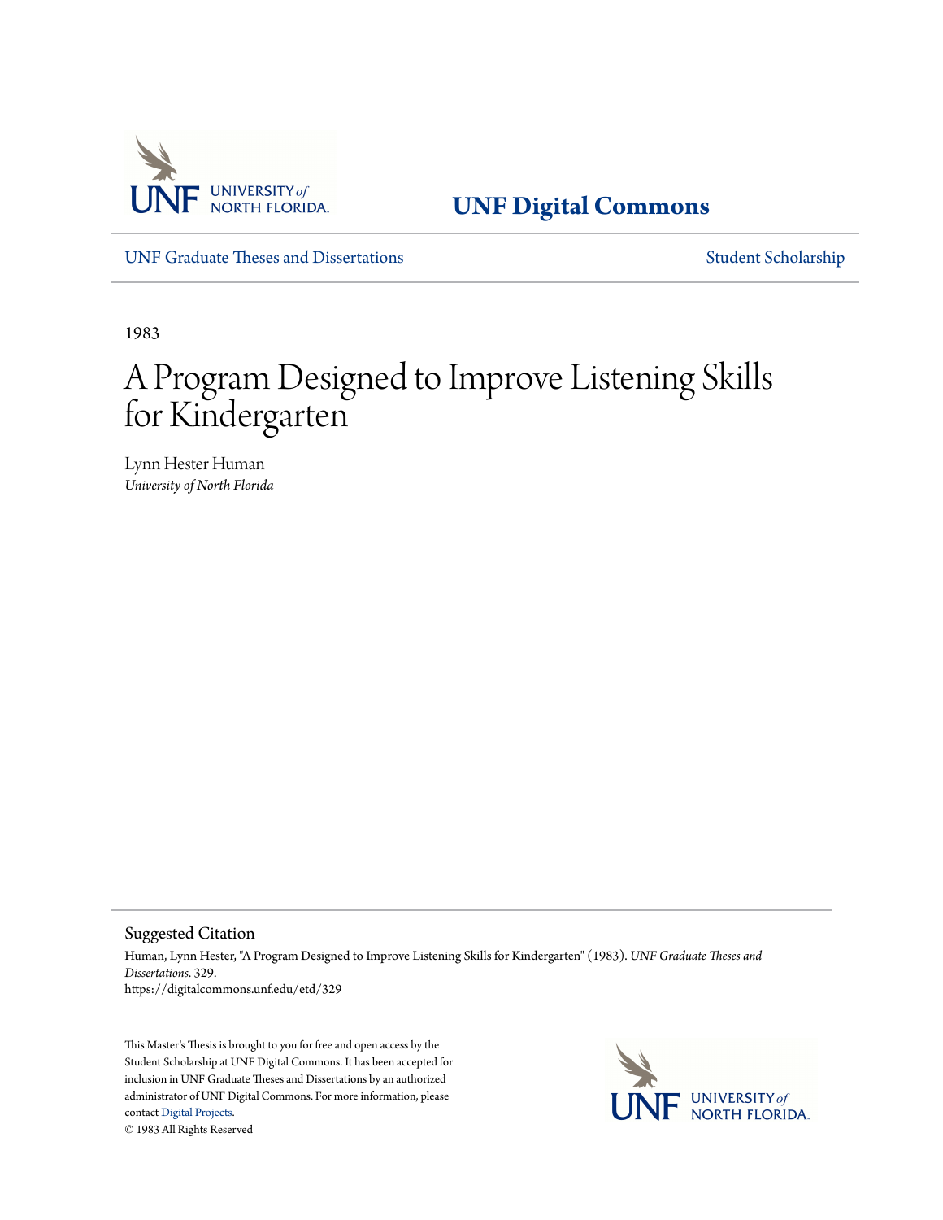UNF Digital Commons

UNF Graduate Theses and Dissertations

Student Scholarship

1983

# A Program Designed to Improve Listening Skills for Kindergarten

Lynn Hester Human
*University of North Florida*

## Suggested Citation

Human, Lynn Hester, "A Program Designed to Improve Listening Skills for Kindergarten" (1983). *UNF Graduate Theses and Dissertations*. 329.
https://digitalcommons.unf.edu/etd/329

This Master's Thesis is brought to you for free and open access by the Student Scholarship at UNF Digital Commons. It has been accepted for inclusion in UNF Graduate Theses and Dissertations by an authorized administrator of UNF Digital Commons. For more information, please contact Digital Projects.
© 1983 All Rights Reserved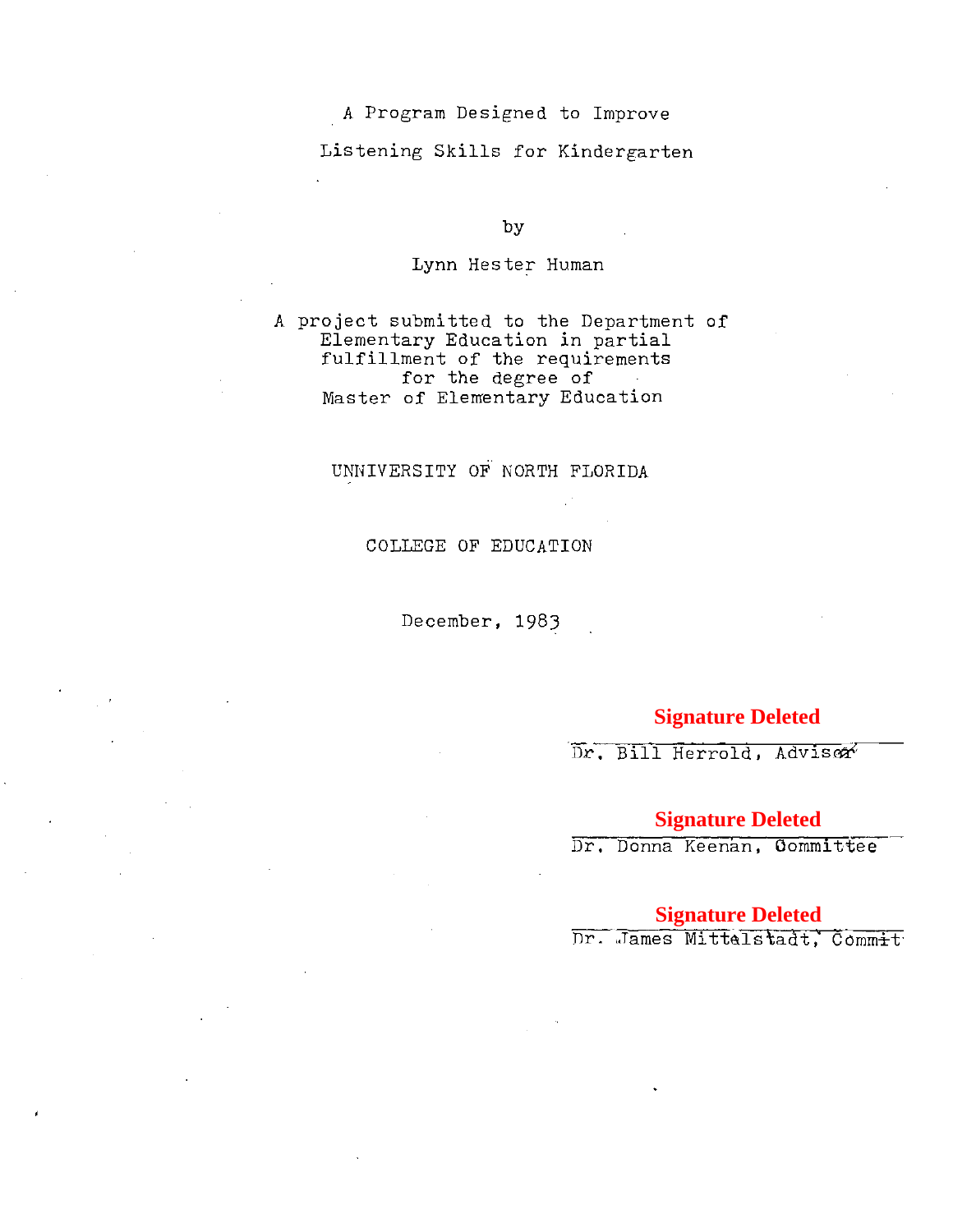A Program Designed to Improve

Listening Skills for Kindergarten

by

Lynn Hester Human

A project submitted to the Department of Elementary Education in partial fulfillment of the requirements for the degree of Master of Elementary Education

UNNIVERSITY OF NORTH FLORIDA

COLLEGE OF EDUCATION

December, 1983

Signature Deleted

Dr. Bill Herrold, Advisor

Signature Deleted

Dr. Donna Keenan, Committee

Signature Deleted

Dr. James Mittelstadt, Committ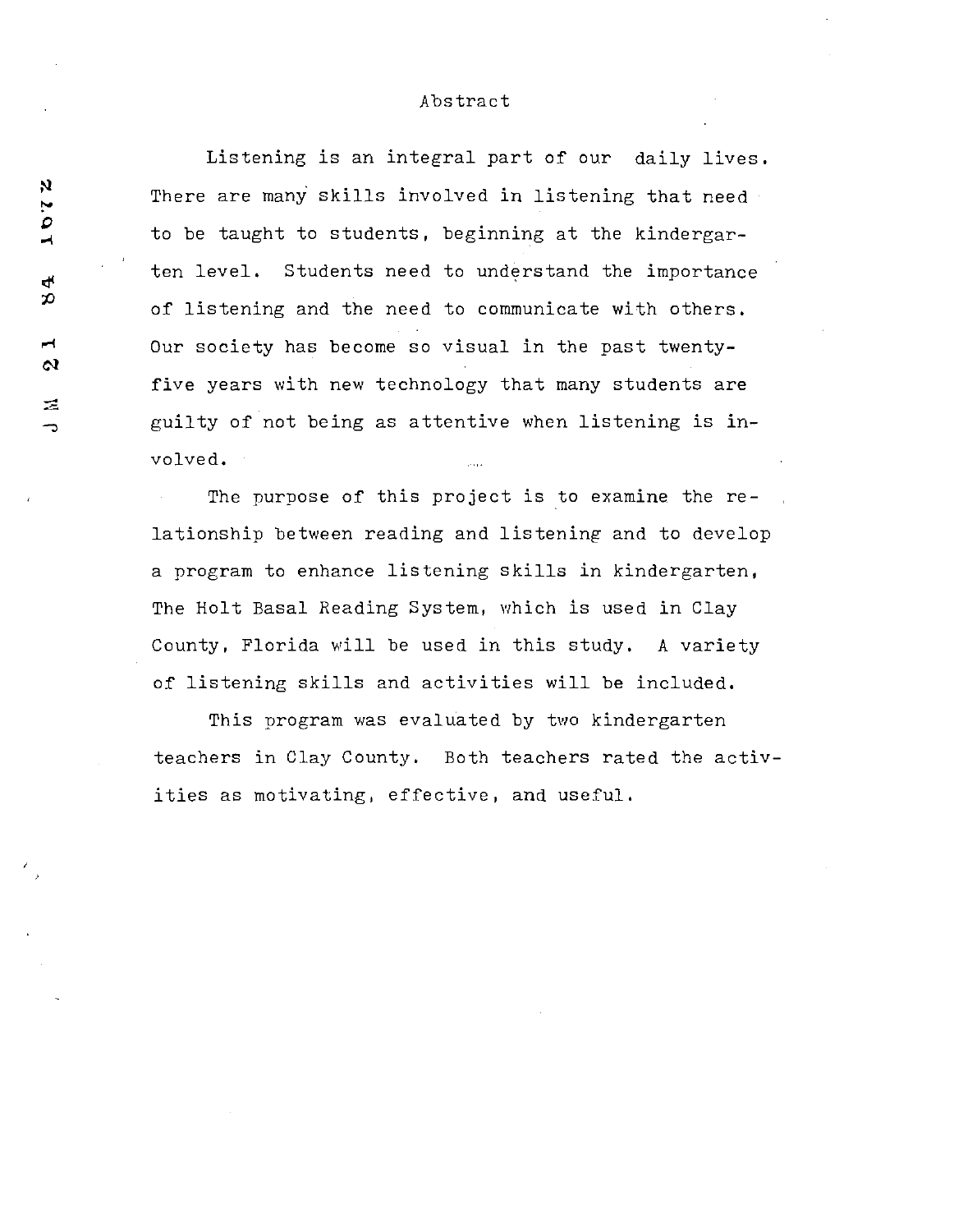# Abstract

Listening is an integral part of our daily lives. There are many skills involved in listening that need to be taught to students, beginning at the kindergarten level. Students need to understand the importance of listening and the need to communicate with others. Our society has become so visual in the past twenty-five years with new technology that many students are guilty of not being as attentive when listening is involved.

The purpose of this project is to examine the relationship between reading and listening and to develop a program to enhance listening skills in kindergarten, The Holt Basal Reading System, which is used in Clay County, Florida will be used in this study. A variety of listening skills and activities will be included.

This program was evaluated by two kindergarten teachers in Clay County. Both teachers rated the activities as motivating, effective, and useful.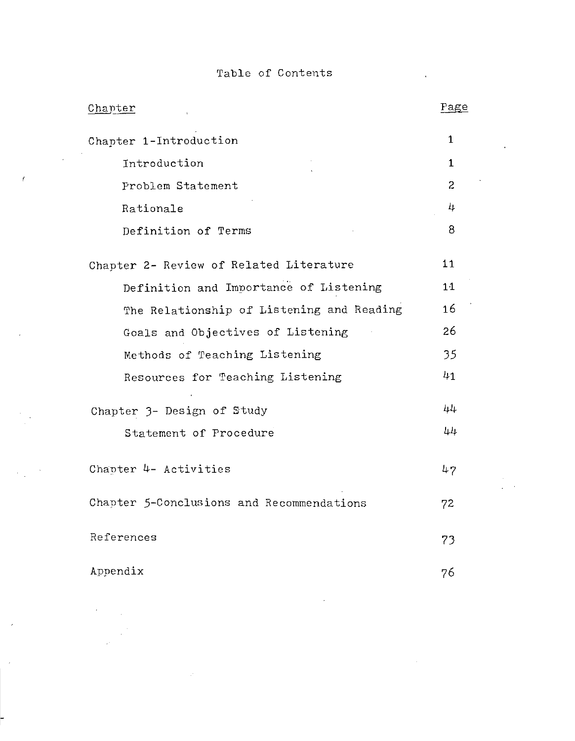# Table of Contents

| Chapter | Page |
|---|---|
| Chapter 1-Introduction | 1 |
| Introduction | 1 |
| Problem Statement | 2 |
| Rationale | 4 |
| Definition of Terms | 8 |
| Chapter 2- Review of Related Literature | 11 |
| Definition and Importance of Listening | 11 |
| The Relationship of Listening and Reading | 16 |
| Goals and Objectives of Listening | 26 |
| Methods of Teaching Listening | 35 |
| Resources for Teaching Listening | 41 |
| Chapter 3- Design of Study | 44 |
| Statement of Procedure | 44 |
| Chapter 4- Activities | 47 |
| Chapter 5-Conclusions and Recommendations | 72 |
| References | 73 |
| Appendix | 76 |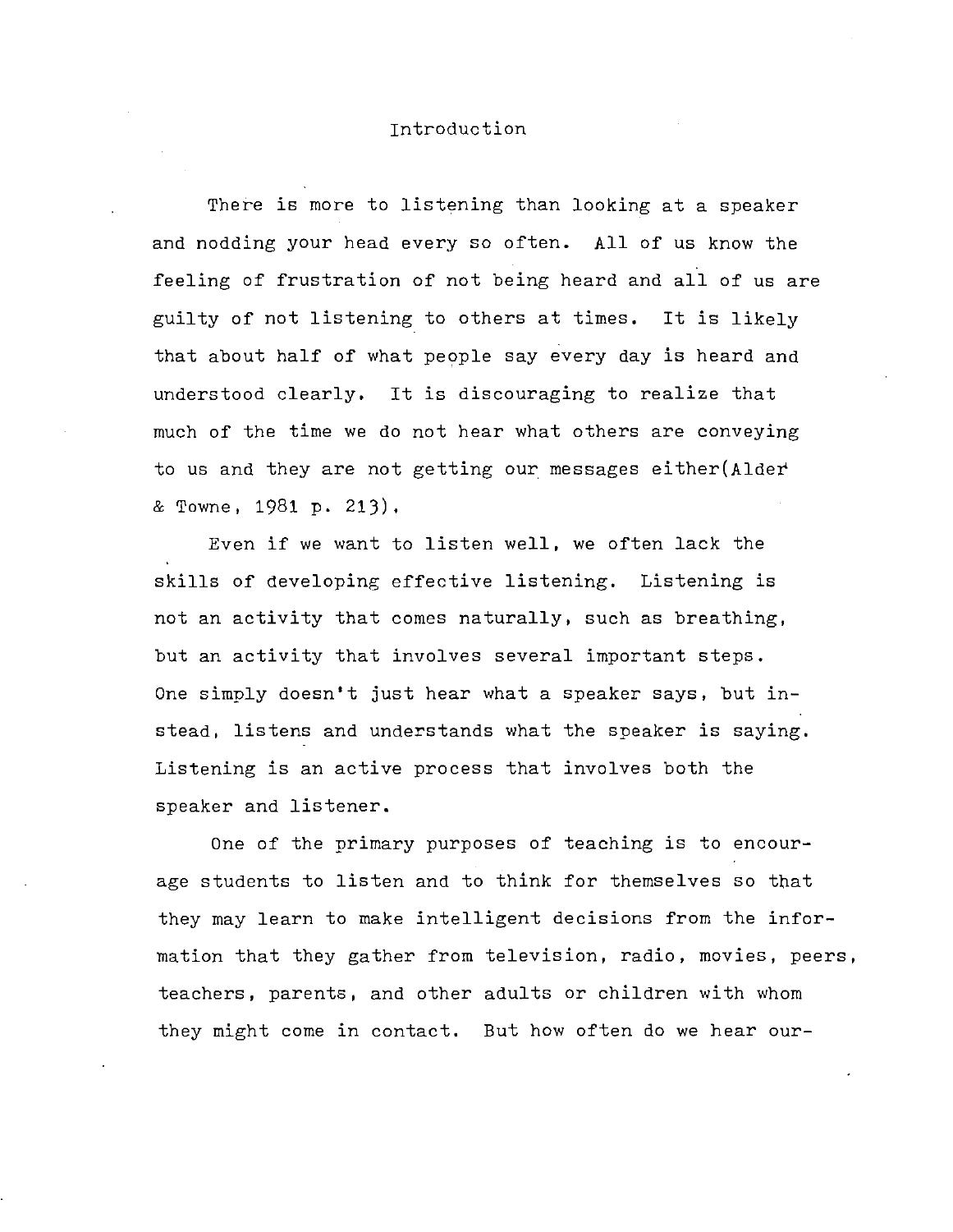# Introduction

There is more to listening than looking at a speaker and nodding your head every so often. All of us know the feeling of frustration of not being heard and all of us are guilty of not listening to others at times. It is likely that about half of what people say every day is heard and understood clearly. It is discouraging to realize that much of the time we do not hear what others are conveying to us and they are not getting our messages either(Alder & Towne, 1981 p. 213).

Even if we want to listen well, we often lack the skills of developing effective listening. Listening is not an activity that comes naturally, such as breathing, but an activity that involves several important steps. One simply doesn't just hear what a speaker says, but instead, listens and understands what the speaker is saying. Listening is an active process that involves both the speaker and listener.

One of the primary purposes of teaching is to encourage students to listen and to think for themselves so that they may learn to make intelligent decisions from the information that they gather from television, radio, movies, peers, teachers, parents, and other adults or children with whom they might come in contact. But how often do we hear our-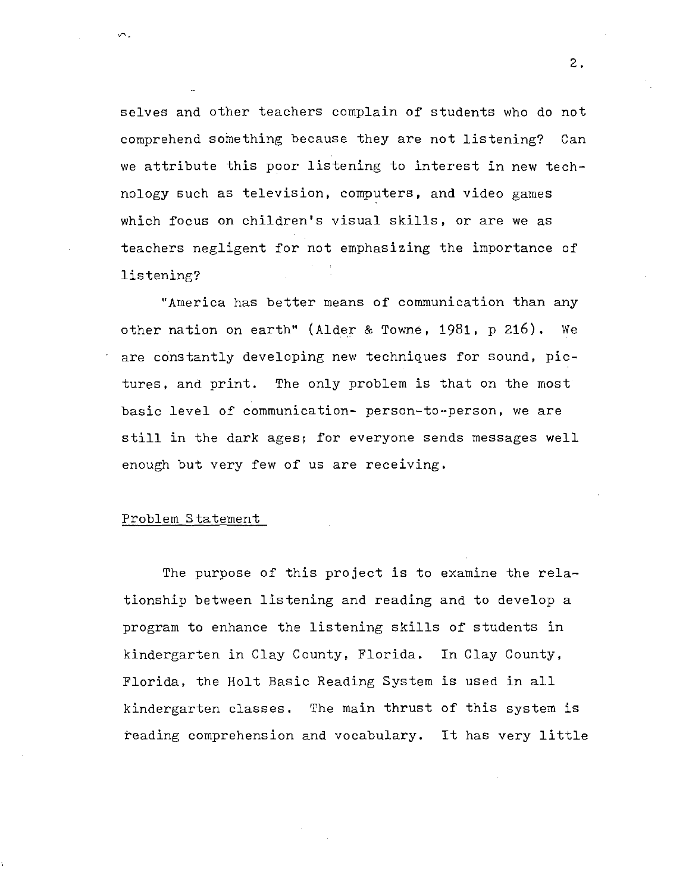selves and other teachers complain of students who do not comprehend something because they are not listening? Can we attribute this poor listening to interest in new technology such as television, computers, and video games which focus on children's visual skills, or are we as teachers negligent for not emphasizing the importance of listening?

"America has better means of communication than any other nation on earth" (Alder & Towne, 1981, p 216). We are constantly developing new techniques for sound, pictures, and print. The only problem is that on the most basic level of communication- person-to-person, we are still in the dark ages; for everyone sends messages well enough but very few of us are receiving.

## Problem Statement

The purpose of this project is to examine the relationship between listening and reading and to develop a program to enhance the listening skills of students in kindergarten in Clay County, Florida. In Clay County, Florida, the Holt Basic Reading System is used in all kindergarten classes. The main thrust of this system is reading comprehension and vocabulary. It has very little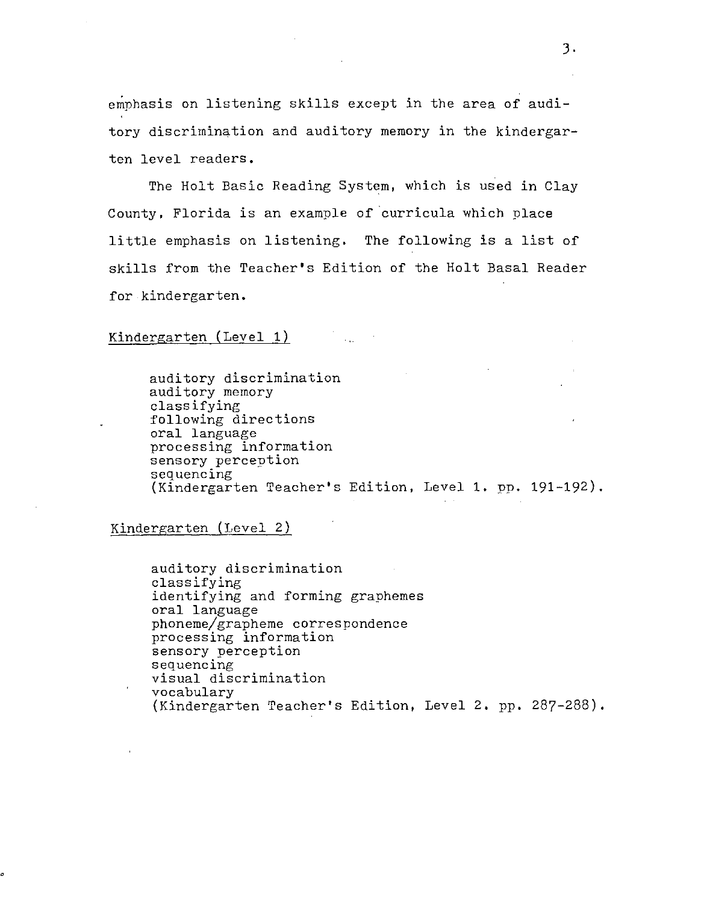emphasis on listening skills except in the area of auditory discrimination and auditory memory in the kindergarten level readers.

The Holt Basic Reading System, which is used in Clay County, Florida is an example of curricula which place little emphasis on listening. The following is a list of skills from the Teacher's Edition of the Holt Basal Reader for kindergarten.

Kindergarten (Level 1)

auditory discrimination
auditory memory
classifying
following directions
oral language
processing information
sensory perception
sequencing
(Kindergarten Teacher's Edition, Level 1. pp. 191-192).

Kindergarten (Level 2)

auditory discrimination
classifying
identifying and forming graphemes
oral language
phoneme/grapheme correspondence
processing information
sensory perception
sequencing
visual discrimination
vocabulary
(Kindergarten Teacher's Edition, Level 2. pp. 287-288).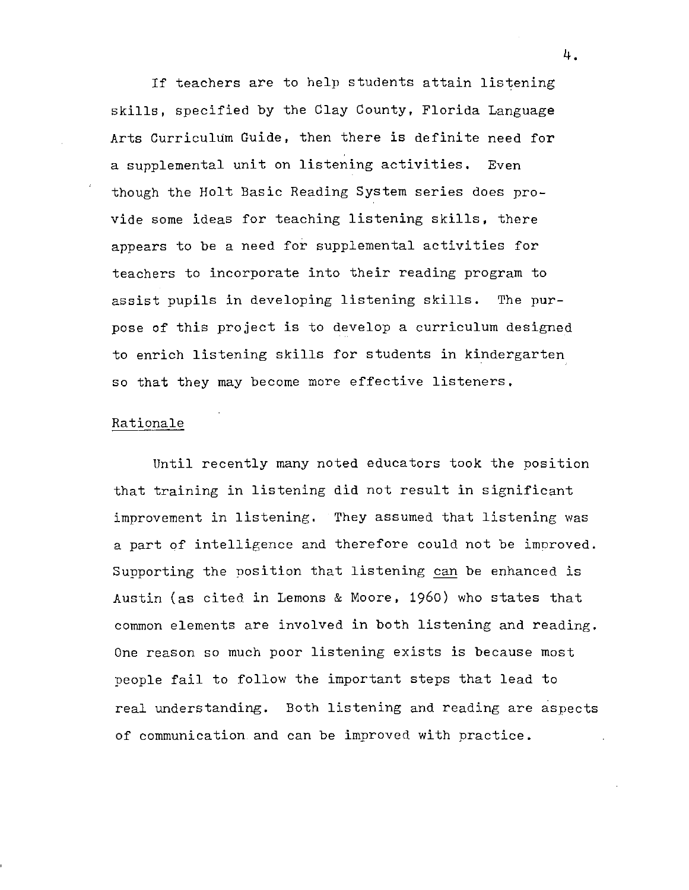If teachers are to help students attain listening skills, specified by the Clay County, Florida Language Arts Curriculum Guide, then there is definite need for a supplemental unit on listening activities. Even though the Holt Basic Reading System series does provide some ideas for teaching listening skills, there appears to be a need for supplemental activities for teachers to incorporate into their reading program to assist pupils in developing listening skills. The purpose of this project is to develop a curriculum designed to enrich listening skills for students in kindergarten so that they may become more effective listeners.

## Rationale

Until recently many noted educators took the position that training in listening did not result in significant improvement in listening. They assumed that listening was a part of intelligence and therefore could not be improved. Supporting the position that listening <u>can</u> be enhanced is Austin (as cited in Lemons & Moore, 1960) who states that common elements are involved in both listening and reading. One reason so much poor listening exists is because most people fail to follow the important steps that lead to real understanding. Both listening and reading are aspects of communication and can be improved with practice.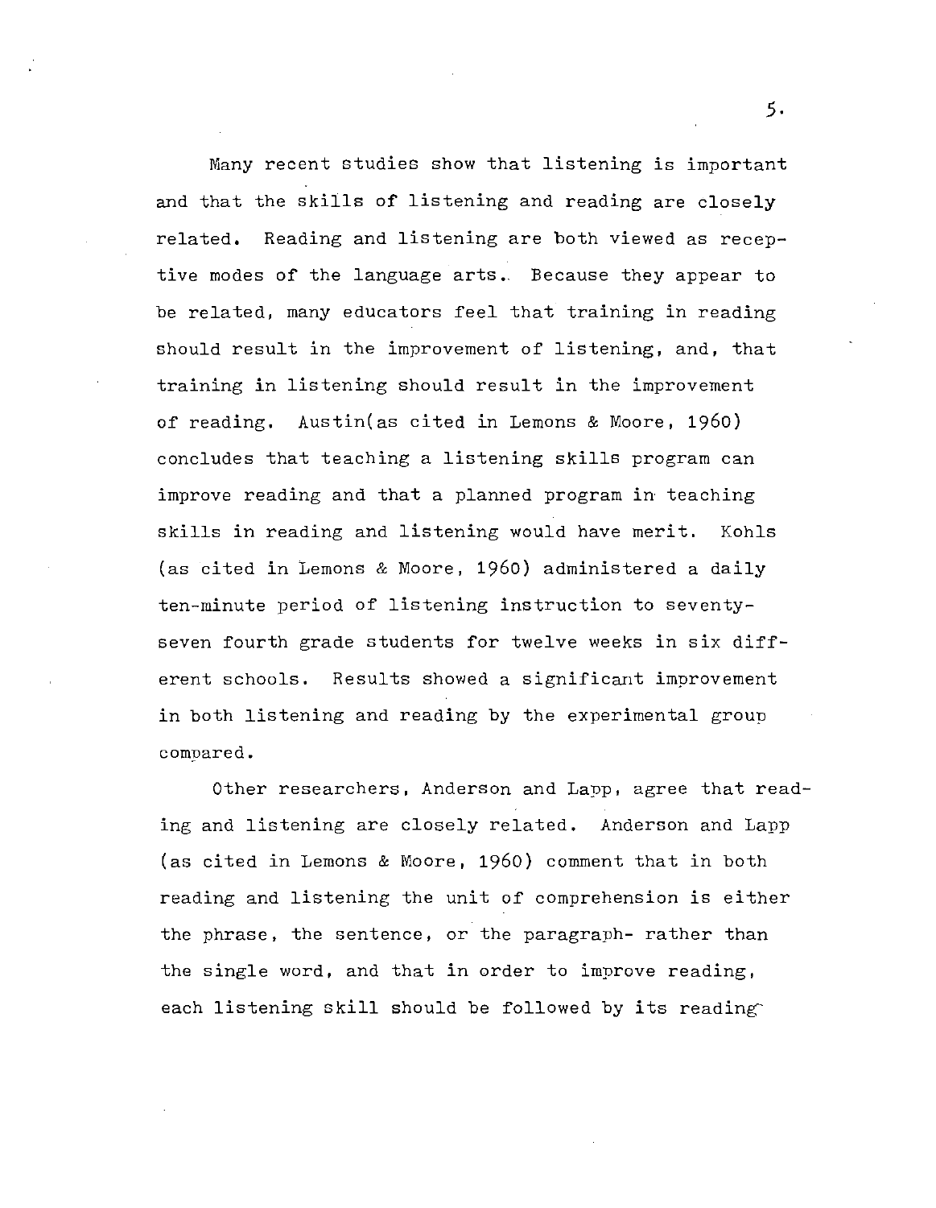Many recent studies show that listening is important and that the skills of listening and reading are closely related. Reading and listening are both viewed as receptive modes of the language arts. Because they appear to be related, many educators feel that training in reading should result in the improvement of listening, and, that training in listening should result in the improvement of reading. Austin(as cited in Lemons & Moore, 1960) concludes that teaching a listening skills program can improve reading and that a planned program in teaching skills in reading and listening would have merit. Kohls (as cited in Lemons & Moore, 1960) administered a daily ten-minute period of listening instruction to seventy-seven fourth grade students for twelve weeks in six different schools. Results showed a significant improvement in both listening and reading by the experimental group compared.

Other researchers, Anderson and Lapp, agree that reading and listening are closely related. Anderson and Lapp (as cited in Lemons & Moore, 1960) comment that in both reading and listening the unit of comprehension is either the phrase, the sentence, or the paragraph- rather than the single word, and that in order to improve reading, each listening skill should be followed by its reading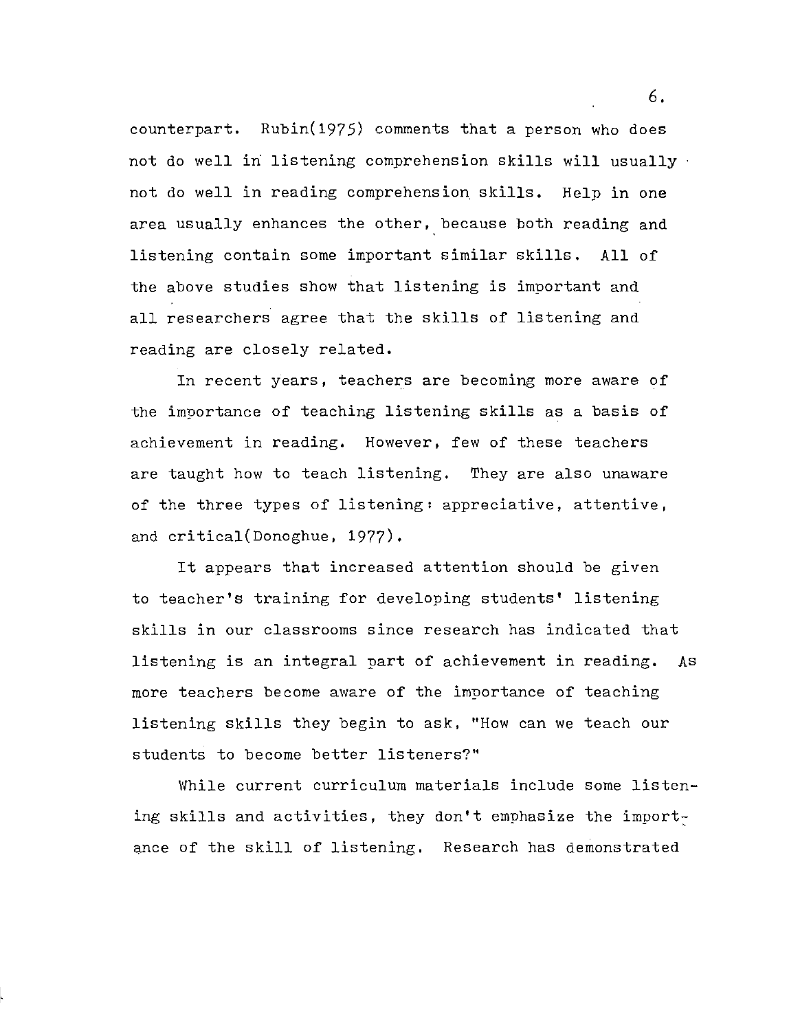counterpart. Rubin(1975) comments that a person who does not do well in listening comprehension skills will usually not do well in reading comprehension skills. Help in one area usually enhances the other, because both reading and listening contain some important similar skills. All of the above studies show that listening is important and all researchers agree that the skills of listening and reading are closely related.

In recent years, teachers are becoming more aware of the importance of teaching listening skills as a basis of achievement in reading. However, few of these teachers are taught how to teach listening. They are also unaware of the three types of listening: appreciative, attentive, and critical(Donoghue, 1977).

It appears that increased attention should be given to teacher's training for developing students' listening skills in our classrooms since research has indicated that listening is an integral part of achievement in reading. As more teachers become aware of the importance of teaching listening skills they begin to ask, "How can we teach our students to become better listeners?"

While current curriculum materials include some listening skills and activities, they don't emphasize the importance of the skill of listening. Research has demonstrated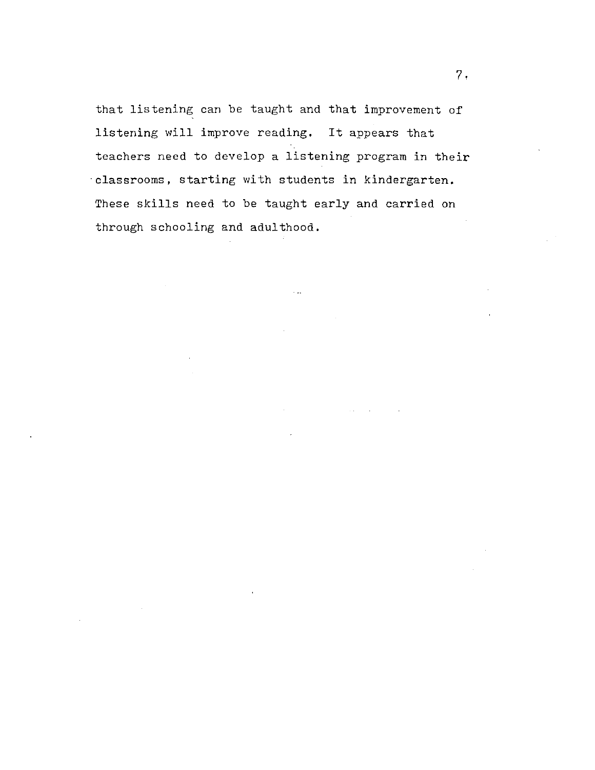that listening can be taught and that improvement of listening will improve reading. It appears that teachers need to develop a listening program in their classrooms, starting with students in kindergarten. These skills need to be taught early and carried on through schooling and adulthood.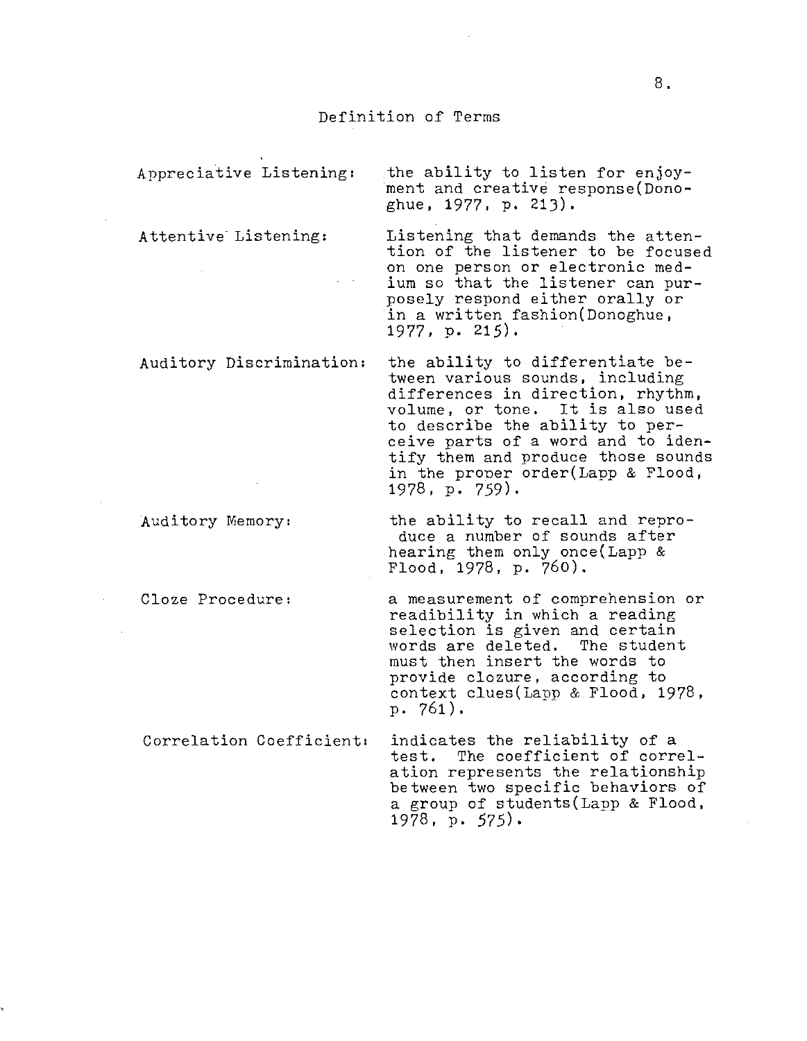## Definition of Terms

**Appreciative Listening:** the ability to listen for enjoyment and creative response(Donoghue, 1977, p. 213).

**Attentive Listening:** Listening that demands the attention of the listener to be focused on one person or electronic medium so that the listener can purposely respond either orally or in a written fashion(Donoghue, 1977, p. 215).

**Auditory Discrimination:** the ability to differentiate between various sounds, including differences in direction, rhythm, volume, or tone. It is also used to describe the ability to perceive parts of a word and to identify them and produce those sounds in the proper order(Lapp & Flood, 1978, p. 759).

**Auditory Memory:** the ability to recall and reproduce a number of sounds after hearing them only once(Lapp & Flood, 1978, p. 760).

**Cloze Procedure:** a measurement of comprehension or readibility in which a reading selection is given and certain words are deleted. The student must then insert the words to provide clozure, according to context clues(Lapp & Flood, 1978, p. 761).

**Correlation Coefficient:** indicates the reliability of a test. The coefficient of correlation represents the relationship between two specific behaviors of a group of students(Lapp & Flood, 1978, p. 575).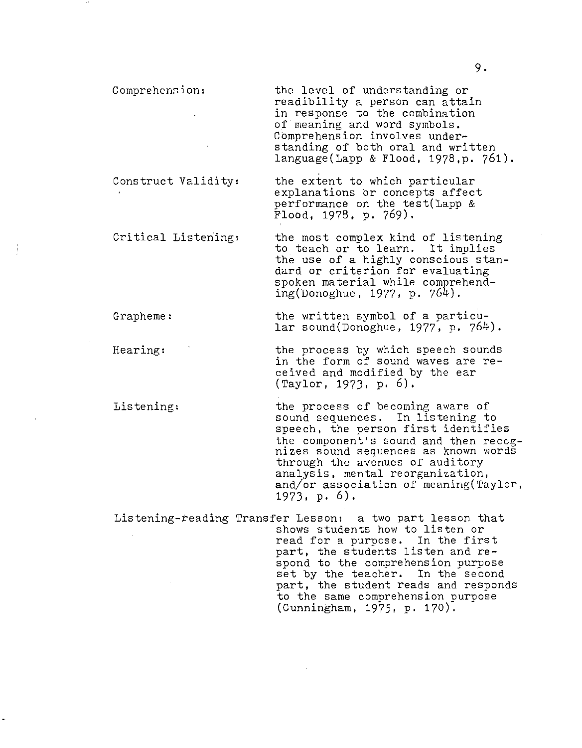**Comprehension:** the level of understanding or readibility a person can attain in response to the combination of meaning and word symbols. Comprehension involves understanding of both oral and written language(Lapp & Flood, 1978,p. 761).

**Construct Validity:** the extent to which particular explanations or concepts affect performance on the test(Lapp & Flood, 1978, p. 769).

**Critical Listening:** the most complex kind of listening to teach or to learn. It implies the use of a highly conscious standard or criterion for evaluating spoken material while comprehending(Donoghue, 1977, p. 764).

**Grapheme:** the written symbol of a particular sound(Donoghue, 1977, p. 764).

**Hearing:** the process by which speech sounds in the form of sound waves are received and modified by the ear (Taylor, 1973, p. 6).

**Listening:** the process of becoming aware of sound sequences. In listening to speech, the person first identifies the component's sound and then recognizes sound sequences as known words through the avenues of auditory analysis, mental reorganization, and/or association of meaning(Taylor, 1973, p. 6).

**Listening-reading Transfer Lesson:** a two part lesson that shows students how to listen or read for a purpose. In the first part, the students listen and respond to the comprehension purpose set by the teacher. In the second part, the student reads and responds to the same comprehension purpose (Cunningham, 1975, p. 170).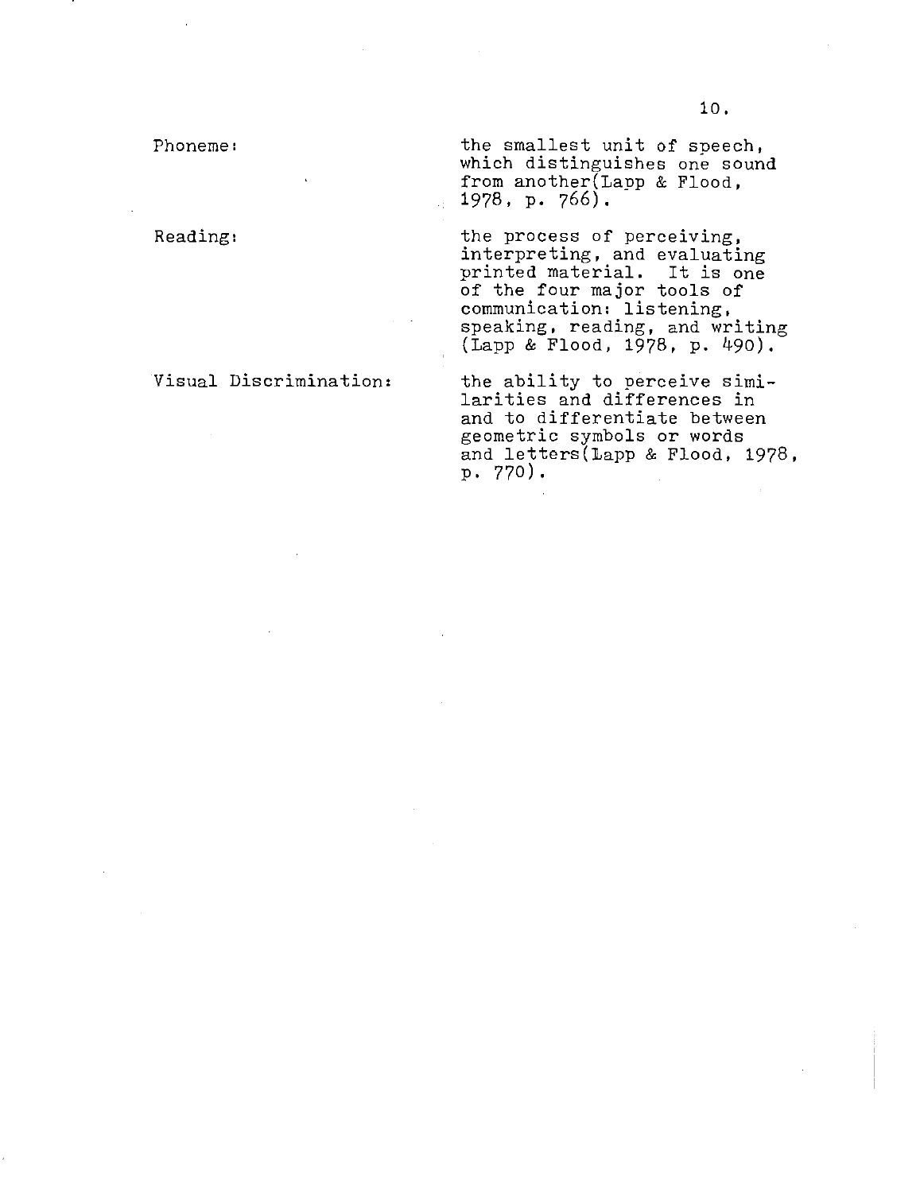**Phoneme:** the smallest unit of speech, which distinguishes one sound from another(Lapp & Flood, 1978, p. 766).

**Reading:** the process of perceiving, interpreting, and evaluating printed material. It is one of the four major tools of communication: listening, speaking, reading, and writing (Lapp & Flood, 1978, p. 490).

**Visual Discrimination:** the ability to perceive similarities and differences in and to differentiate between geometric symbols or words and letters(Lapp & Flood, 1978, p. 770).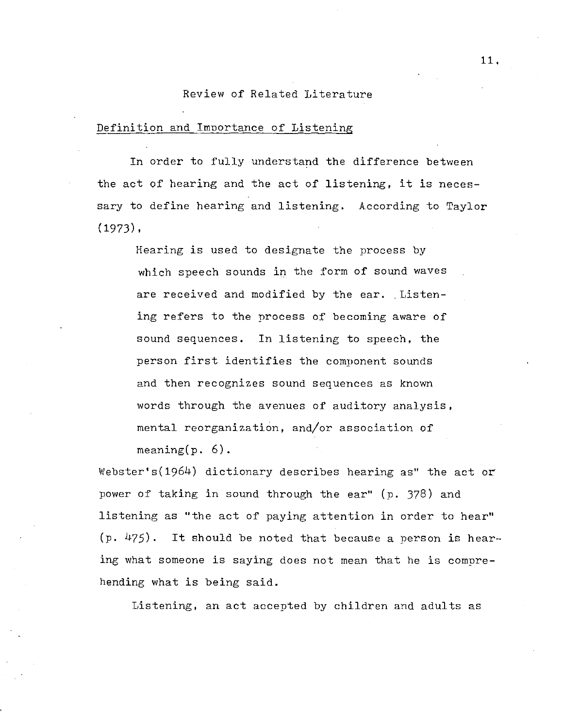# Review of Related Literature

## Definition and Importance of Listening

In order to fully understand the difference between the act of hearing and the act of listening, it is necessary to define hearing and listening. According to Taylor (1973),

> Hearing is used to designate the process by which speech sounds in the form of sound waves are received and modified by the ear. Listening refers to the process of becoming aware of sound sequences. In listening to speech, the person first identifies the component sounds and then recognizes sound sequences as known words through the avenues of auditory analysis, mental reorganization, and/or association of meaning(p. 6).

Webster's(1964) dictionary describes hearing as" the act or power of taking in sound through the ear" (p. 378) and listening as "the act of paying attention in order to hear" (p. 475). It should be noted that because a person is hearing what someone is saying does not mean that he is comprehending what is being said.

Listening, an act accepted by children and adults as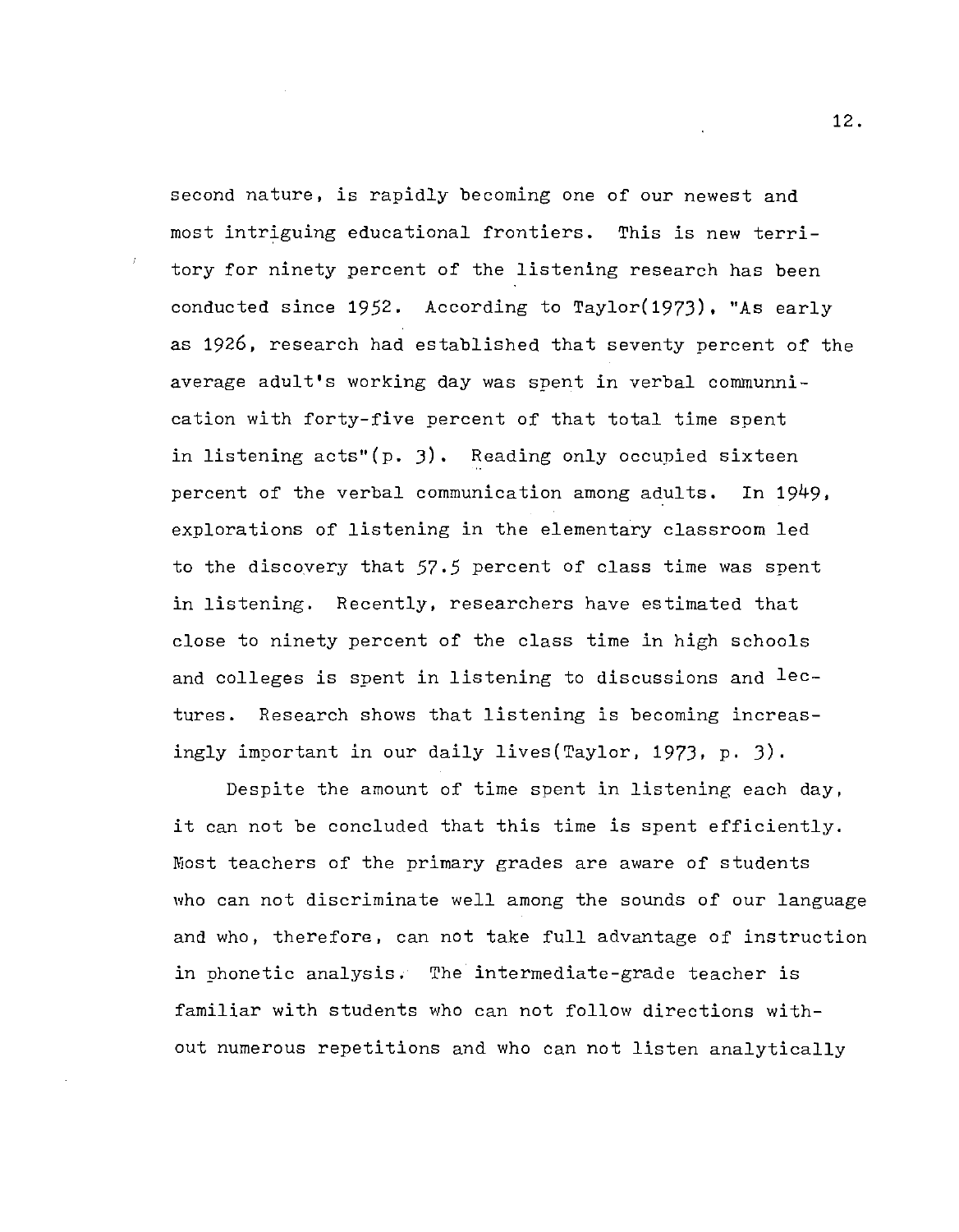second nature, is rapidly becoming one of our newest and most intriguing educational frontiers. This is new territory for ninety percent of the listening research has been conducted since 1952. According to Taylor(1973), "As early as 1926, research had established that seventy percent of the average adult's working day was spent in verbal communnication with forty-five percent of that total time spent in listening acts"(p. 3). Reading only occupied sixteen percent of the verbal communication among adults. In 1949, explorations of listening in the elementary classroom led to the discovery that 57.5 percent of class time was spent in listening. Recently, researchers have estimated that close to ninety percent of the class time in high schools and colleges is spent in listening to discussions and lectures. Research shows that listening is becoming increasingly important in our daily lives(Taylor, 1973, p. 3).

Despite the amount of time spent in listening each day, it can not be concluded that this time is spent efficiently. Most teachers of the primary grades are aware of students who can not discriminate well among the sounds of our language and who, therefore, can not take full advantage of instruction in phonetic analysis. The intermediate-grade teacher is familiar with students who can not follow directions without numerous repetitions and who can not listen analytically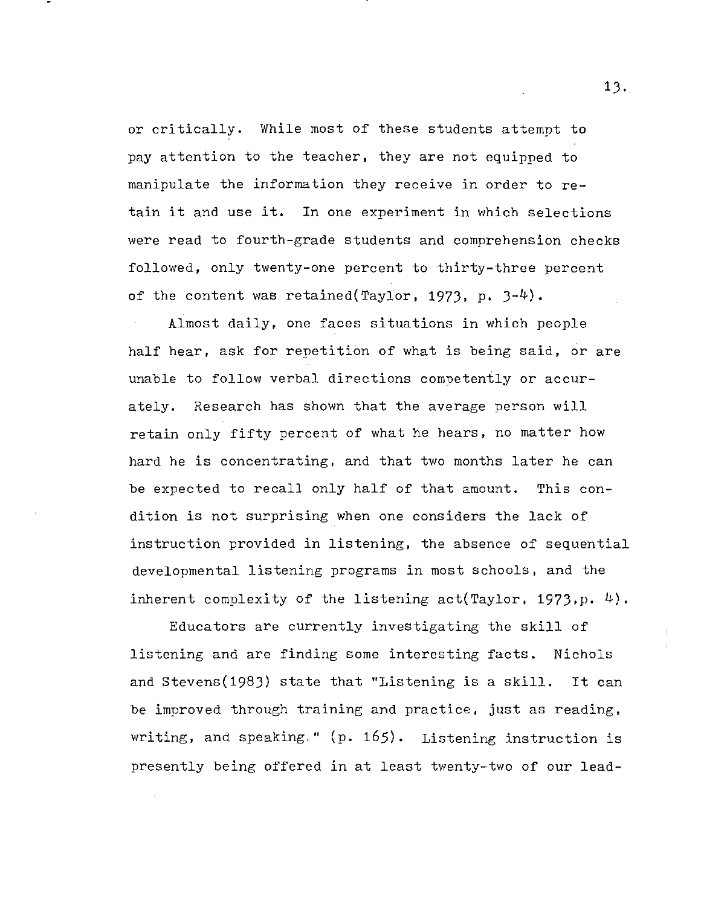or critically. While most of these students attempt to pay attention to the teacher, they are not equipped to manipulate the information they receive in order to retain it and use it. In one experiment in which selections were read to fourth-grade students and comprehension checks followed, only twenty-one percent to thirty-three percent of the content was retained(Taylor, 1973, p. 3-4).

Almost daily, one faces situations in which people half hear, ask for repetition of what is being said, or are unable to follow verbal directions competently or accurately. Research has shown that the average person will retain only fifty percent of what he hears, no matter how hard he is concentrating, and that two months later he can be expected to recall only half of that amount. This condition is not surprising when one considers the lack of instruction provided in listening, the absence of sequential developmental listening programs in most schools, and the inherent complexity of the listening act(Taylor, 1973,p. 4).

Educators are currently investigating the skill of listening and are finding some interesting facts. Nichols and Stevens(1983) state that "Listening is a skill. It can be improved through training and practice, just as reading, writing, and speaking." (p. 165). Listening instruction is presently being offered in at least twenty-two of our lead-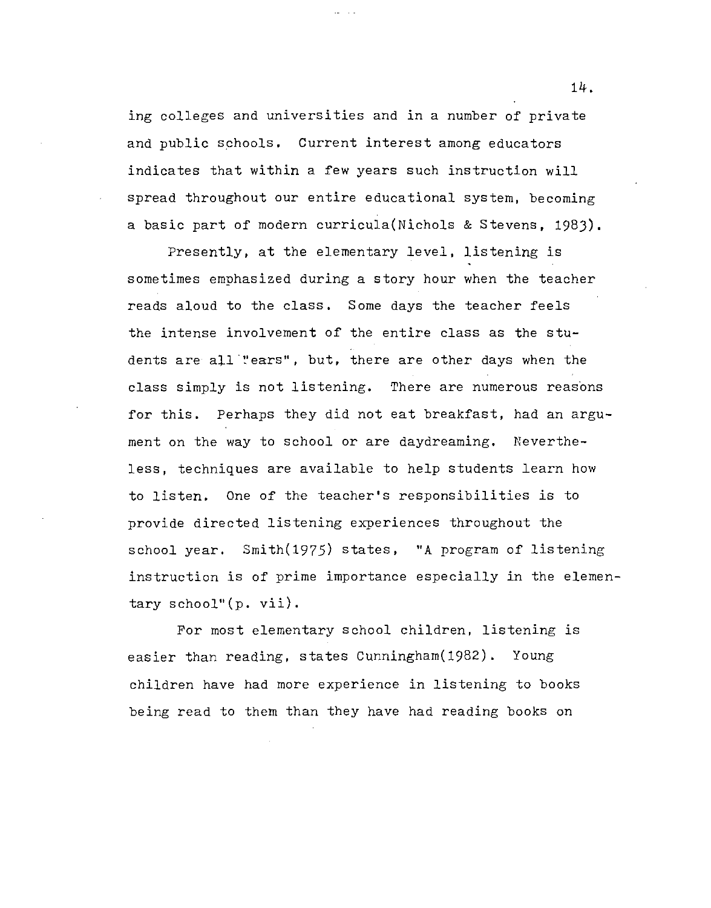ing colleges and universities and in a number of private and public schools. Current interest among educators indicates that within a few years such instruction will spread throughout our entire educational system, becoming a basic part of modern curricula(Nichols & Stevens, 1983).

Presently, at the elementary level, listening is sometimes emphasized during a story hour when the teacher reads aloud to the class. Some days the teacher feels the intense involvement of the entire class as the students are all "ears", but, there are other days when the class simply is not listening. There are numerous reasons for this. Perhaps they did not eat breakfast, had an argument on the way to school or are daydreaming. Nevertheless, techniques are available to help students learn how to listen. One of the teacher's responsibilities is to provide directed listening experiences throughout the school year. Smith(1975) states, "A program of listening instruction is of prime importance especially in the elementary school"(p. vii).

For most elementary school children, listening is easier than reading, states Cunningham(1982). Young children have had more experience in listening to books being read to them than they have had reading books on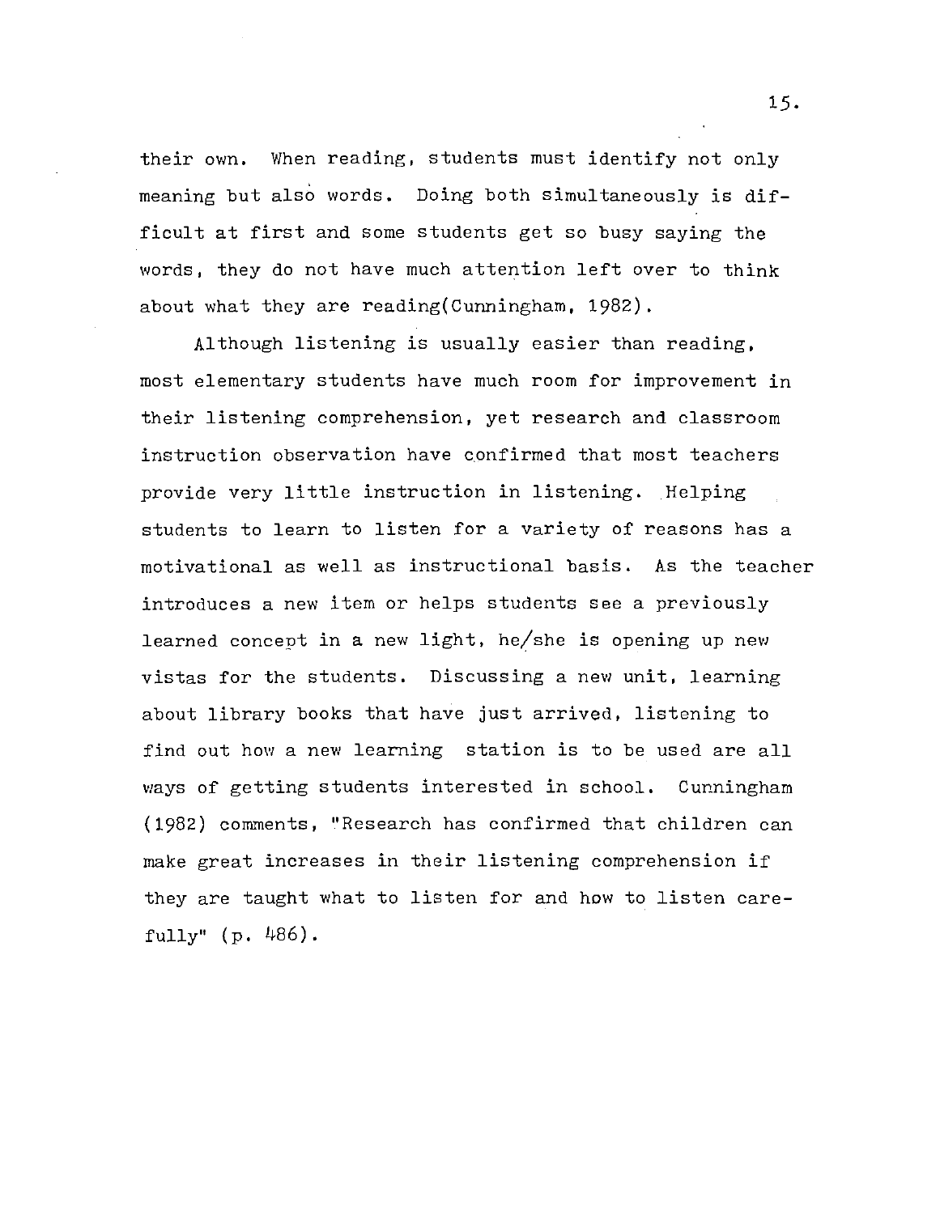their own. When reading, students must identify not only meaning but also words. Doing both simultaneously is difficult at first and some students get so busy saying the words, they do not have much attention left over to think about what they are reading(Cunningham, 1982).

Although listening is usually easier than reading, most elementary students have much room for improvement in their listening comprehension, yet research and classroom instruction observation have confirmed that most teachers provide very little instruction in listening. Helping students to learn to listen for a variety of reasons has a motivational as well as instructional basis. As the teacher introduces a new item or helps students see a previously learned concept in a new light, he/she is opening up new vistas for the students. Discussing a new unit, learning about library books that have just arrived, listening to find out how a new learning station is to be used are all ways of getting students interested in school. Cunningham (1982) comments, "Research has confirmed that children can make great increases in their listening comprehension if they are taught what to listen for and how to listen carefully" (p. 486).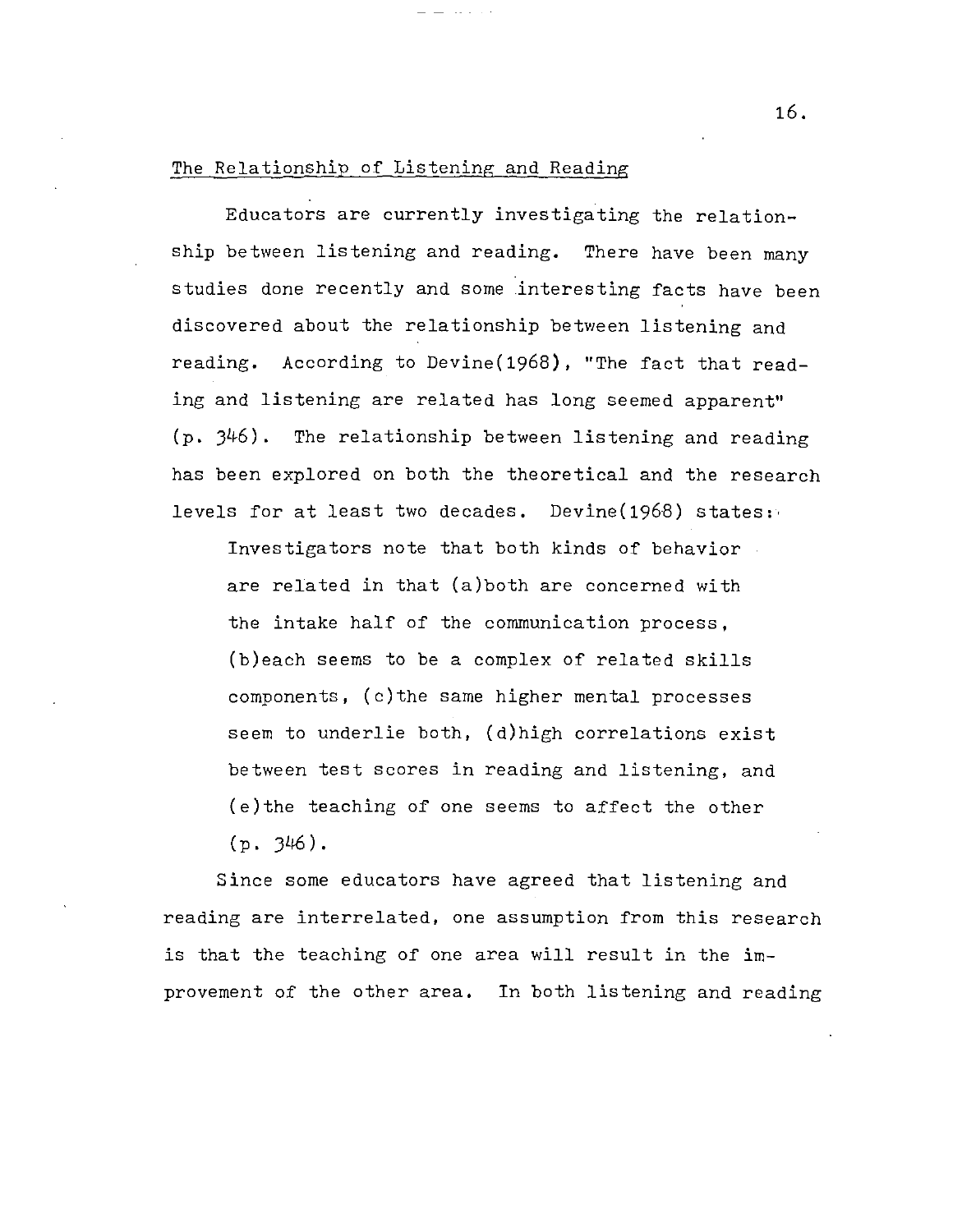## The Relationship of Listening and Reading

Educators are currently investigating the relationship between listening and reading. There have been many studies done recently and some interesting facts have been discovered about the relationship between listening and reading. According to Devine(1968), "The fact that reading and listening are related has long seemed apparent" (p. 346). The relationship between listening and reading has been explored on both the theoretical and the research levels for at least two decades. Devine(1968) states:

> Investigators note that both kinds of behavior are related in that (a)both are concerned with the intake half of the communication process, (b)each seems to be a complex of related skills components, (c)the same higher mental processes seem to underlie both, (d)high correlations exist between test scores in reading and listening, and (e)the teaching of one seems to affect the other (p. 346).

Since some educators have agreed that listening and reading are interrelated, one assumption from this research is that the teaching of one area will result in the improvement of the other area. In both listening and reading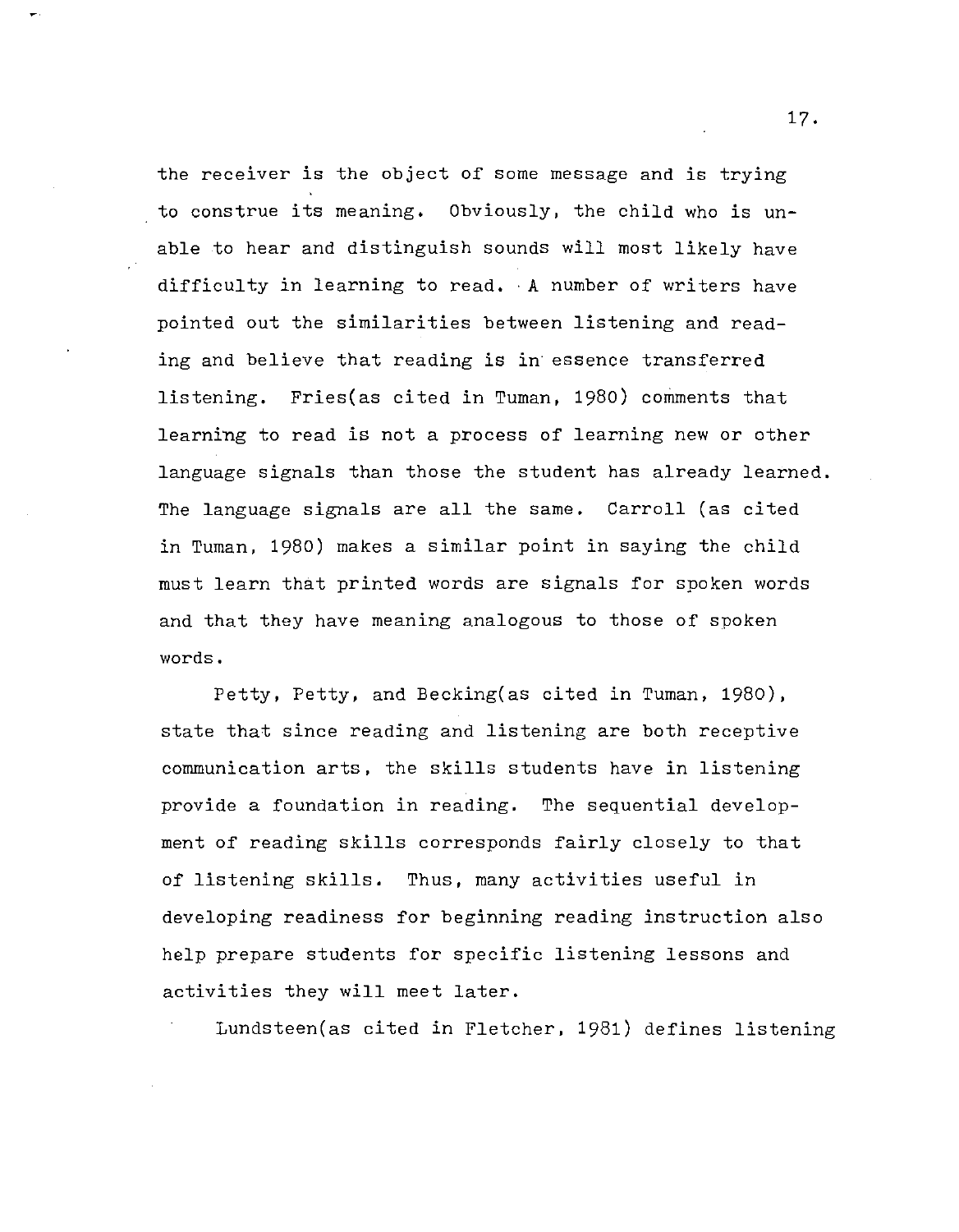the receiver is the object of some message and is trying to construe its meaning. Obviously, the child who is unable to hear and distinguish sounds will most likely have difficulty in learning to read. A number of writers have pointed out the similarities between listening and reading and believe that reading is in essence transferred listening. Fries(as cited in Tuman, 1980) comments that learning to read is not a process of learning new or other language signals than those the student has already learned. The language signals are all the same. Carroll (as cited in Tuman, 1980) makes a similar point in saying the child must learn that printed words are signals for spoken words and that they have meaning analogous to those of spoken words.

Petty, Petty, and Becking(as cited in Tuman, 1980), state that since reading and listening are both receptive communication arts, the skills students have in listening provide a foundation in reading. The sequential development of reading skills corresponds fairly closely to that of listening skills. Thus, many activities useful in developing readiness for beginning reading instruction also help prepare students for specific listening lessons and activities they will meet later.

Lundsteen(as cited in Fletcher, 1981) defines listening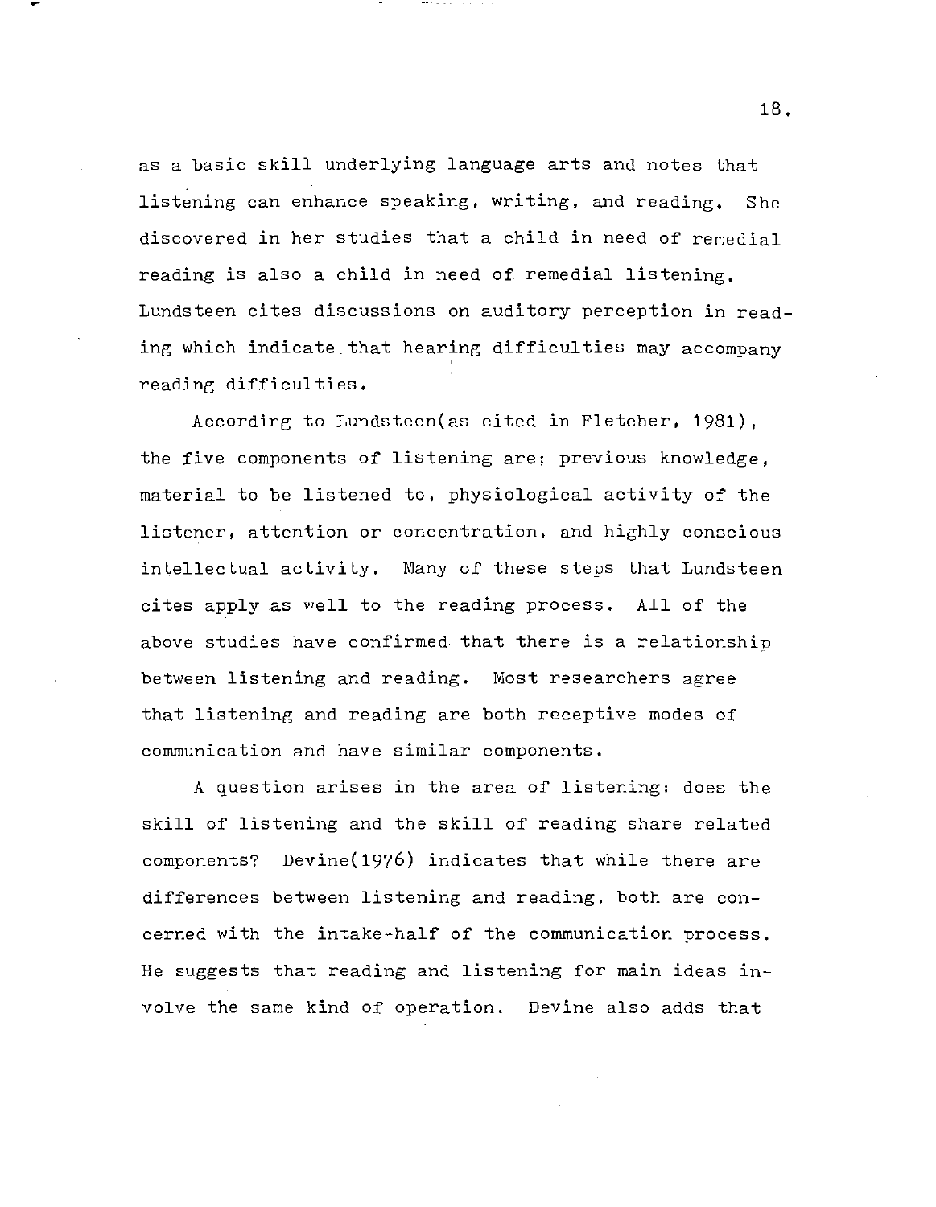as a basic skill underlying language arts and notes that listening can enhance speaking, writing, and reading. She discovered in her studies that a child in need of remedial reading is also a child in need of remedial listening. Lundsteen cites discussions on auditory perception in reading which indicate that hearing difficulties may accompany reading difficulties.

According to Lundsteen(as cited in Fletcher, 1981), the five components of listening are; previous knowledge, material to be listened to, physiological activity of the listener, attention or concentration, and highly conscious intellectual activity. Many of these steps that Lundsteen cites apply as well to the reading process. All of the above studies have confirmed that there is a relationship between listening and reading. Most researchers agree that listening and reading are both receptive modes of communication and have similar components.

A question arises in the area of listening: does the skill of listening and the skill of reading share related components? Devine(1976) indicates that while there are differences between listening and reading, both are concerned with the intake-half of the communication process. He suggests that reading and listening for main ideas involve the same kind of operation. Devine also adds that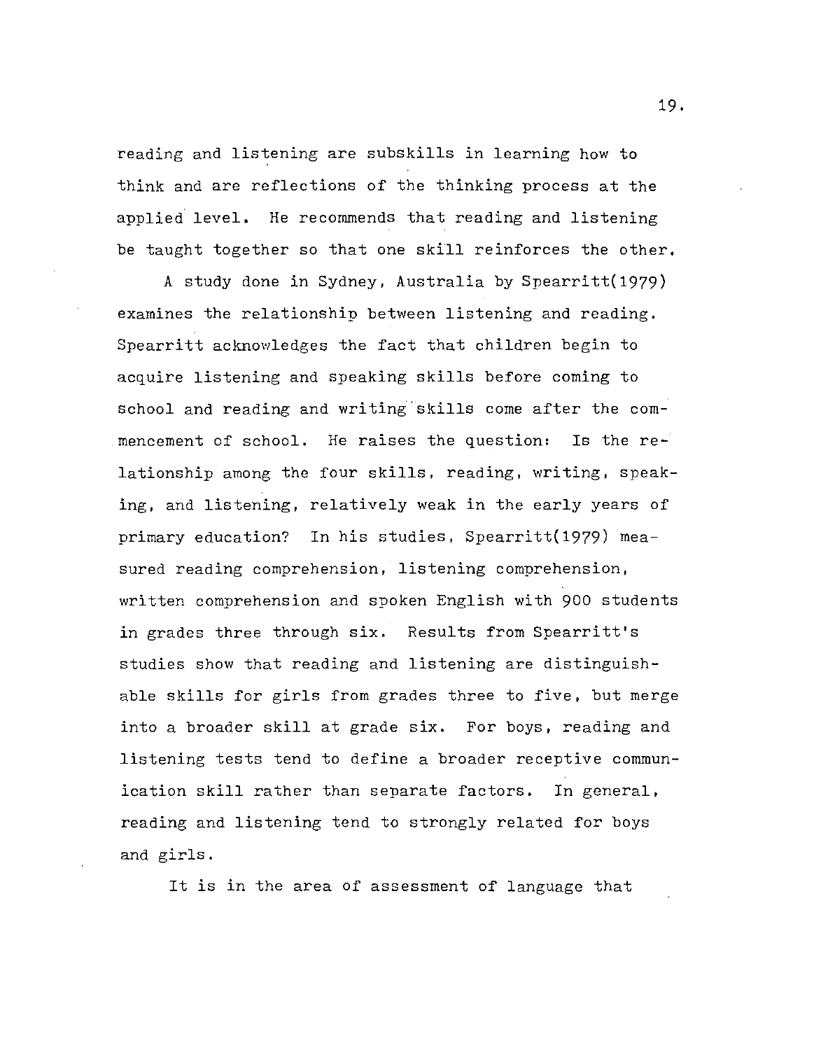reading and listening are subskills in learning how to think and are reflections of the thinking process at the applied level. He recommends that reading and listening be taught together so that one skill reinforces the other.

A study done in Sydney, Australia by Spearritt(1979) examines the relationship between listening and reading. Spearritt acknowledges the fact that children begin to acquire listening and speaking skills before coming to school and reading and writing skills come after the commencement of school. He raises the question: Is the relationship among the four skills, reading, writing, speaking, and listening, relatively weak in the early years of primary education? In his studies, Spearritt(1979) measured reading comprehension, listening comprehension, written comprehension and spoken English with 900 students in grades three through six. Results from Spearritt's studies show that reading and listening are distinguishable skills for girls from grades three to five, but merge into a broader skill at grade six. For boys, reading and listening tests tend to define a broader receptive communication skill rather than separate factors. In general, reading and listening tend to strongly related for boys and girls.

It is in the area of assessment of language that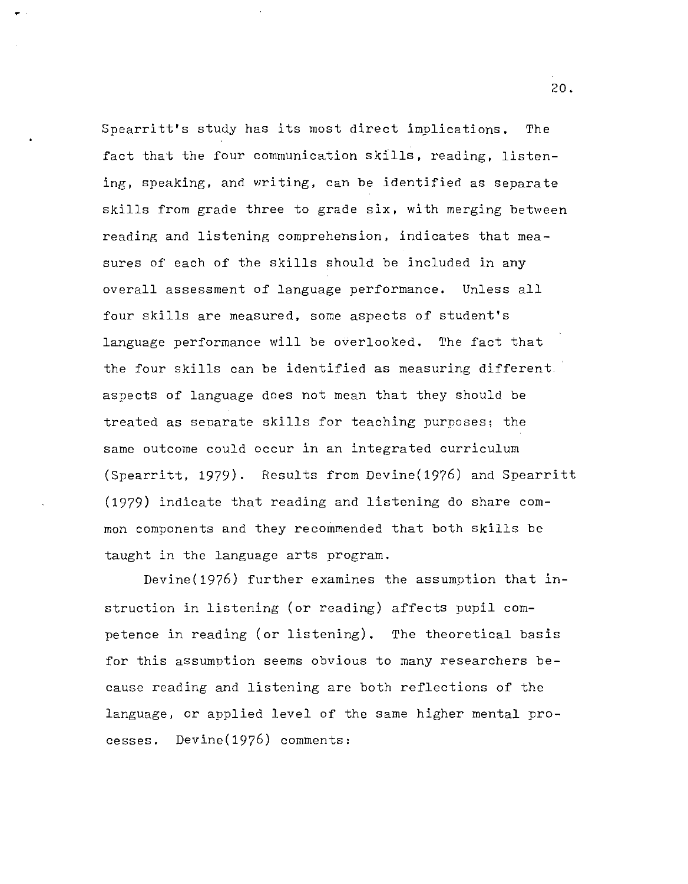Spearritt's study has its most direct implications. The fact that the four communication skills, reading, listening, speaking, and writing, can be identified as separate skills from grade three to grade six, with merging between reading and listening comprehension, indicates that measures of each of the skills should be included in any overall assessment of language performance. Unless all four skills are measured, some aspects of student's language performance will be overlooked. The fact that the four skills can be identified as measuring different aspects of language does not mean that they should be treated as separate skills for teaching purposes; the same outcome could occur in an integrated curriculum (Spearritt, 1979). Results from Devine(1976) and Spearritt (1979) indicate that reading and listening do share common components and they recommended that both skills be taught in the language arts program.

Devine(1976) further examines the assumption that instruction in listening (or reading) affects pupil competence in reading (or listening). The theoretical basis for this assumption seems obvious to many researchers because reading and listening are both reflections of the language, or applied level of the same higher mental processes. Devine(1976) comments: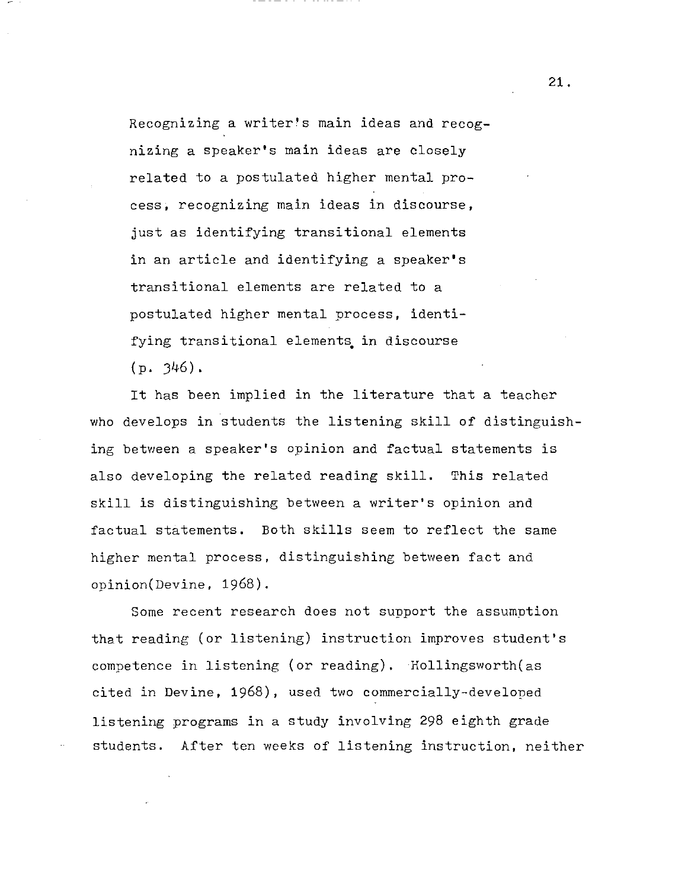> Recognizing a writer's main ideas and recognizing a speaker's main ideas are closely related to a postulated higher mental process, recognizing main ideas in discourse, just as identifying transitional elements in an article and identifying a speaker's transitional elements are related to a postulated higher mental process, identifying transitional elements in discourse (p. 346).

It has been implied in the literature that a teacher who develops in students the listening skill of distinguishing between a speaker's opinion and factual statements is also developing the related reading skill. This related skill is distinguishing between a writer's opinion and factual statements. Both skills seem to reflect the same higher mental process, distinguishing between fact and opinion(Devine, 1968).

Some recent research does not support the assumption that reading (or listening) instruction improves student's competence in listening (or reading). Hollingsworth(as cited in Devine, 1968), used two commercially-developed listening programs in a study involving 298 eighth grade students. After ten weeks of listening instruction, neither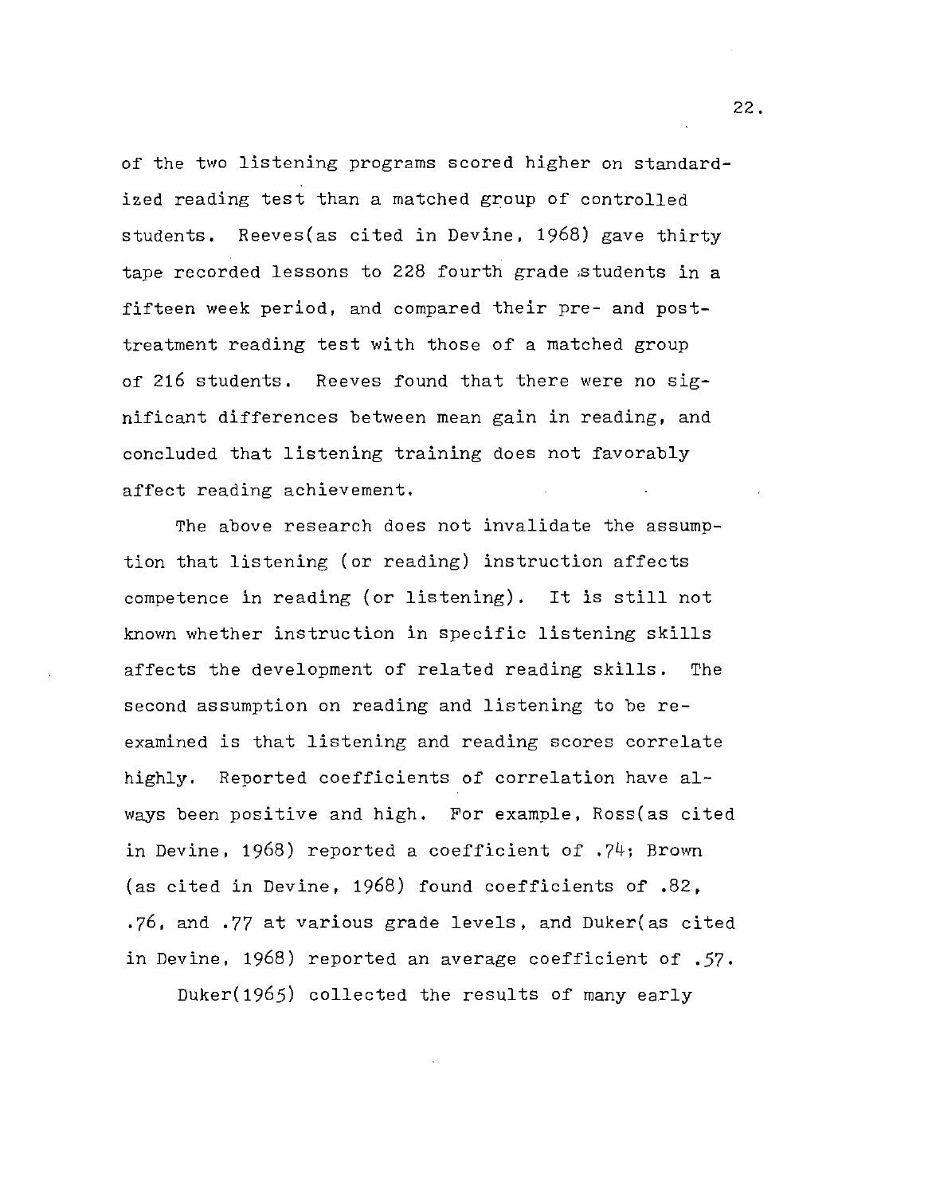of the two listening programs scored higher on standardized reading test than a matched group of controlled students. Reeves(as cited in Devine, 1968) gave thirty tape recorded lessons to 228 fourth grade students in a fifteen week period, and compared their pre- and post-treatment reading test with those of a matched group of 216 students. Reeves found that there were no significant differences between mean gain in reading, and concluded that listening training does not favorably affect reading achievement.

The above research does not invalidate the assumption that listening (or reading) instruction affects competence in reading (or listening). It is still not known whether instruction in specific listening skills affects the development of related reading skills. The second assumption on reading and listening to be re-examined is that listening and reading scores correlate highly. Reported coefficients of correlation have always been positive and high. For example, Ross(as cited in Devine, 1968) reported a coefficient of .74; Brown (as cited in Devine, 1968) found coefficients of .82, .76, and .77 at various grade levels, and Duker(as cited in Devine, 1968) reported an average coefficient of .57.

Duker(1965) collected the results of many early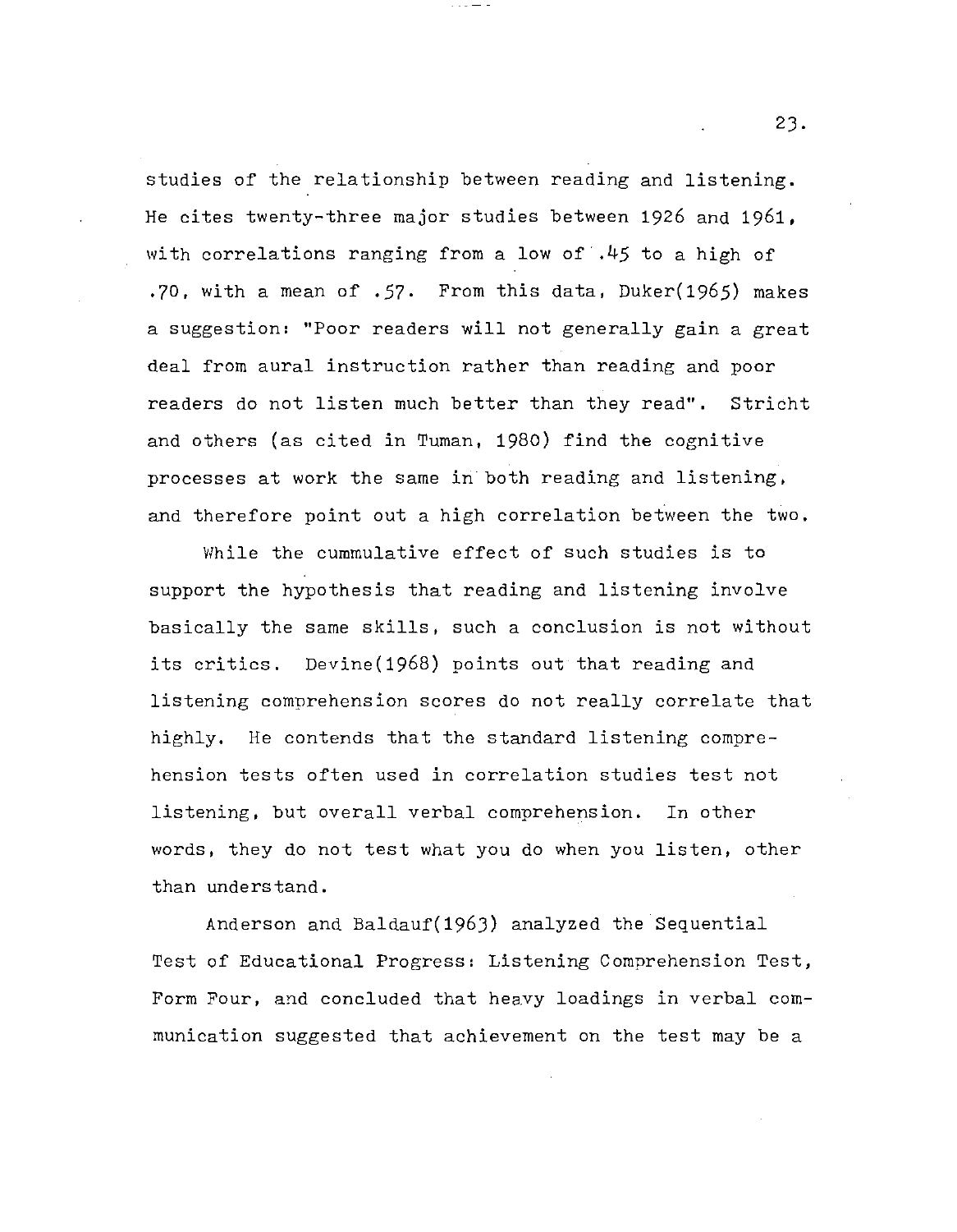studies of the relationship between reading and listening. He cites twenty-three major studies between 1926 and 1961, with correlations ranging from a low of .45 to a high of .70, with a mean of .57. From this data, Duker(1965) makes a suggestion: "Poor readers will not generally gain a great deal from aural instruction rather than reading and poor readers do not listen much better than they read". Stricht and others (as cited in Tuman, 1980) find the cognitive processes at work the same in both reading and listening, and therefore point out a high correlation between the two.

While the cummulative effect of such studies is to support the hypothesis that reading and listening involve basically the same skills, such a conclusion is not without its critics. Devine(1968) points out that reading and listening comprehension scores do not really correlate that highly. He contends that the standard listening comprehension tests often used in correlation studies test not listening, but overall verbal comprehension. In other words, they do not test what you do when you listen, other than understand.

Anderson and Baldauf(1963) analyzed the Sequential Test of Educational Progress: Listening Comprehension Test, Form Four, and concluded that heavy loadings in verbal communication suggested that achievement on the test may be a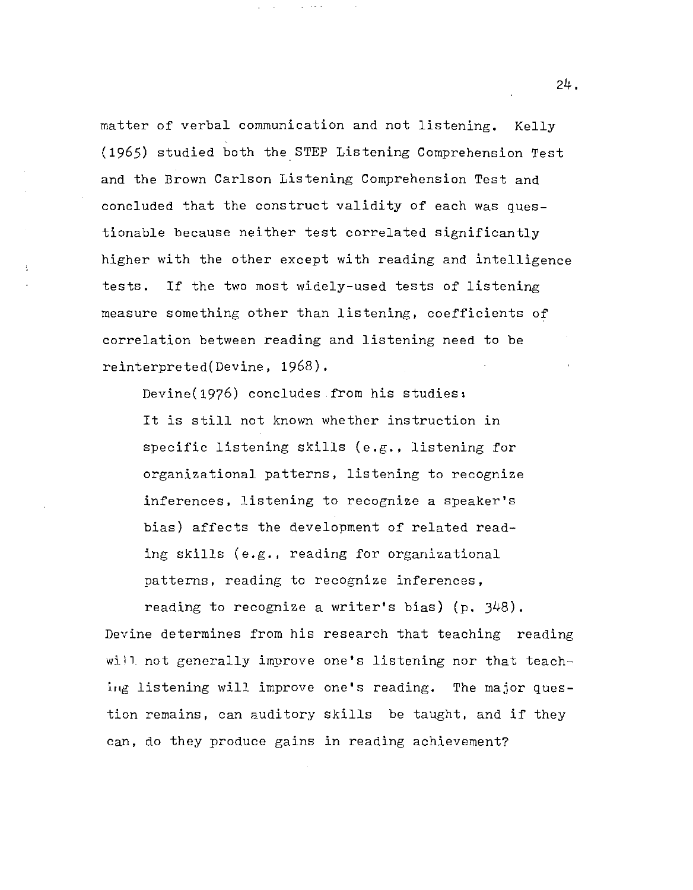matter of verbal communication and not listening. Kelly (1965) studied both the STEP Listening Comprehension Test and the Brown Carlson Listening Comprehension Test and concluded that the construct validity of each was questionable because neither test correlated significantly higher with the other except with reading and intelligence tests. If the two most widely-used tests of listening measure something other than listening, coefficients of correlation between reading and listening need to be reinterpreted(Devine, 1968).

Devine(1976) concludes from his studies:

> It is still not known whether instruction in specific listening skills (e.g., listening for organizational patterns, listening to recognize inferences, listening to recognize a speaker's bias) affects the development of related reading skills (e.g., reading for organizational patterns, reading to recognize inferences, reading to recognize a writer's bias) (p. 348).

Devine determines from his research that teaching reading will not generally improve one's listening nor that teaching listening will improve one's reading. The major question remains, can auditory skills be taught, and if they can, do they produce gains in reading achievement?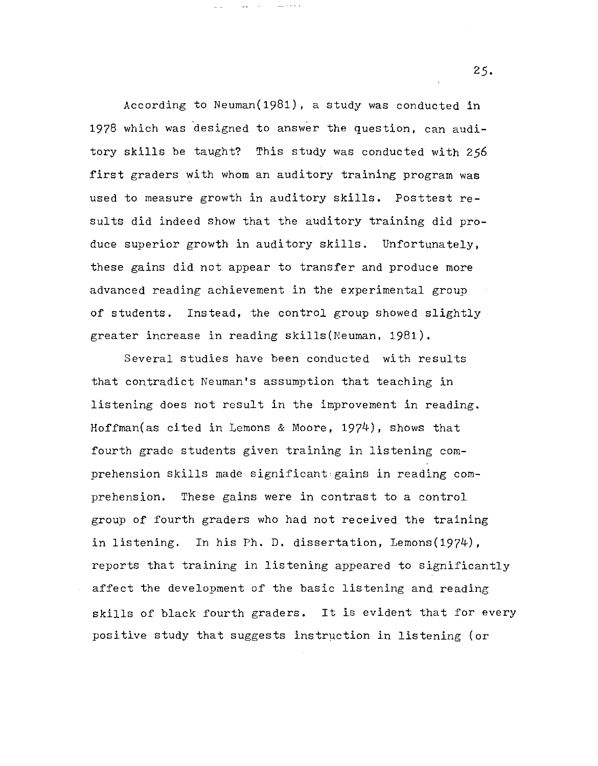According to Neuman(1981), a study was conducted in 1978 which was designed to answer the question, can auditory skills be taught? This study was conducted with 256 first graders with whom an auditory training program was used to measure growth in auditory skills. Posttest results did indeed show that the auditory training did produce superior growth in auditory skills. Unfortunately, these gains did not appear to transfer and produce more advanced reading achievement in the experimental group of students. Instead, the control group showed slightly greater increase in reading skills(Neuman, 1981).

Several studies have been conducted with results that contradict Neuman's assumption that teaching in listening does not result in the improvement in reading. Hoffman(as cited in Lemons & Moore, 1974), shows that fourth grade students given training in listening comprehension skills made significant gains in reading comprehension. These gains were in contrast to a control group of fourth graders who had not received the training in listening. In his Ph. D. dissertation, Lemons(1974), reports that training in listening appeared to significantly affect the development of the basic listening and reading skills of black fourth graders. It is evident that for every positive study that suggests instruction in listening (or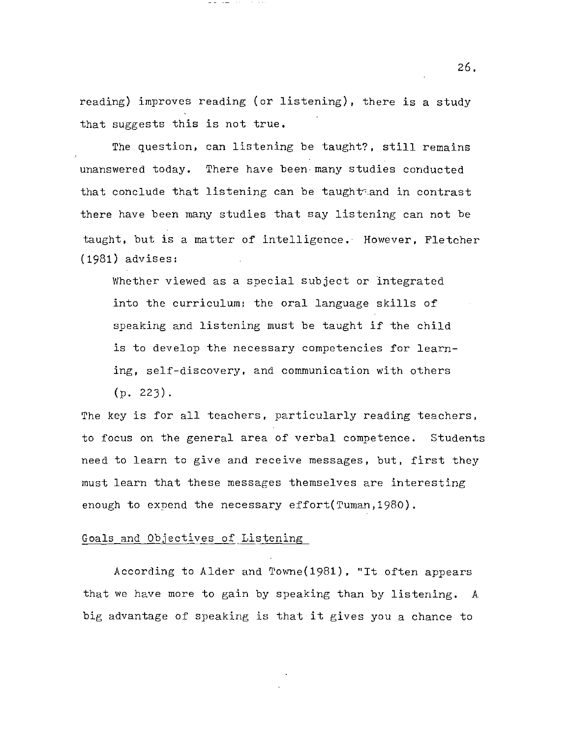reading) improves reading (or listening), there is a study that suggests this is not true.

The question, can listening be taught?, still remains unanswered today. There have been many studies conducted that conclude that listening can be taught and in contrast there have been many studies that say listening can not be taught, but is a matter of intelligence. However, Fletcher (1981) advises:

> Whether viewed as a special subject or integrated into the curriculum; the oral language skills of speaking and listening must be taught if the child is to develop the necessary competencies for learning, self-discovery, and communication with others (p. 223).

The key is for all teachers, particularly reading teachers, to focus on the general area of verbal competence. Students need to learn to give and receive messages, but, first they must learn that these messages themselves are interesting enough to expend the necessary effort(Tuman,1980).

## Goals and Objectives of Listening

According to Alder and Towne(1981), "It often appears that we have more to gain by speaking than by listening. A big advantage of speaking is that it gives you a chance to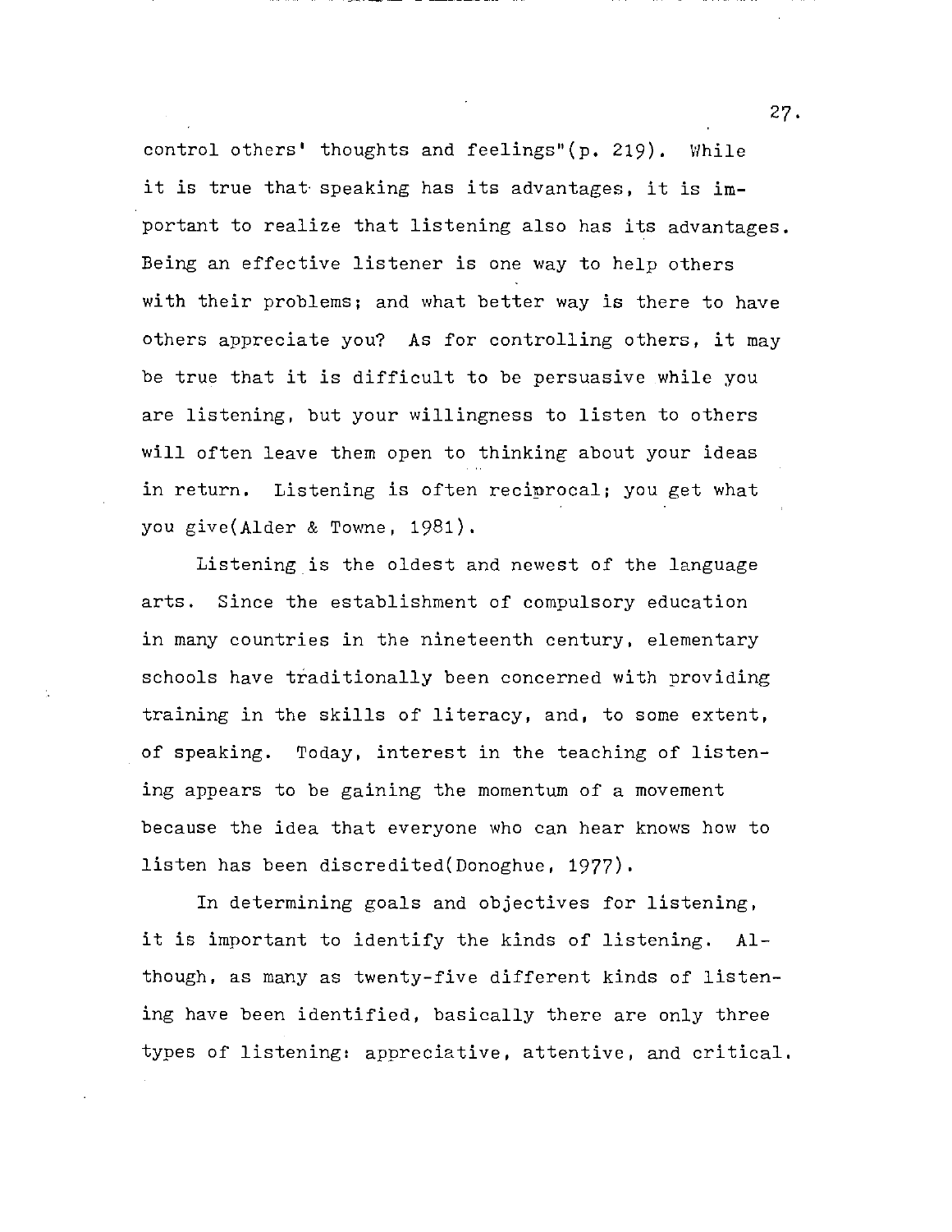control others' thoughts and feelings"(p. 219). While it is true that speaking has its advantages, it is important to realize that listening also has its advantages. Being an effective listener is one way to help others with their problems; and what better way is there to have others appreciate you? As for controlling others, it may be true that it is difficult to be persuasive while you are listening, but your willingness to listen to others will often leave them open to thinking about your ideas in return. Listening is often reciprocal; you get what you give(Alder & Towne, 1981).

Listening is the oldest and newest of the language arts. Since the establishment of compulsory education in many countries in the nineteenth century, elementary schools have traditionally been concerned with providing training in the skills of literacy, and, to some extent, of speaking. Today, interest in the teaching of listening appears to be gaining the momentum of a movement because the idea that everyone who can hear knows how to listen has been discredited(Donoghue, 1977).

In determining goals and objectives for listening, it is important to identify the kinds of listening. Although, as many as twenty-five different kinds of listening have been identified, basically there are only three types of listening: appreciative, attentive, and critical.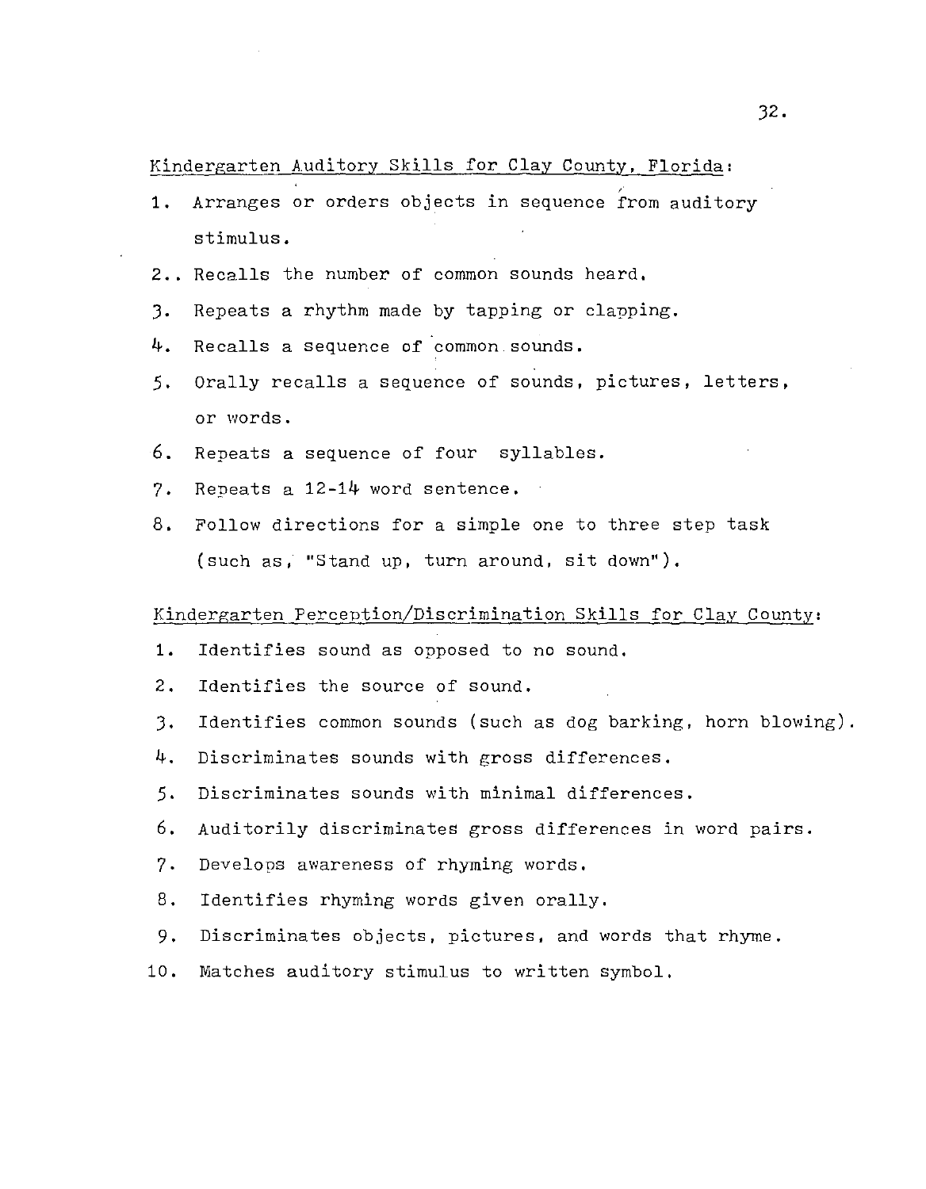Kindergarten Auditory Skills for Clay County, Florida:

1. Arranges or orders objects in sequence from auditory stimulus.
2. Recalls the number of common sounds heard.
3. Repeats a rhythm made by tapping or clapping.
4. Recalls a sequence of common sounds.
5. Orally recalls a sequence of sounds, pictures, letters, or words.
6. Repeats a sequence of four syllables.
7. Repeats a 12-14 word sentence.
8. Follow directions for a simple one to three step task (such as, "Stand up, turn around, sit down").

Kindergarten Perception/Discrimination Skills for Clay County:

1. Identifies sound as opposed to no sound.
2. Identifies the source of sound.
3. Identifies common sounds (such as dog barking, horn blowing).
4. Discriminates sounds with gross differences.
5. Discriminates sounds with minimal differences.
6. Auditorily discriminates gross differences in word pairs.
7. Develops awareness of rhyming words.
8. Identifies rhyming words given orally.
9. Discriminates objects, pictures, and words that rhyme.
10. Matches auditory stimulus to written symbol.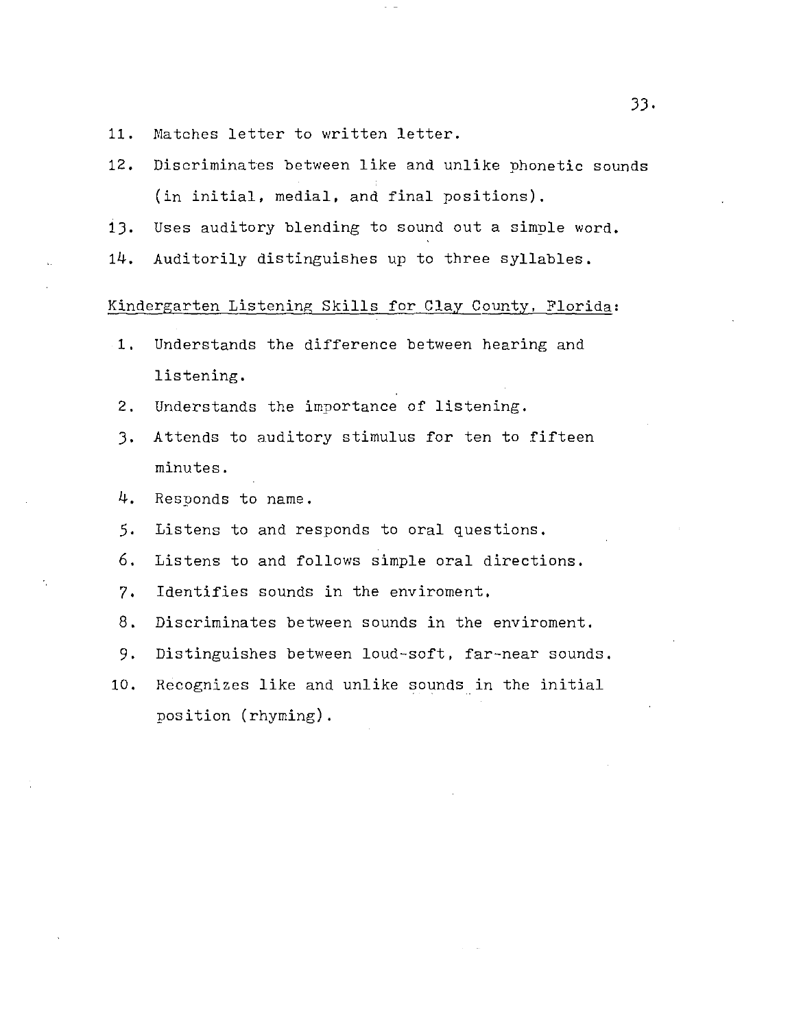11. Matches letter to written letter.
12. Discriminates between like and unlike phonetic sounds (in initial, medial, and final positions).
13. Uses auditory blending to sound out a simple word.
14. Auditorily distinguishes up to three syllables.

Kindergarten Listening Skills for Clay County, Florida:

1. Understands the difference between hearing and listening.
2. Understands the importance of listening.
3. Attends to auditory stimulus for ten to fifteen minutes.
4. Responds to name.
5. Listens to and responds to oral questions.
6. Listens to and follows simple oral directions.
7. Identifies sounds in the enviroment.
8. Discriminates between sounds in the enviroment.
9. Distinguishes between loud-soft, far-near sounds.
10. Recognizes like and unlike sounds in the initial position (rhyming).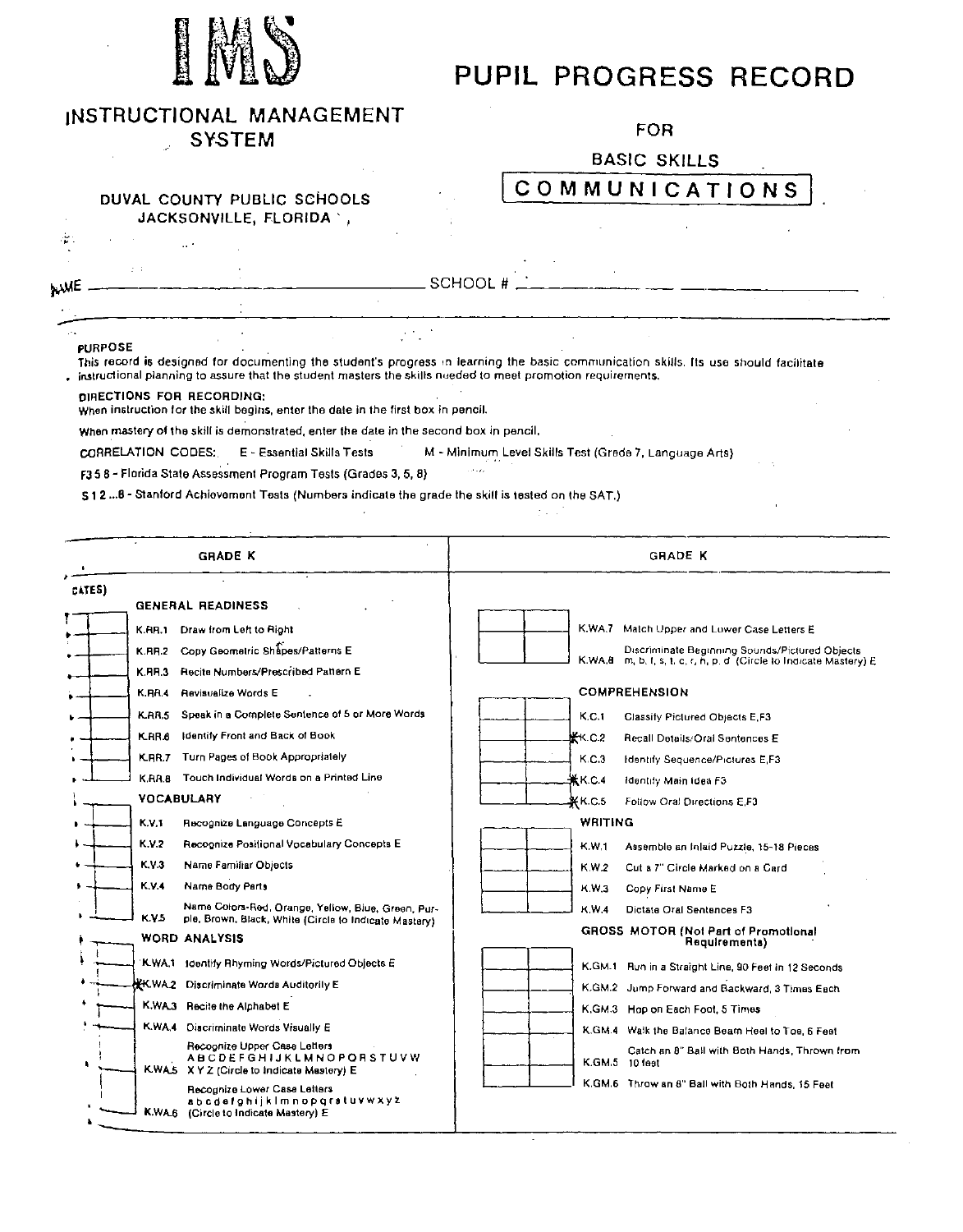# IMS

## INSTRUCTIONAL MANAGEMENT SYSTEM

DUVAL COUNTY PUBLIC SCHOOLS
JACKSONVILLE, FLORIDA

# PUPIL PROGRESS RECORD

FOR

BASIC SKILLS

**COMMUNICATIONS**

NAME ______________________________ SCHOOL # ______________________

**PURPOSE**

This record is designed for documenting the student's progress in learning the basic communication skills. Its use should facilitate instructional planning to assure that the student masters the skills needed to meet promotion requirements.

**DIRECTIONS FOR RECORDING:**

When instruction for the skill begins, enter the date in the first box in pencil.

When mastery of the skill is demonstrated, enter the date in the second box in pencil.

CORRELATION CODES: E - Essential Skills Tests M - Minimum Level Skills Test (Grade 7, Language Arts)

F3 5 8 - Florida State Assessment Program Tests (Grades 3, 5, 8)

S 1 2 ...8 - Stanford Achievement Tests (Numbers indicate the grade the skill is tested on the SAT.)

## GRADE K

(DATES)

### GENERAL READINESS

- K.RR.1 Draw from Left to Right
- K.RR.2 Copy Geometric Shapes/Patterns E
- K.RR.3 Recite Numbers/Prescribed Pattern E
- K.RR.4 Revisualize Words E
- K.RR.5 Speak in a Complete Sentence of 5 or More Words
- K.RR.6 Identify Front and Back of Book
- K.RR.7 Turn Pages of Book Appropriately
- K.RR.8 Touch Individual Words on a Printed Line

### VOCABULARY

- K.V.1 Recognize Language Concepts E
- K.V.2 Recognize Positional Vocabulary Concepts E
- K.V.3 Name Familiar Objects
- K.V.4 Name Body Parts
- K.V.5 Name Colors-Red, Orange, Yellow, Blue, Green, Purple, Brown, Black, White (Circle to Indicate Mastery)

### WORD ANALYSIS

- K.WA.1 Identify Rhyming Words/Pictured Objects E
- *K.WA.2 Discriminate Words Auditorily E
- K.WA.3 Recite the Alphabet E
- K.WA.4 Discriminate Words Visually E
- K.WA.5 Recognize Upper Case Letters A B C D E F G H I J K L M N O P Q R S T U V W X Y Z (Circle to Indicate Mastery) E
- K.WA.6 Recognize Lower Case Letters a b c d e f g h i j k l m n o p q r s t u v w x y z (Circle to Indicate Mastery) E

## GRADE K

- K.WA.7 Match Upper and Lower Case Letters E
- K.WA.8 Discriminate Beginning Sounds/Pictured Objects m, b, f, s, t, c, r, h, p, d (Circle to Indicate Mastery) E

### COMPREHENSION

- K.C.1 Classify Pictured Objects E,F3
- *K.C.2 Recall Details/Oral Sentences E
- K.C.3 Identify Sequence/Pictures E,F3
- *K.C.4 Identify Main Idea F3
- *K.C.5 Follow Oral Directions E,F3

### WRITING

- K.W.1 Assemble an Inlaid Puzzle, 15-18 Pieces
- K.W.2 Cut a 7" Circle Marked on a Card
- K.W.3 Copy First Name E
- K.W.4 Dictate Oral Sentences F3

### GROSS MOTOR (Not Part of Promotional Requirements)

- K.GM.1 Run in a Straight Line, 90 Feet in 12 Seconds
- K.GM.2 Jump Forward and Backward, 3 Times Each
- K.GM.3 Hop on Each Foot, 5 Times
- K.GM.4 Walk the Balance Beam Heel to Toe, 6 Feet
- K.GM.5 Catch an 8" Ball with Both Hands, Thrown from 10 feet
- K.GM.6 Throw an 8" Ball with Both Hands, 15 Feet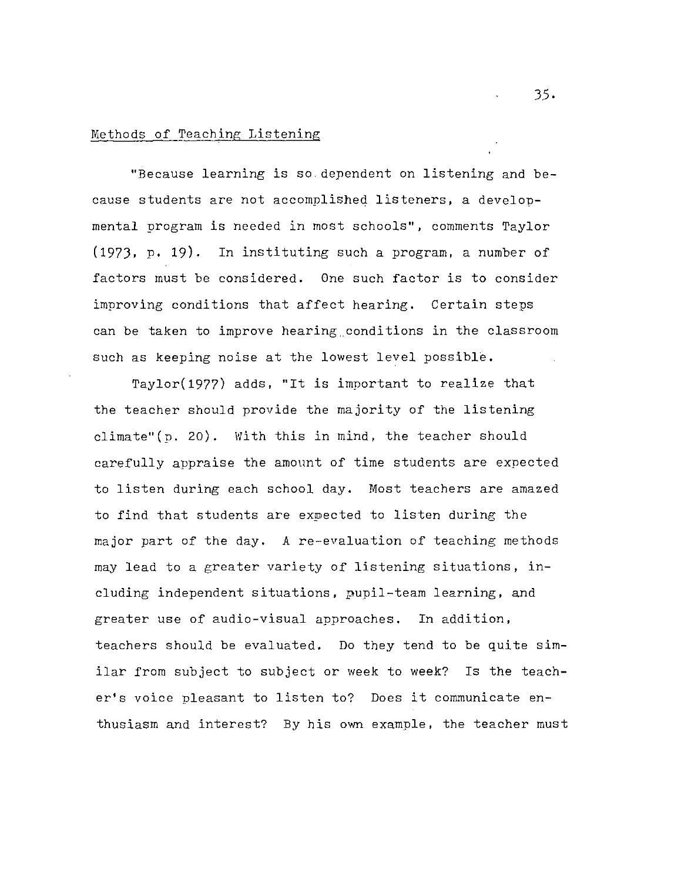## Methods of Teaching Listening

"Because learning is so dependent on listening and because students are not accomplished listeners, a developmental program is needed in most schools", comments Taylor (1973, p. 19). In instituting such a program, a number of factors must be considered. One such factor is to consider improving conditions that affect hearing. Certain steps can be taken to improve hearing conditions in the classroom such as keeping noise at the lowest level possible.

Taylor(1977) adds, "It is important to realize that the teacher should provide the majority of the listening climate"(p. 20). With this in mind, the teacher should carefully appraise the amount of time students are expected to listen during each school day. Most teachers are amazed to find that students are expected to listen during the major part of the day. A re-evaluation of teaching methods may lead to a greater variety of listening situations, including independent situations, pupil-team learning, and greater use of audio-visual approaches. In addition, teachers should be evaluated. Do they tend to be quite similar from subject to subject or week to week? Is the teacher's voice pleasant to listen to? Does it communicate enthusiasm and interest? By his own example, the teacher must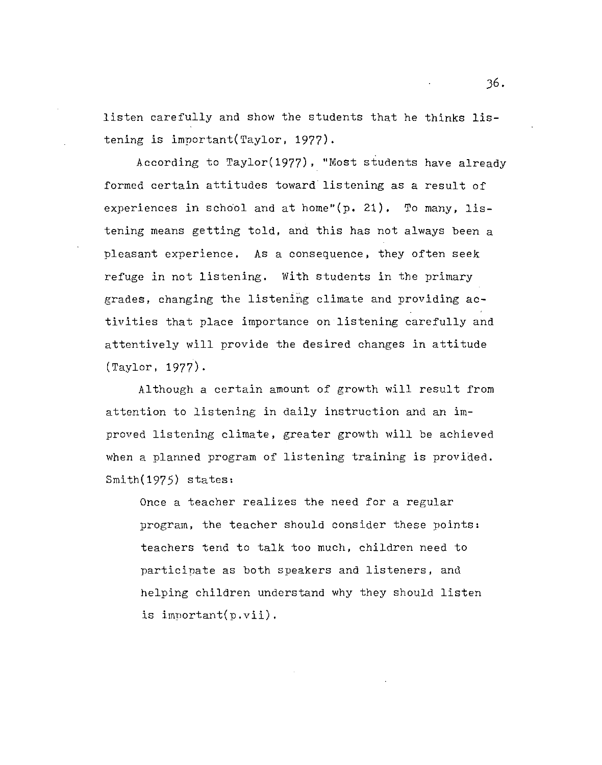listen carefully and show the students that he thinks listening is important(Taylor, 1977).

According to Taylor(1977), "Most students have already formed certain attitudes toward listening as a result of experiences in school and at home"(p. 21). To many, listening means getting told, and this has not always been a pleasant experience. As a consequence, they often seek refuge in not listening. With students in the primary grades, changing the listening climate and providing activities that place importance on listening carefully and attentively will provide the desired changes in attitude (Taylor, 1977).

Although a certain amount of growth will result from attention to listening in daily instruction and an improved listening climate, greater growth will be achieved when a planned program of listening training is provided. Smith(1975) states:

> Once a teacher realizes the need for a regular program, the teacher should consider these points: teachers tend to talk too much, children need to participate as both speakers and listeners, and helping children understand why they should listen is important(p.vii).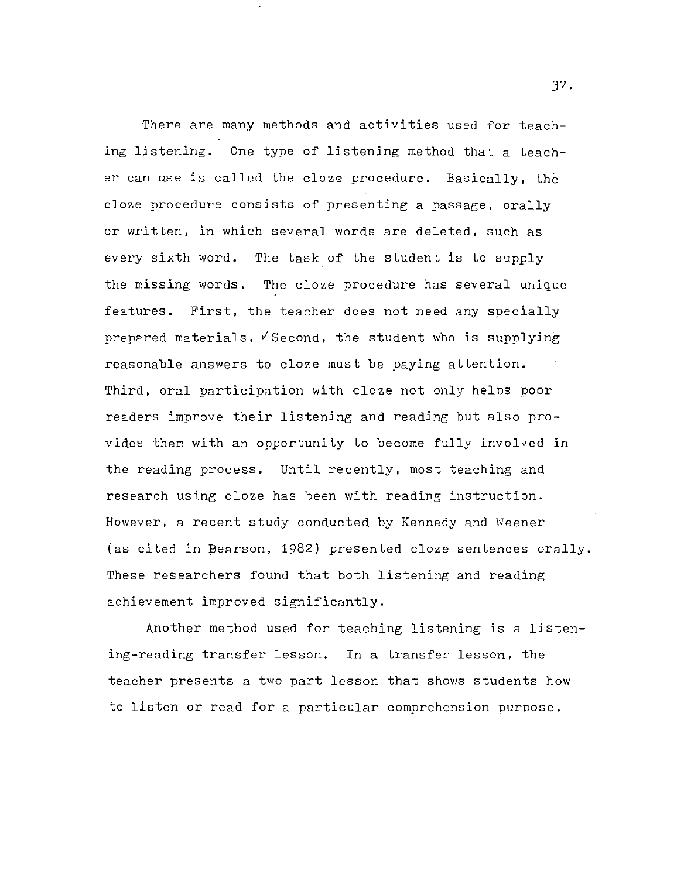There are many methods and activities used for teaching listening. One type of listening method that a teacher can use is called the cloze procedure. Basically, the cloze procedure consists of presenting a passage, orally or written, in which several words are deleted, such as every sixth word. The task of the student is to supply the missing words. The cloze procedure has several unique features. First, the teacher does not need any specially prepared materials. ✓Second, the student who is supplying reasonable answers to cloze must be paying attention. Third, oral participation with cloze not only helps poor readers improve their listening and reading but also provides them with an opportunity to become fully involved in the reading process. Until recently, most teaching and research using cloze has been with reading instruction. However, a recent study conducted by Kennedy and Weener (as cited in Pearson, 1982) presented cloze sentences orally. These researchers found that both listening and reading achievement improved significantly.

Another method used for teaching listening is a listening-reading transfer lesson. In a transfer lesson, the teacher presents a two part lesson that shows students how to listen or read for a particular comprehension purpose.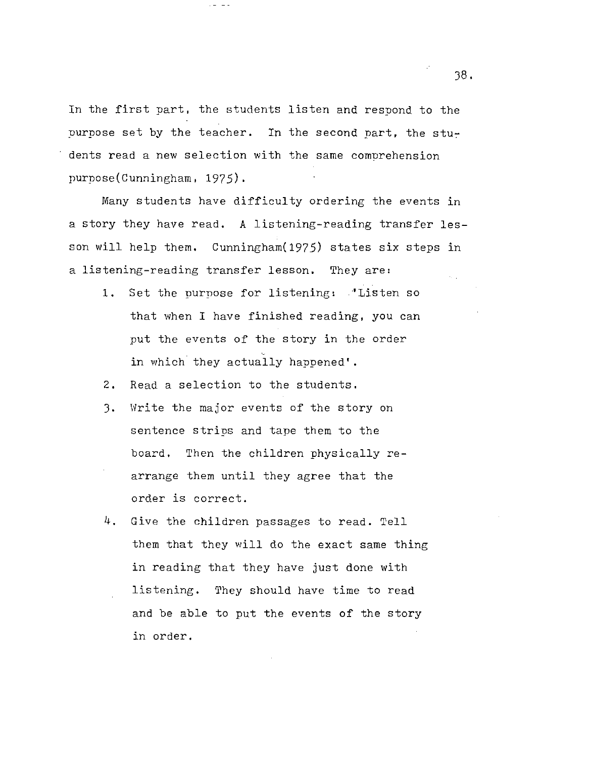In the first part, the students listen and respond to the purpose set by the teacher. In the second part, the students read a new selection with the same comprehension purpose(Cunningham, 1975).

Many students have difficulty ordering the events in a story they have read. A listening-reading transfer lesson will help them. Cunningham(1975) states six steps in a listening-reading transfer lesson. They are:

1. Set the purpose for listening: 'Listen so that when I have finished reading, you can put the events of the story in the order in which they actually happened'.
2. Read a selection to the students.
3. Write the major events of the story on sentence strips and tape them to the board. Then the children physically rearrange them until they agree that the order is correct.
4. Give the children passages to read. Tell them that they will do the exact same thing in reading that they have just done with listening. They should have time to read and be able to put the events of the story in order.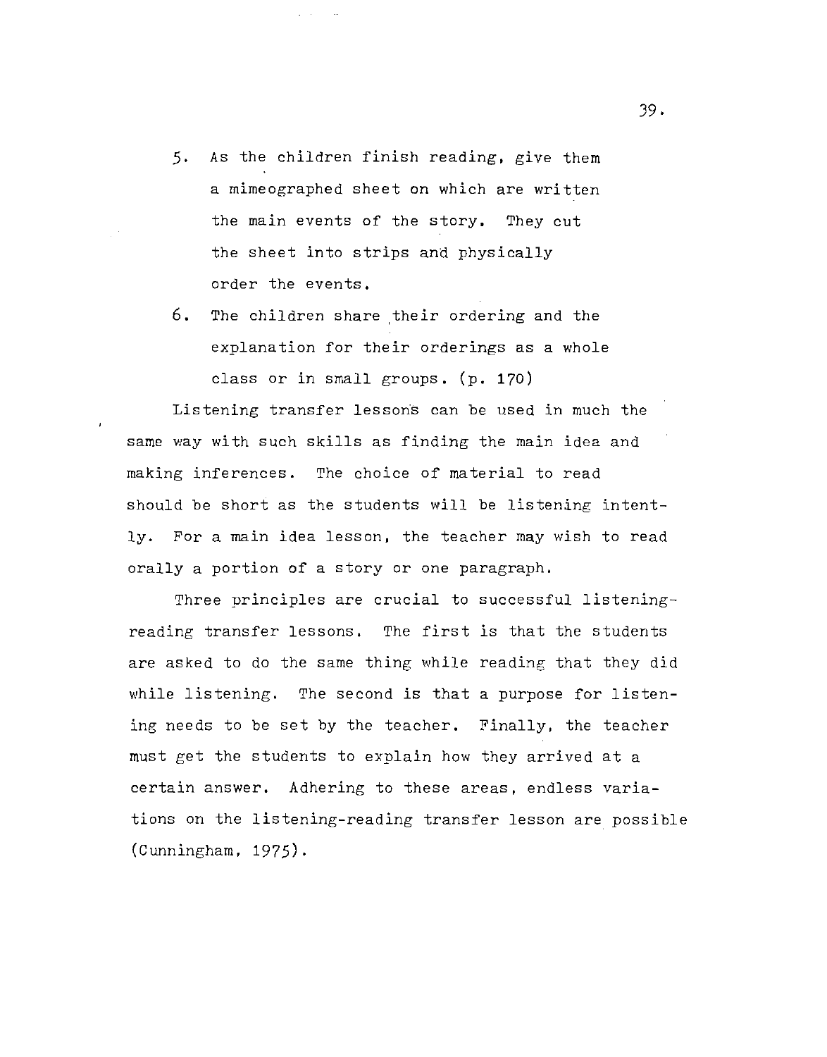5. As the children finish reading, give them a mimeographed sheet on which are written the main events of the story. They cut the sheet into strips and physically order the events.
6. The children share their ordering and the explanation for their orderings as a whole class or in small groups. (p. 170)

Listening transfer lessons can be used in much the same way with such skills as finding the main idea and making inferences. The choice of material to read should be short as the students will be listening intently. For a main idea lesson, the teacher may wish to read orally a portion of a story or one paragraph.

Three principles are crucial to successful listening-reading transfer lessons. The first is that the students are asked to do the same thing while reading that they did while listening. The second is that a purpose for listening needs to be set by the teacher. Finally, the teacher must get the students to explain how they arrived at a certain answer. Adhering to these areas, endless variations on the listening-reading transfer lesson are possible (Cunningham, 1975).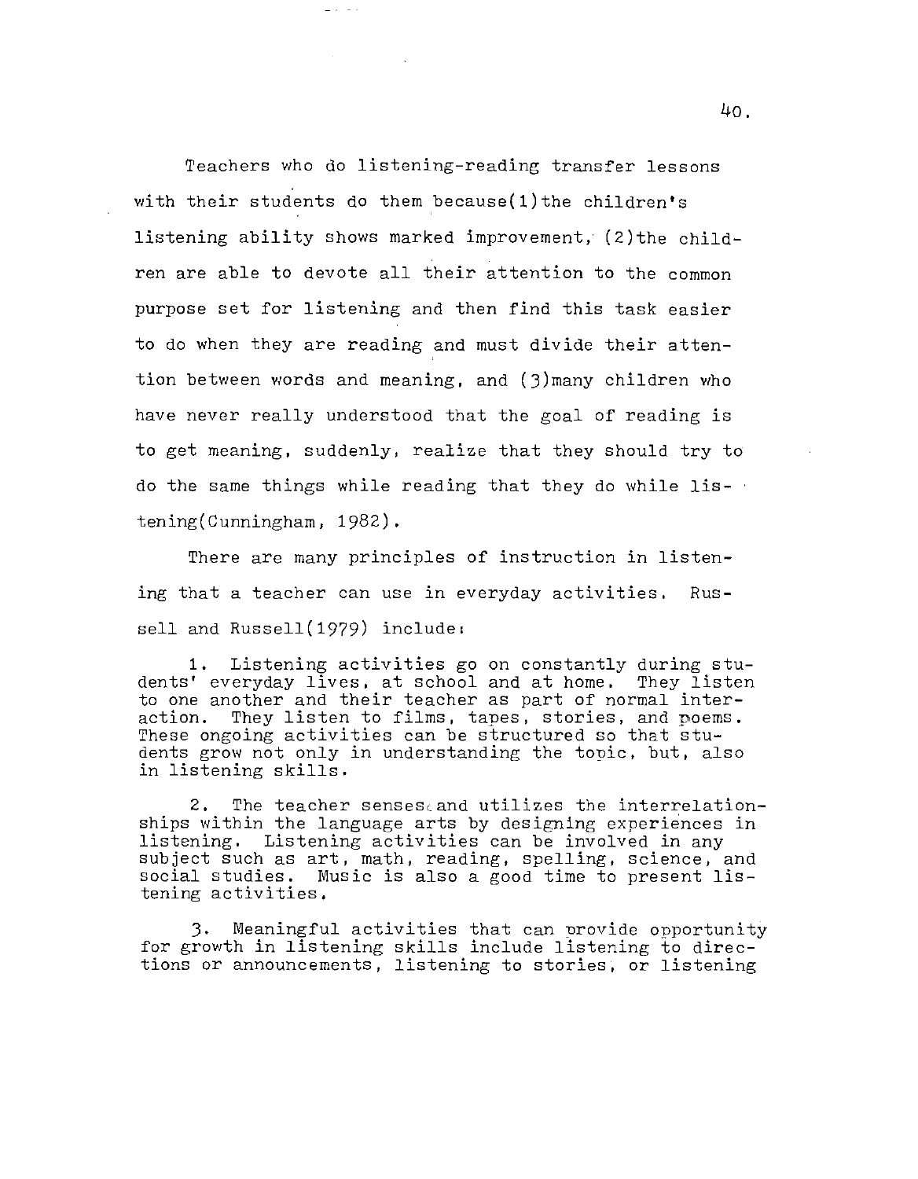Teachers who do listening-reading transfer lessons with their students do them because(1)the children's listening ability shows marked improvement, (2)the children are able to devote all their attention to the common purpose set for listening and then find this task easier to do when they are reading and must divide their attention between words and meaning, and (3)many children who have never really understood that the goal of reading is to get meaning, suddenly, realize that they should try to do the same things while reading that they do while listening(Cunningham, 1982).

There are many principles of instruction in listening that a teacher can use in everyday activities. Russell and Russell(1979) include:

> 1. Listening activities go on constantly during students' everyday lives, at school and at home. They listen to one another and their teacher as part of normal interaction. They listen to films, tapes, stories, and poems. These ongoing activities can be structured so that students grow not only in understanding the topic, but, also in listening skills.
>
> 2. The teacher senses and utilizes the interrelationships within the language arts by designing experiences in listening. Listening activities can be involved in any subject such as art, math, reading, spelling, science, and social studies. Music is also a good time to present listening activities.
>
> 3. Meaningful activities that can provide opportunity for growth in listening skills include listening to directions or announcements, listening to stories, or listening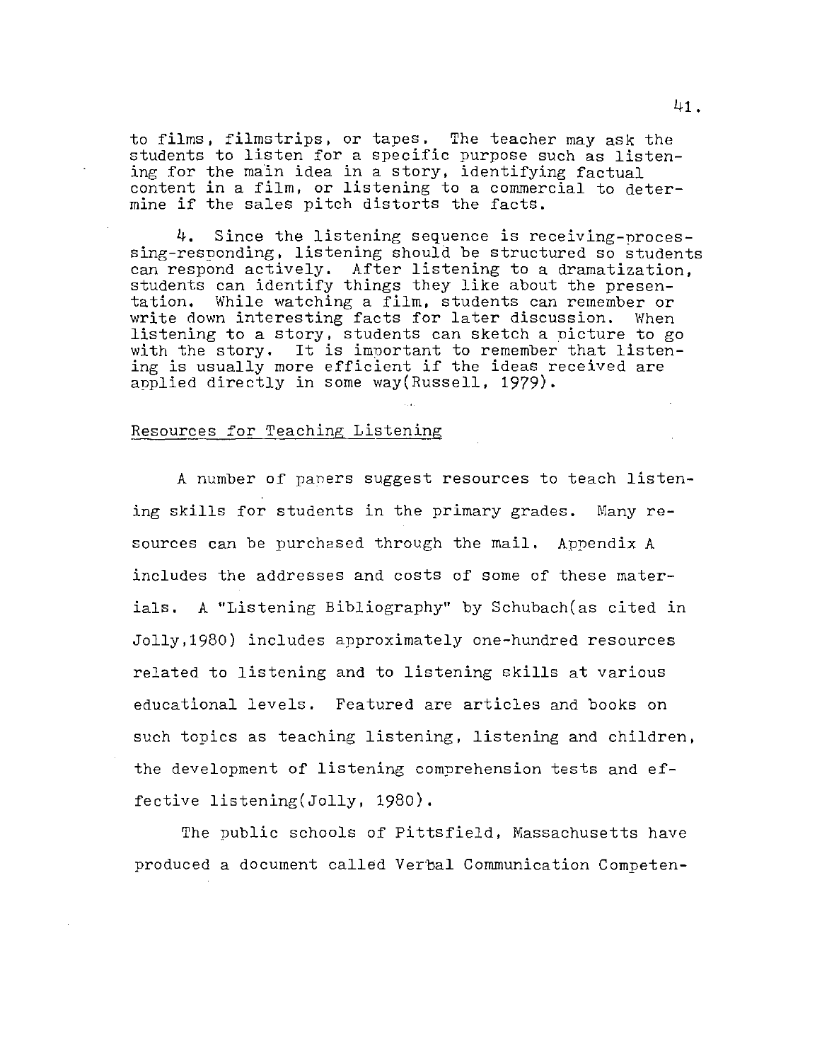to films, filmstrips, or tapes. The teacher may ask the students to listen for a specific purpose such as listening for the main idea in a story, identifying factual content in a film, or listening to a commercial to determine if the sales pitch distorts the facts.

4. Since the listening sequence is receiving-processing-responding, listening should be structured so students can respond actively. After listening to a dramatization, students can identify things they like about the presentation. While watching a film, students can remember or write down interesting facts for later discussion. When listening to a story, students can sketch a picture to go with the story. It is important to remember that listening is usually more efficient if the ideas received are applied directly in some way(Russell, 1979).

## Resources for Teaching Listening

A number of papers suggest resources to teach listening skills for students in the primary grades. Many resources can be purchased through the mail. Appendix A includes the addresses and costs of some of these materials. A "Listening Bibliography" by Schubach(as cited in Jolly,1980) includes approximately one-hundred resources related to listening and to listening skills at various educational levels. Featured are articles and books on such topics as teaching listening, listening and children, the development of listening comprehension tests and effective listening(Jolly, 1980).

The public schools of Pittsfield, Massachusetts have produced a document called Verbal Communication Competen-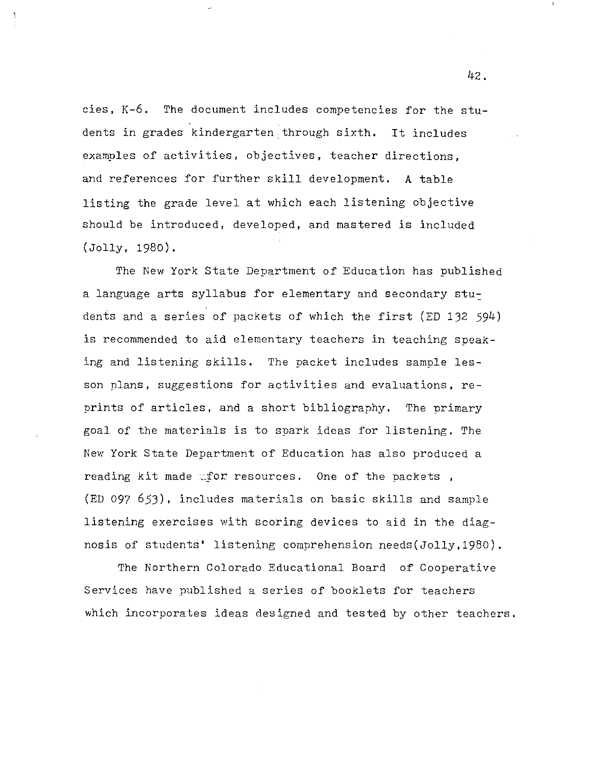cies, K-6. The document includes competencies for the students in grades kindergarten through sixth. It includes examples of activities, objectives, teacher directions, and references for further skill development. A table listing the grade level at which each listening objective should be introduced, developed, and mastered is included (Jolly, 1980).

The New York State Department of Education has published a language arts syllabus for elementary and secondary students and a series of packets of which the first (ED 132 594) is recommended to aid elementary teachers in teaching speaking and listening skills. The packet includes sample lesson plans, suggestions for activities and evaluations, reprints of articles, and a short bibliography. The primary goal of the materials is to spark ideas for listening. The New York State Department of Education has also produced a reading kit made for resources. One of the packets , (ED 097 653), includes materials on basic skills and sample listening exercises with scoring devices to aid in the diagnosis of students' listening comprehension needs(Jolly,1980).

The Northern Colorado Educational Board of Cooperative Services have published a series of booklets for teachers which incorporates ideas designed and tested by other teachers.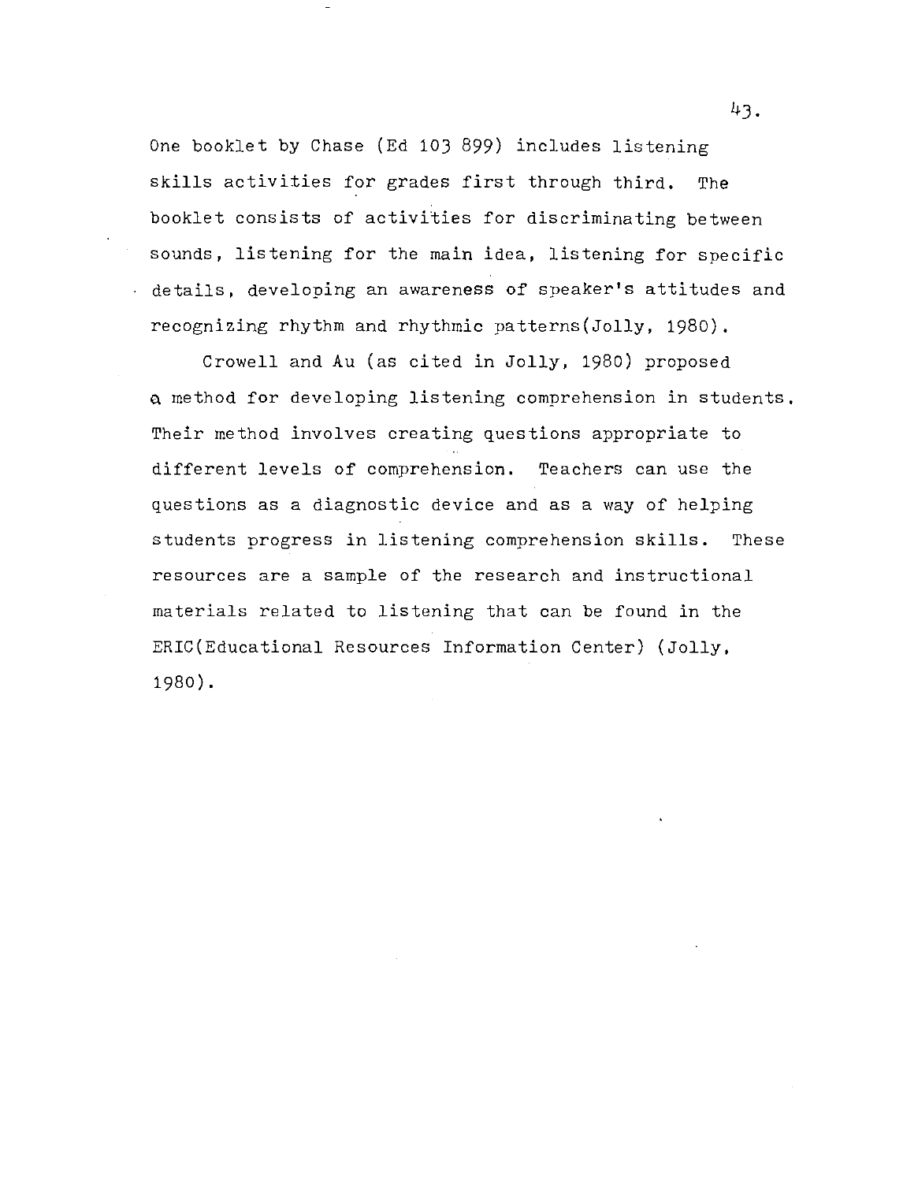One booklet by Chase (Ed 103 899) includes listening skills activities for grades first through third. The booklet consists of activities for discriminating between sounds, listening for the main idea, listening for specific details, developing an awareness of speaker's attitudes and recognizing rhythm and rhythmic patterns(Jolly, 1980).

Crowell and Au (as cited in Jolly, 1980) proposed a method for developing listening comprehension in students. Their method involves creating questions appropriate to different levels of comprehension. Teachers can use the questions as a diagnostic device and as a way of helping students progress in listening comprehension skills. These resources are a sample of the research and instructional materials related to listening that can be found in the ERIC(Educational Resources Information Center) (Jolly, 1980).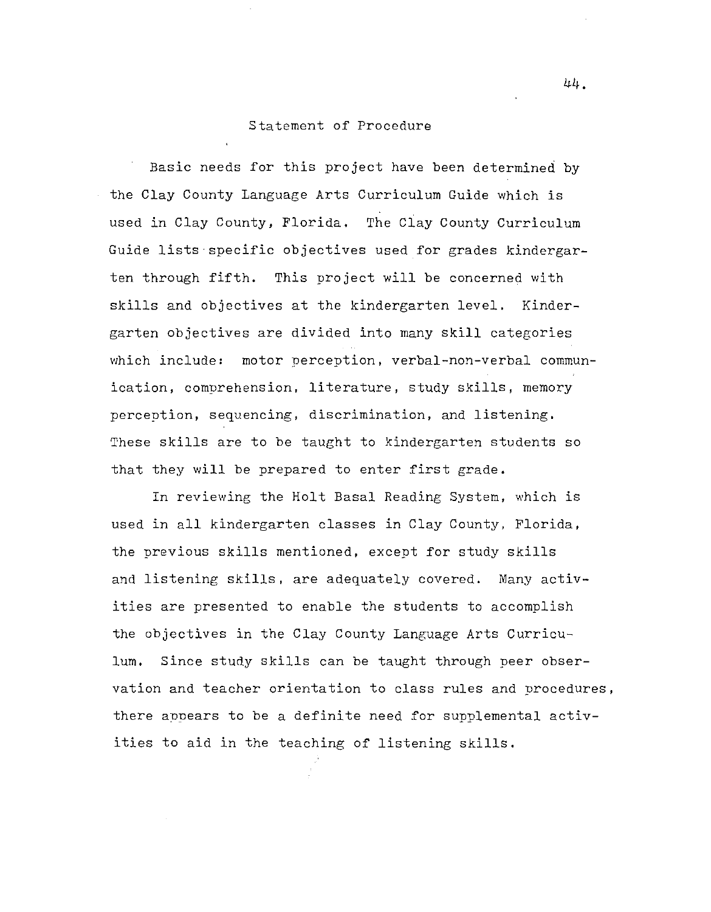## Statement of Procedure

Basic needs for this project have been determined by the Clay County Language Arts Curriculum Guide which is used in Clay County, Florida. The Clay County Curriculum Guide lists specific objectives used for grades kindergarten through fifth. This project will be concerned with skills and objectives at the kindergarten level. Kindergarten objectives are divided into many skill categories which include: motor perception, verbal-non-verbal communication, comprehension, literature, study skills, memory perception, sequencing, discrimination, and listening. These skills are to be taught to kindergarten students so that they will be prepared to enter first grade.

In reviewing the Holt Basal Reading System, which is used in all kindergarten classes in Clay County, Florida, the previous skills mentioned, except for study skills and listening skills, are adequately covered. Many activities are presented to enable the students to accomplish the objectives in the Clay County Language Arts Curriculum. Since study skills can be taught through peer observation and teacher orientation to class rules and procedures, there appears to be a definite need for supplemental activities to aid in the teaching of listening skills.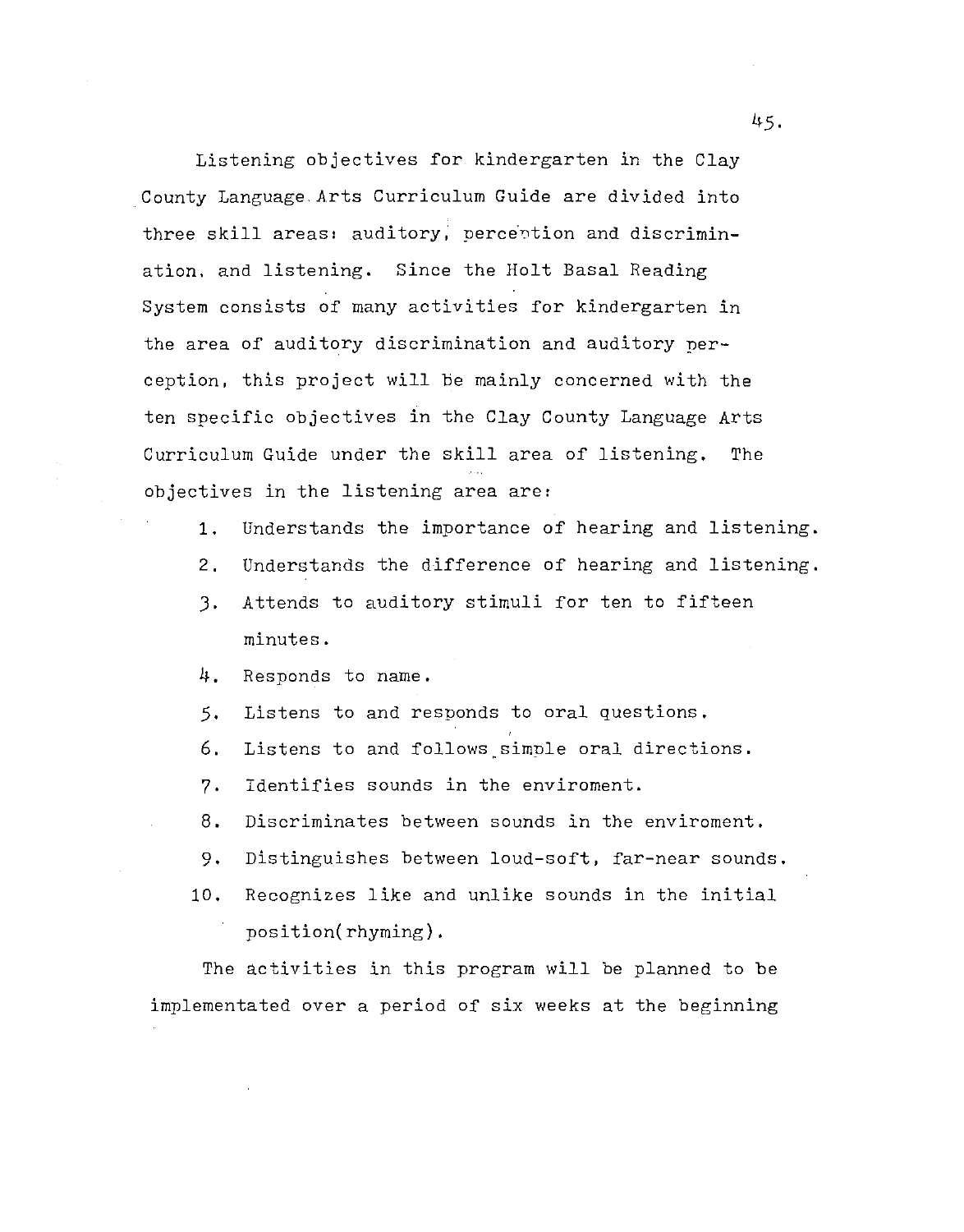Listening objectives for kindergarten in the Clay County Language Arts Curriculum Guide are divided into three skill areas: auditory, perception and discrimination, and listening. Since the Holt Basal Reading System consists of many activities for kindergarten in the area of auditory discrimination and auditory perception, this project will be mainly concerned with the ten specific objectives in the Clay County Language Arts Curriculum Guide under the skill area of listening. The objectives in the listening area are:

1. Understands the importance of hearing and listening.
2. Understands the difference of hearing and listening.
3. Attends to auditory stimuli for ten to fifteen minutes.
4. Responds to name.
5. Listens to and responds to oral questions.
6. Listens to and follows simple oral directions.
7. Identifies sounds in the enviroment.
8. Discriminates between sounds in the enviroment.
9. Distinguishes between loud-soft, far-near sounds.
10. Recognizes like and unlike sounds in the initial position(rhyming).

The activities in this program will be planned to be implementated over a period of six weeks at the beginning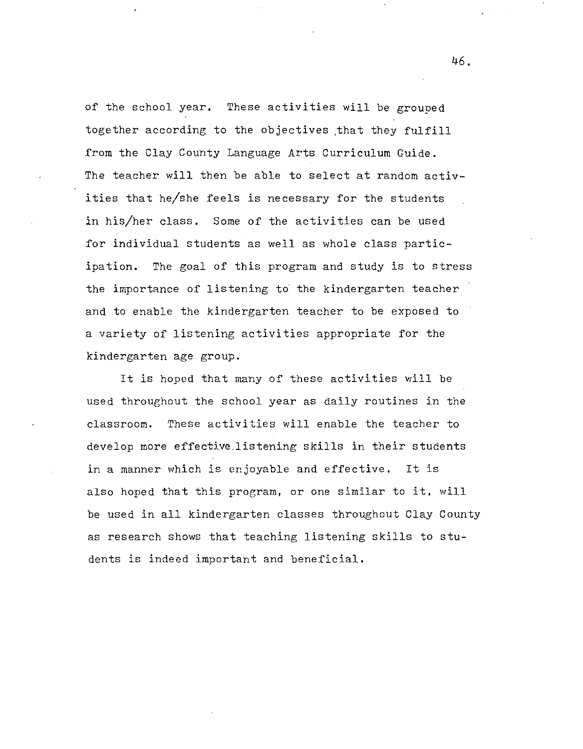of the school year. These activities will be grouped together according to the objectives that they fulfill from the Clay County Language Arts Curriculum Guide. The teacher will then be able to select at random activities that he/she feels is necessary for the students in his/her class. Some of the activities can be used for individual students as well as whole class participation. The goal of this program and study is to stress the importance of listening to the kindergarten teacher and to enable the kindergarten teacher to be exposed to a variety of listening activities appropriate for the kindergarten age group.

It is hoped that many of these activities will be used throughout the school year as daily routines in the classroom. These activities will enable the teacher to develop more effective listening skills in their students in a manner which is enjoyable and effective. It is also hoped that this program, or one similar to it, will be used in all kindergarten classes throughout Clay County as research shows that teaching listening skills to students is indeed important and beneficial.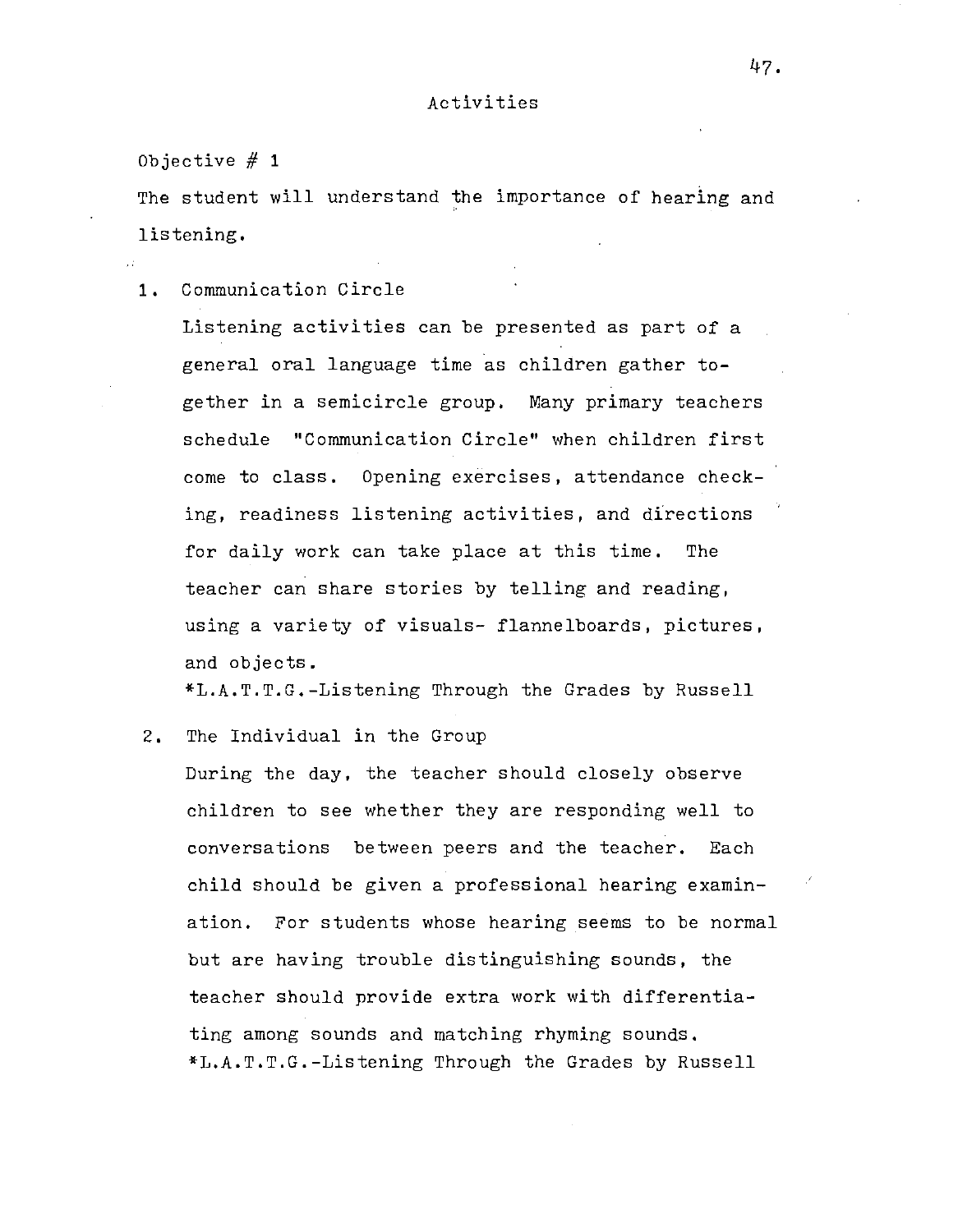# Activities

Objective # 1

The student will understand the importance of hearing and listening.

1. Communication Circle

   Listening activities can be presented as part of a general oral language time as children gather together in a semicircle group. Many primary teachers schedule "Communication Circle" when children first come to class. Opening exercises, attendance checking, readiness listening activities, and directions for daily work can take place at this time. The teacher can share stories by telling and reading, using a variety of visuals- flannelboards, pictures, and objects.

   *L.A.T.T.G.-Listening Through the Grades by Russell

2. The Individual in the Group

   During the day, the teacher should closely observe children to see whether they are responding well to conversations between peers and the teacher. Each child should be given a professional hearing examination. For students whose hearing seems to be normal but are having trouble distinguishing sounds, the teacher should provide extra work with differentiating among sounds and matching rhyming sounds.

   *L.A.T.T.G.-Listening Through the Grades by Russell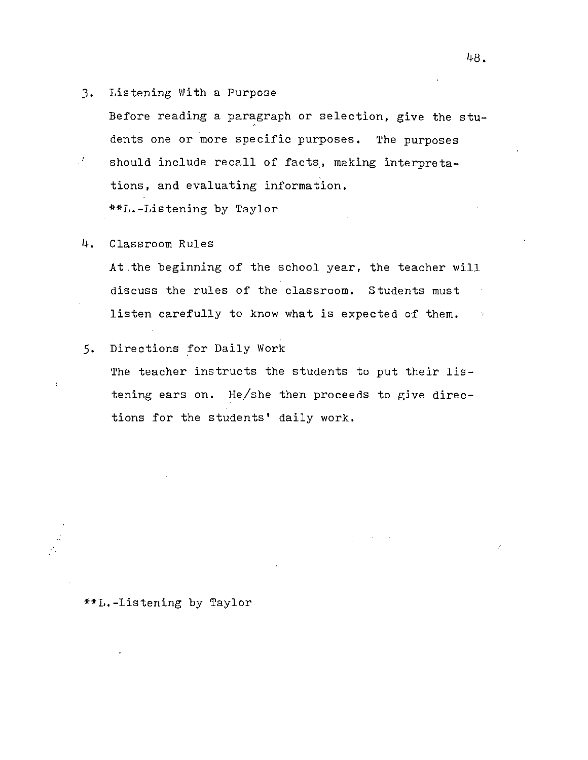3. Listening With a Purpose

   Before reading a paragraph or selection, give the students one or more specific purposes. The purposes should include recall of facts, making interpretations, and evaluating information.

   **L.-Listening by Taylor

4. Classroom Rules

   At the beginning of the school year, the teacher will discuss the rules of the classroom. Students must listen carefully to know what is expected of them.

5. Directions for Daily Work

   The teacher instructs the students to put their listening ears on. He/she then proceeds to give directions for the students' daily work.

**L.-Listening by Taylor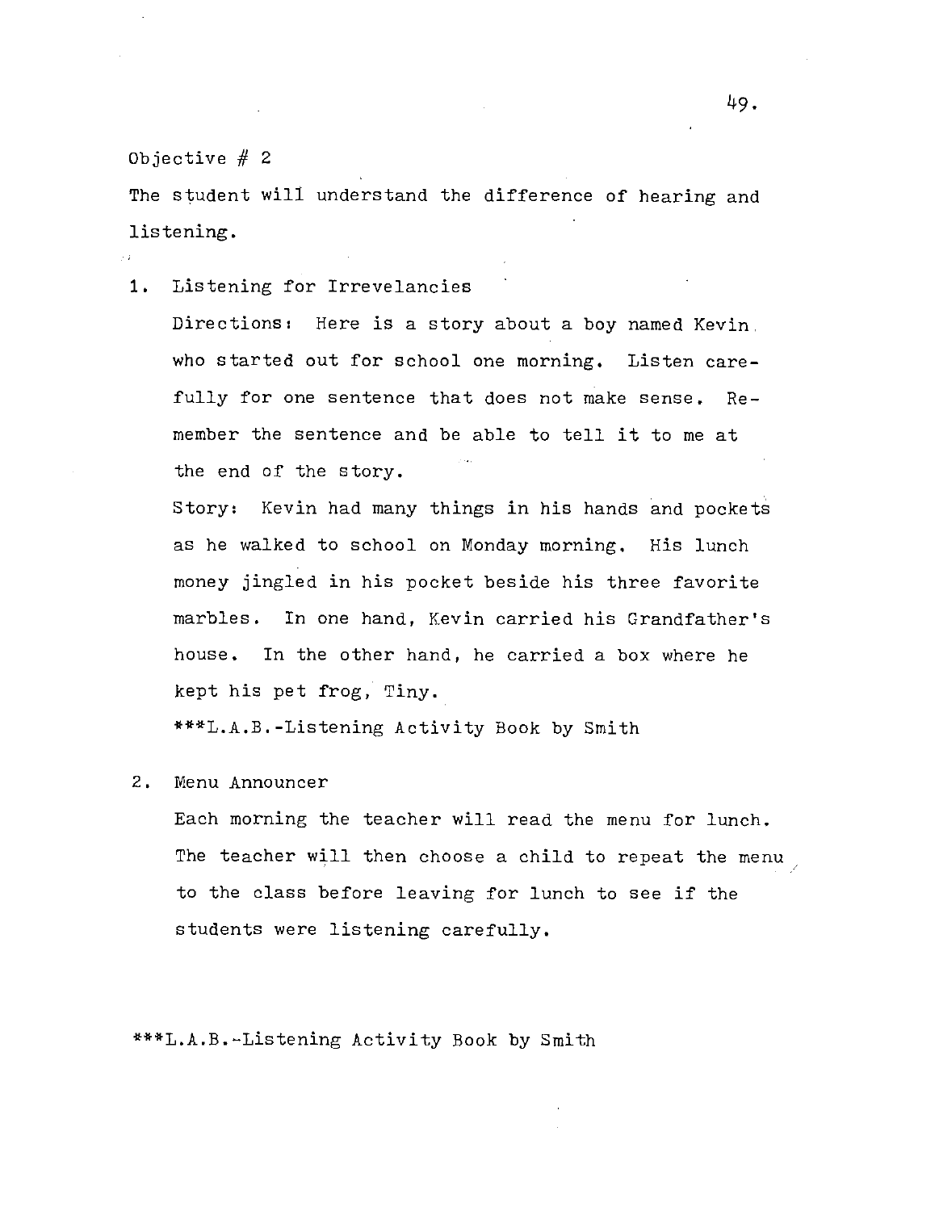Objective # 2

The student will understand the difference of hearing and listening.

1. Listening for Irrevelancies

   Directions: Here is a story about a boy named Kevin who started out for school one morning. Listen carefully for one sentence that does not make sense. Remember the sentence and be able to tell it to me at the end of the story.

   Story: Kevin had many things in his hands and pockets as he walked to school on Monday morning. His lunch money jingled in his pocket beside his three favorite marbles. In one hand, Kevin carried his Grandfather's house. In the other hand, he carried a box where he kept his pet frog, Tiny.

   ***L.A.B.-Listening Activity Book by Smith

2. Menu Announcer

   Each morning the teacher will read the menu for lunch. The teacher will then choose a child to repeat the menu to the class before leaving for lunch to see if the students were listening carefully.

***L.A.B.-Listening Activity Book by Smith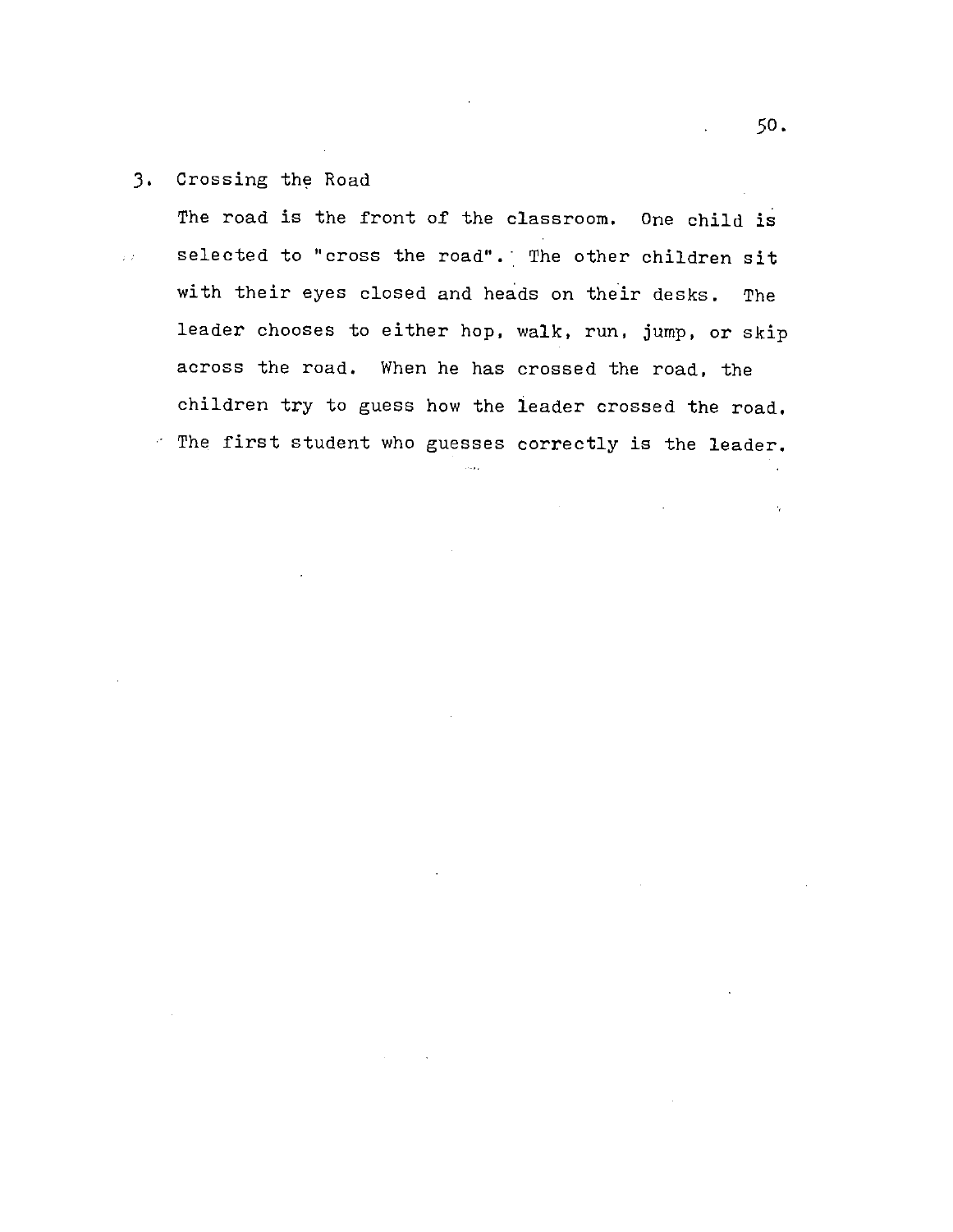3. Crossing the Road

   The road is the front of the classroom. One child is selected to "cross the road". The other children sit with their eyes closed and heads on their desks. The leader chooses to either hop, walk, run, jump, or skip across the road. When he has crossed the road, the children try to guess how the leader crossed the road. The first student who guesses correctly is the leader.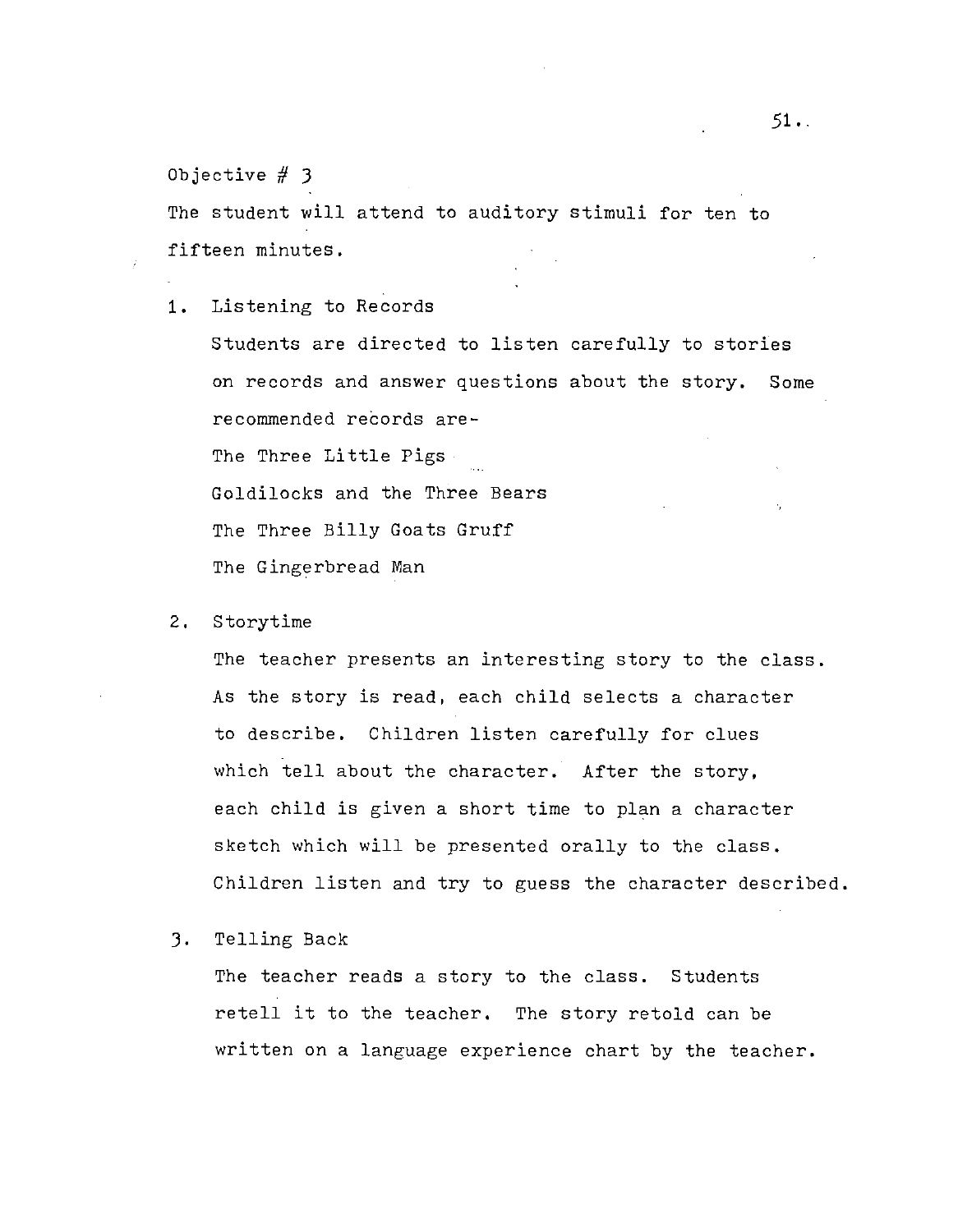Objective # 3

The student will attend to auditory stimuli for ten to fifteen minutes.

1. Listening to Records

   Students are directed to listen carefully to stories on records and answer questions about the story. Some recommended records are-

   The Three Little Pigs
   Goldilocks and the Three Bears
   The Three Billy Goats Gruff
   The Gingerbread Man

2. Storytime

   The teacher presents an interesting story to the class. As the story is read, each child selects a character to describe. Children listen carefully for clues which tell about the character. After the story, each child is given a short time to plan a character sketch which will be presented orally to the class. Children listen and try to guess the character described.

3. Telling Back

   The teacher reads a story to the class. Students retell it to the teacher. The story retold can be written on a language experience chart by the teacher.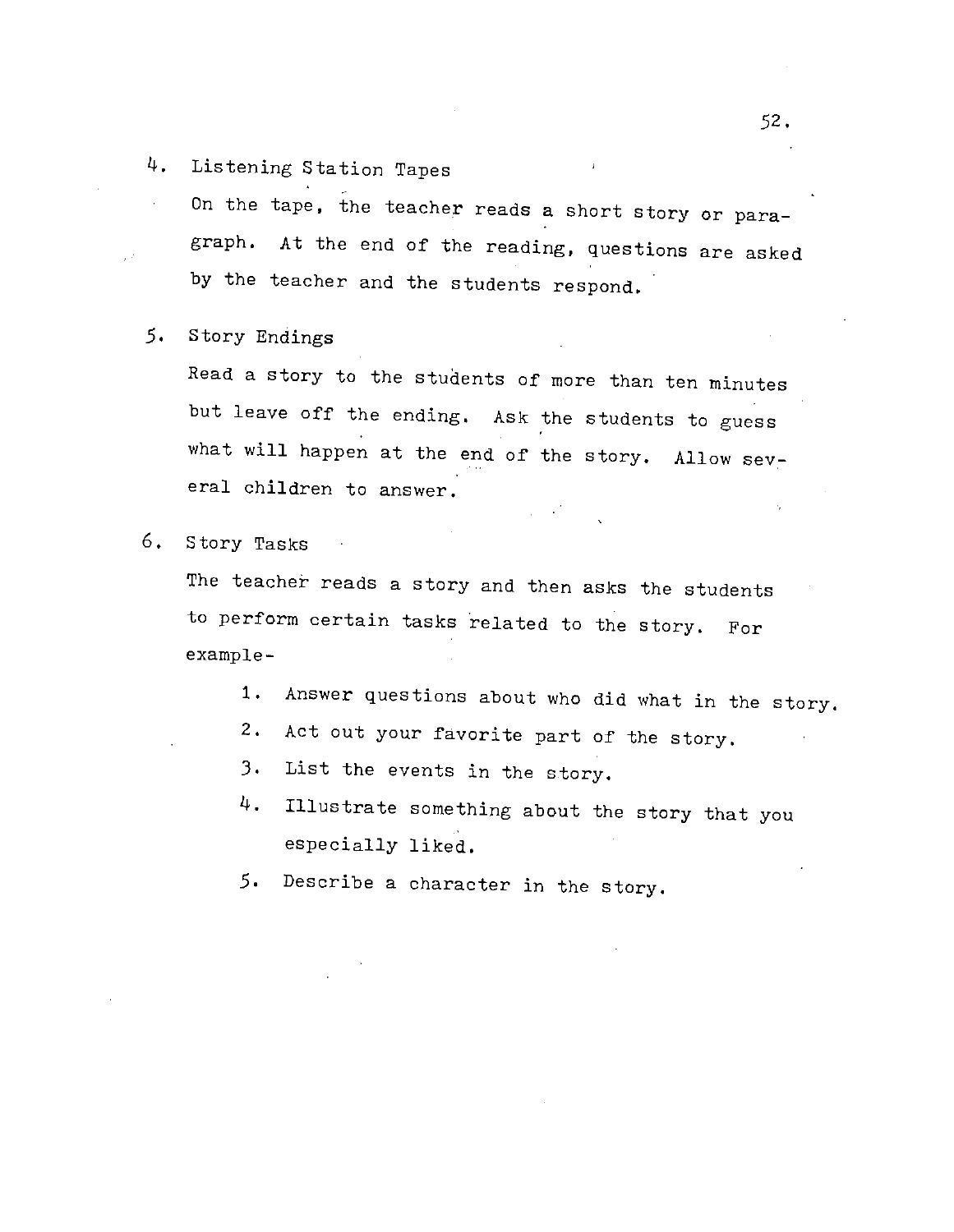4. Listening Station Tapes

   On the tape, the teacher reads a short story or paragraph. At the end of the reading, questions are asked by the teacher and the students respond.

5. Story Endings

   Read a story to the students of more than ten minutes but leave off the ending. Ask the students to guess what will happen at the end of the story. Allow several children to answer.

6. Story Tasks

   The teacher reads a story and then asks the students to perform certain tasks related to the story. For example-

   1. Answer questions about who did what in the story.
   2. Act out your favorite part of the story.
   3. List the events in the story.
   4. Illustrate something about the story that you especially liked.
   5. Describe a character in the story.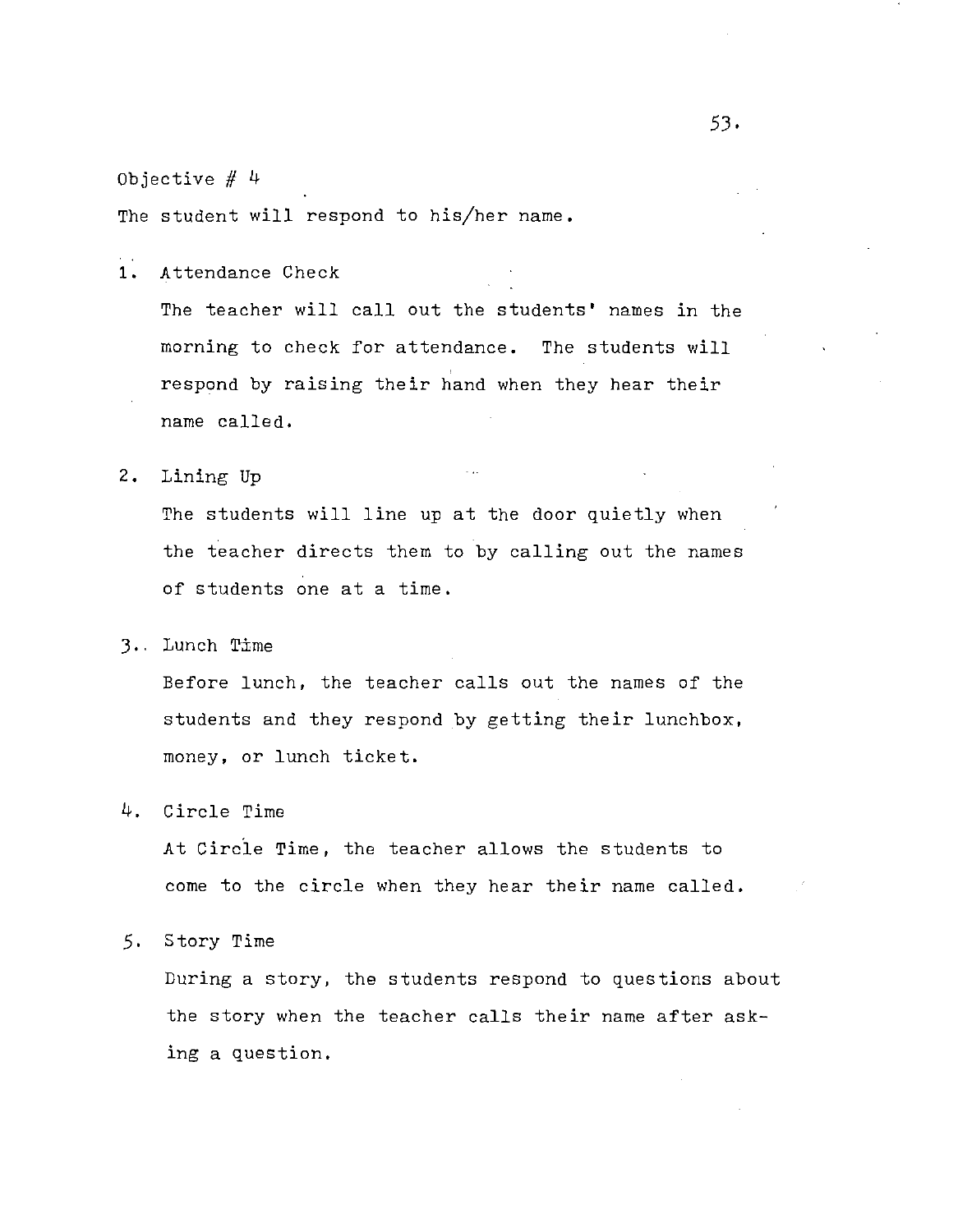Objective # 4

The student will respond to his/her name.

1. Attendance Check

   The teacher will call out the students' names in the morning to check for attendance. The students will respond by raising their hand when they hear their name called.

2. Lining Up

   The students will line up at the door quietly when the teacher directs them to by calling out the names of students one at a time.

3. Lunch Time

   Before lunch, the teacher calls out the names of the students and they respond by getting their lunchbox, money, or lunch ticket.

4. Circle Time

   At Circle Time, the teacher allows the students to come to the circle when they hear their name called.

5. Story Time

   During a story, the students respond to questions about the story when the teacher calls their name after asking a question.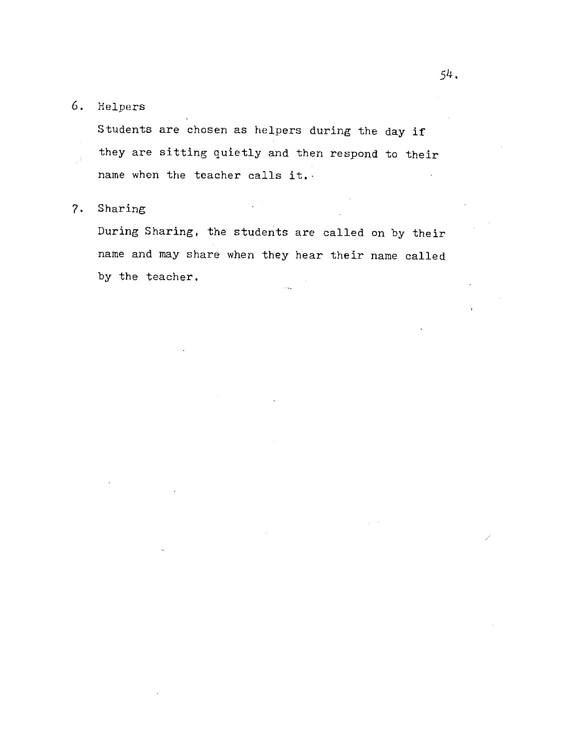6. Helpers

   Students are chosen as helpers during the day if they are sitting quietly and then respond to their name when the teacher calls it.

7. Sharing

   During Sharing, the students are called on by their name and may share when they hear their name called by the teacher.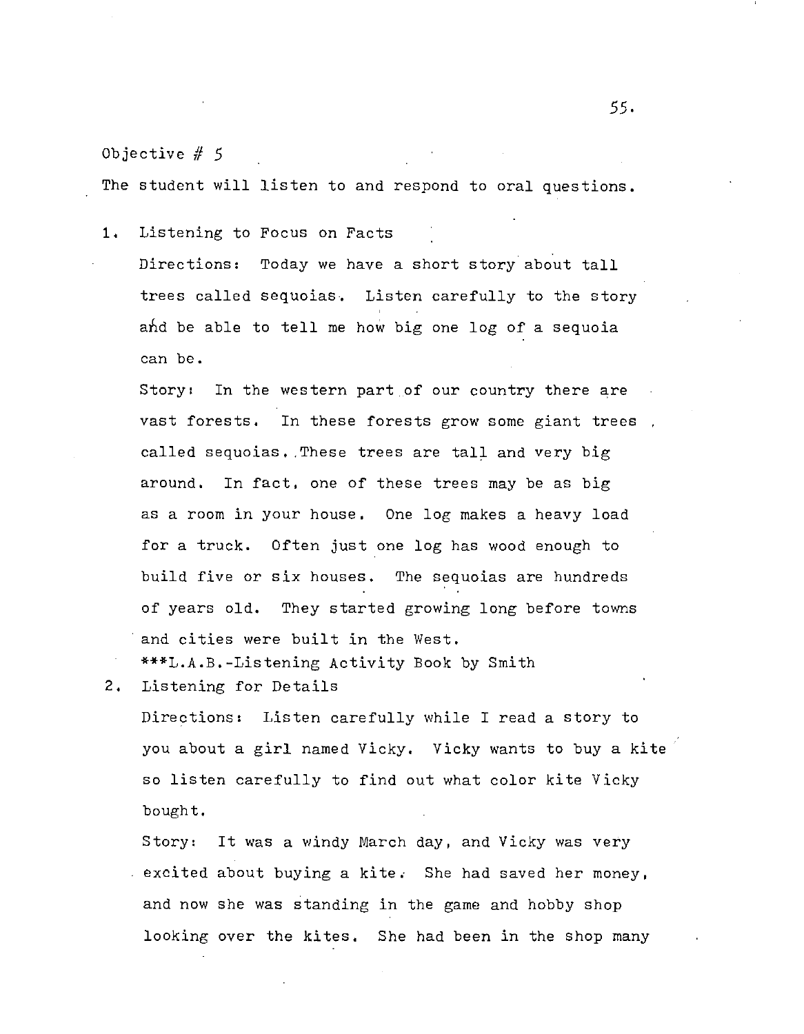Objective # 5

The student will listen to and respond to oral questions.

1. Listening to Focus on Facts

   Directions: Today we have a short story about tall trees called sequoias. Listen carefully to the story and be able to tell me how big one log of a sequoia can be.

   Story: In the western part of our country there are vast forests. In these forests grow some giant trees called sequoias. These trees are tall and very big around. In fact, one of these trees may be as big as a room in your house. One log makes a heavy load for a truck. Often just one log has wood enough to build five or six houses. The sequoias are hundreds of years old. They started growing long before towns and cities were built in the West.

   ***L.A.B.-Listening Activity Book by Smith

2. Listening for Details

   Directions: Listen carefully while I read a story to you about a girl named Vicky. Vicky wants to buy a kite so listen carefully to find out what color kite Vicky bought.

   Story: It was a windy March day, and Vicky was very excited about buying a kite. She had saved her money, and now she was standing in the game and hobby shop looking over the kites. She had been in the shop many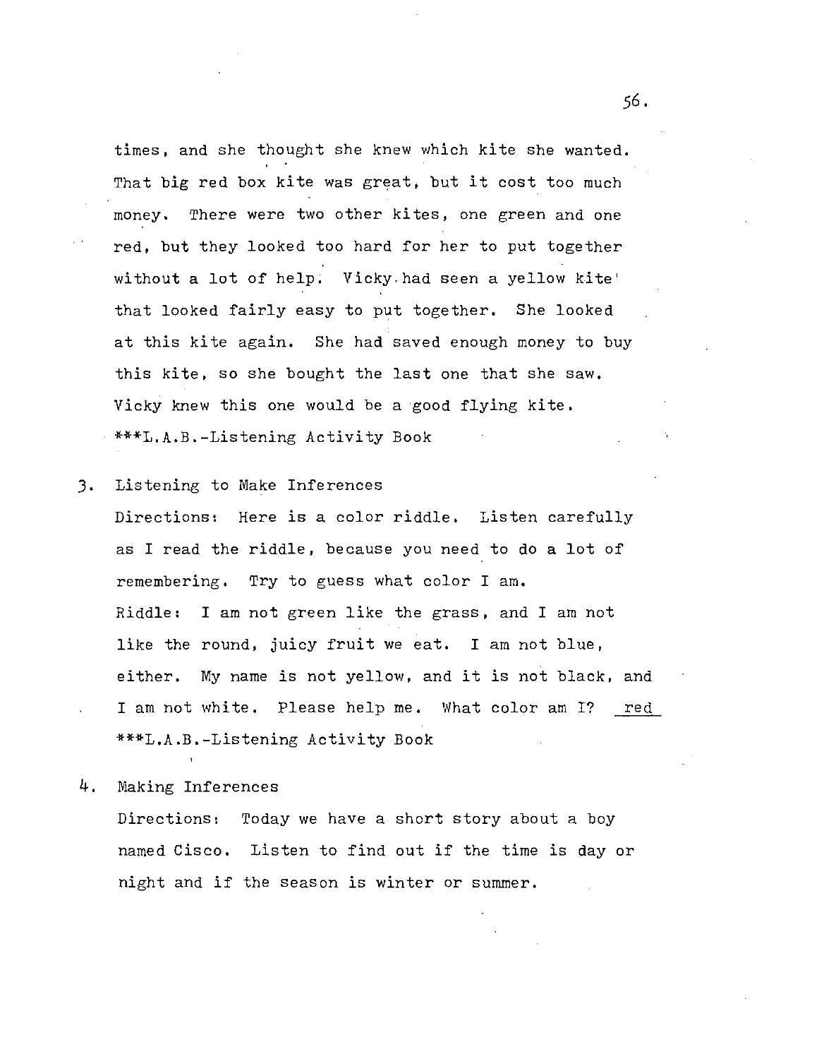times, and she thought she knew which kite she wanted. That big red box kite was great, but it cost too much money. There were two other kites, one green and one red, but they looked too hard for her to put together without a lot of help. Vicky had seen a yellow kite that looked fairly easy to put together. She looked at this kite again. She had saved enough money to buy this kite, so she bought the last one that she saw. Vicky knew this one would be a good flying kite.

***L.A.B.-Listening Activity Book

3. Listening to Make Inferences

   Directions: Here is a color riddle. Listen carefully as I read the riddle, because you need to do a lot of remembering. Try to guess what color I am.

   Riddle: I am not green like the grass, and I am not like the round, juicy fruit we eat. I am not blue, either. My name is not yellow, and it is not black, and I am not white. Please help me. What color am I? red

   ***L.A.B.-Listening Activity Book

4. Making Inferences

   Directions: Today we have a short story about a boy named Cisco. Listen to find out if the time is day or night and if the season is winter or summer.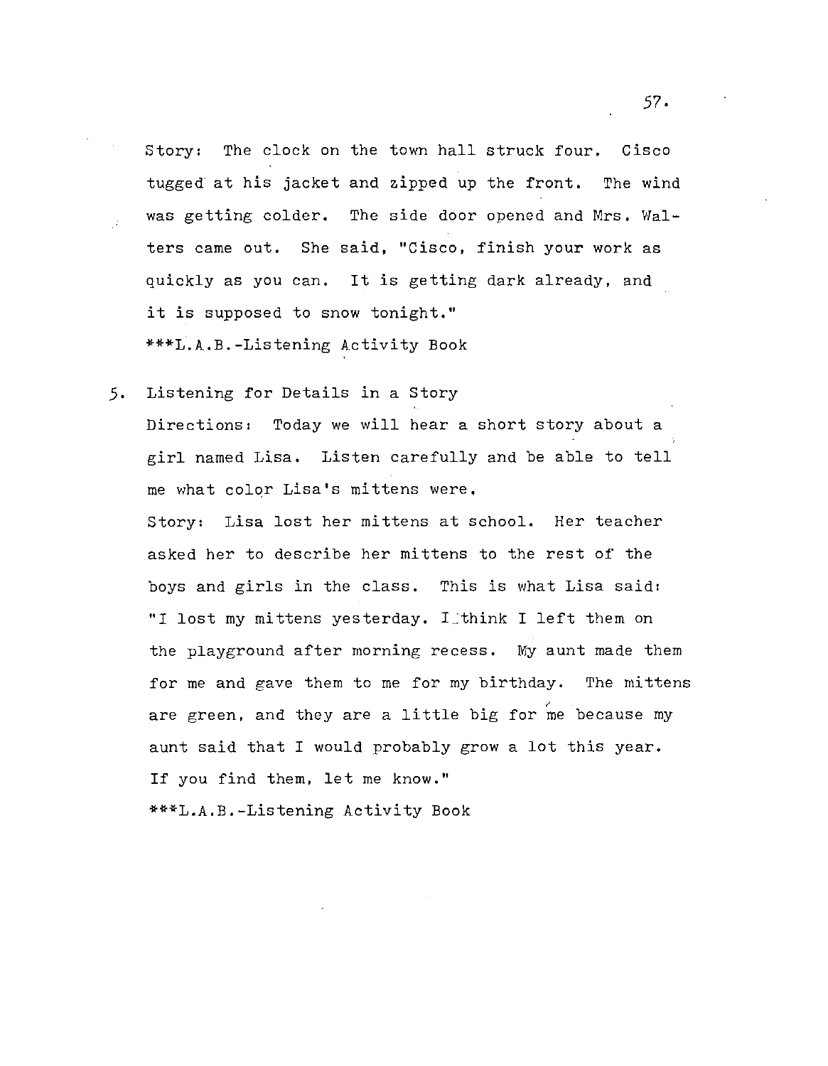Story: The clock on the town hall struck four. Cisco tugged at his jacket and zipped up the front. The wind was getting colder. The side door opened and Mrs. Walters came out. She said, "Cisco, finish your work as quickly as you can. It is getting dark already, and it is supposed to snow tonight."

***L.A.B.-Listening Activity Book

5. Listening for Details in a Story

Directions: Today we will hear a short story about a girl named Lisa. Listen carefully and be able to tell me what color Lisa's mittens were.

Story: Lisa lost her mittens at school. Her teacher asked her to describe her mittens to the rest of the boys and girls in the class. This is what Lisa said: "I lost my mittens yesterday. I think I left them on the playground after morning recess. My aunt made them for me and gave them to me for my birthday. The mittens are green, and they are a little big for me because my aunt said that I would probably grow a lot this year. If you find them, let me know."

***L.A.B.-Listening Activity Book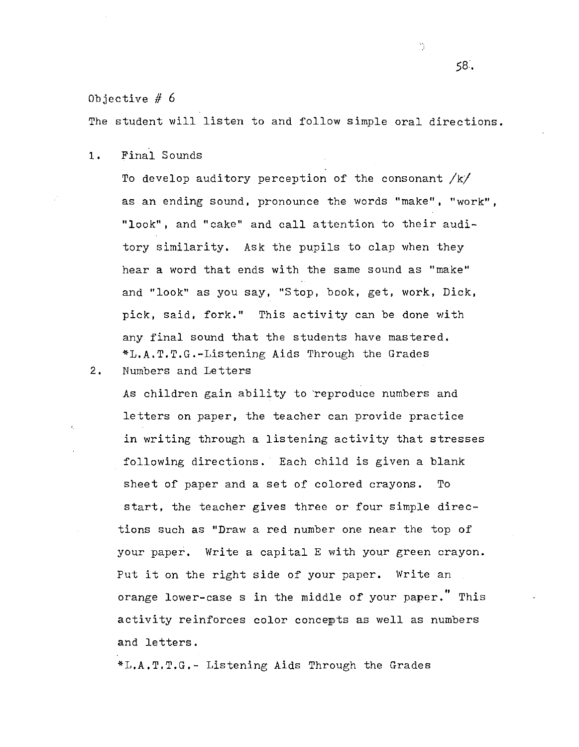Objective # 6

The student will listen to and follow simple oral directions.

1. Final Sounds

   To develop auditory perception of the consonant /k/ as an ending sound, pronounce the words "make", "work", "look", and "cake" and call attention to their auditory similarity. Ask the pupils to clap when they hear a word that ends with the same sound as "make" and "look" as you say, "Stop, book, get, work, Dick, pick, said, fork." This activity can be done with any final sound that the students have mastered.
   *L.A.T.T.G.-Listening Aids Through the Grades

2. Numbers and Letters

   As children gain ability to reproduce numbers and letters on paper, the teacher can provide practice in writing through a listening activity that stresses following directions. Each child is given a blank sheet of paper and a set of colored crayons. To start, the teacher gives three or four simple directions such as "Draw a red number one near the top of your paper. Write a capital E with your green crayon. Put it on the right side of your paper. Write an orange lower-case s in the middle of your paper." This activity reinforces color concepts as well as numbers and letters.

   *L.A.T.T.G.- Listening Aids Through the Grades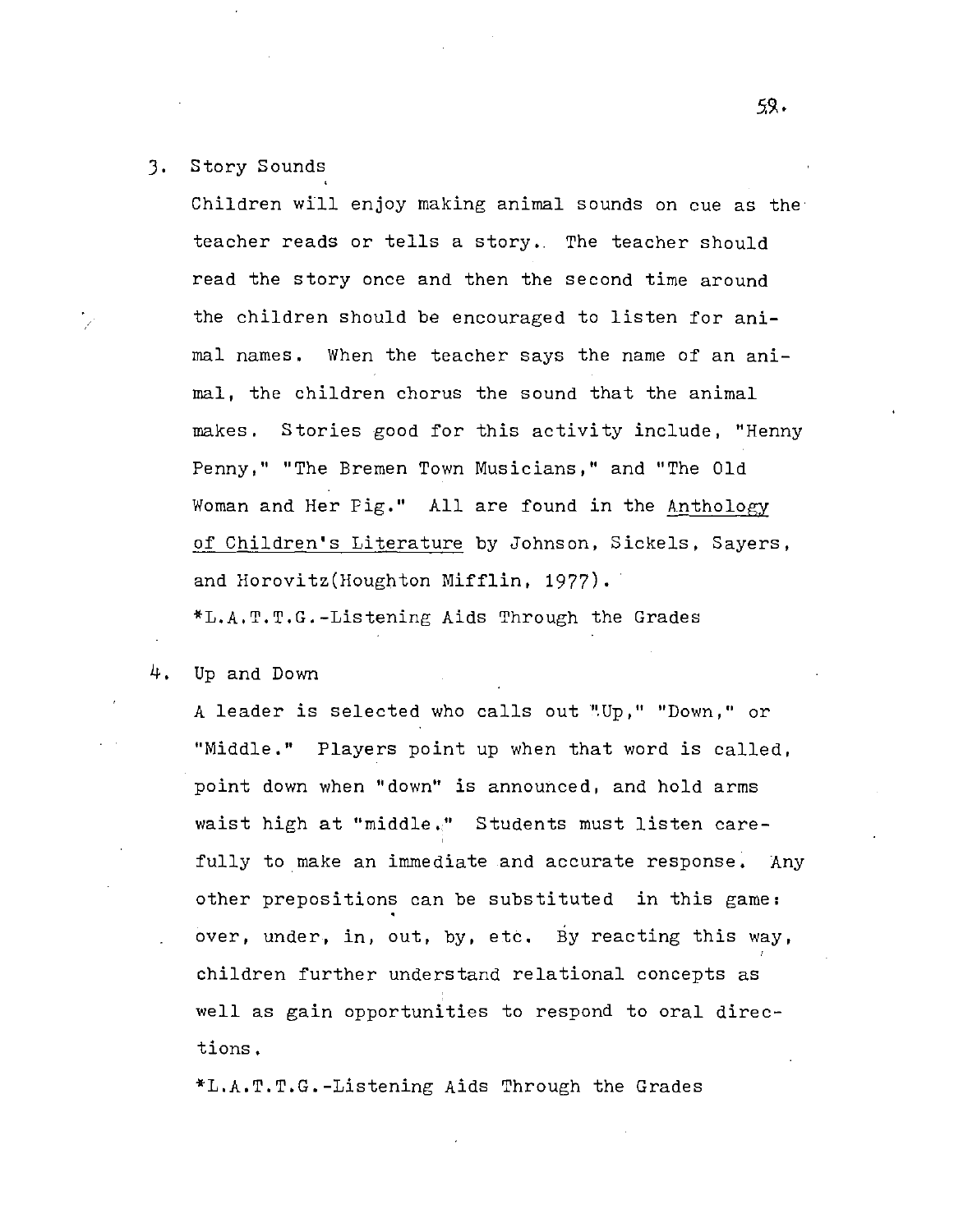3. Story Sounds

   Children will enjoy making animal sounds on cue as the teacher reads or tells a story. The teacher should read the story once and then the second time around the children should be encouraged to listen for animal names. When the teacher says the name of an animal, the children chorus the sound that the animal makes. Stories good for this activity include, "Henny Penny," "The Bremen Town Musicians," and "The Old Woman and Her Pig." All are found in the Anthology of Children's Literature by Johnson, Sickels, Sayers, and Horovitz(Houghton Mifflin, 1977).

   *L.A.T.T.G.-Listening Aids Through the Grades

4. Up and Down

   A leader is selected who calls out "Up," "Down," or "Middle." Players point up when that word is called, point down when "down" is announced, and hold arms waist high at "middle." Students must listen carefully to make an immediate and accurate response. Any other prepositions can be substituted in this game: over, under, in, out, by, etc. By reacting this way, children further understand relational concepts as well as gain opportunities to respond to oral directions.

   *L.A.T.T.G.-Listening Aids Through the Grades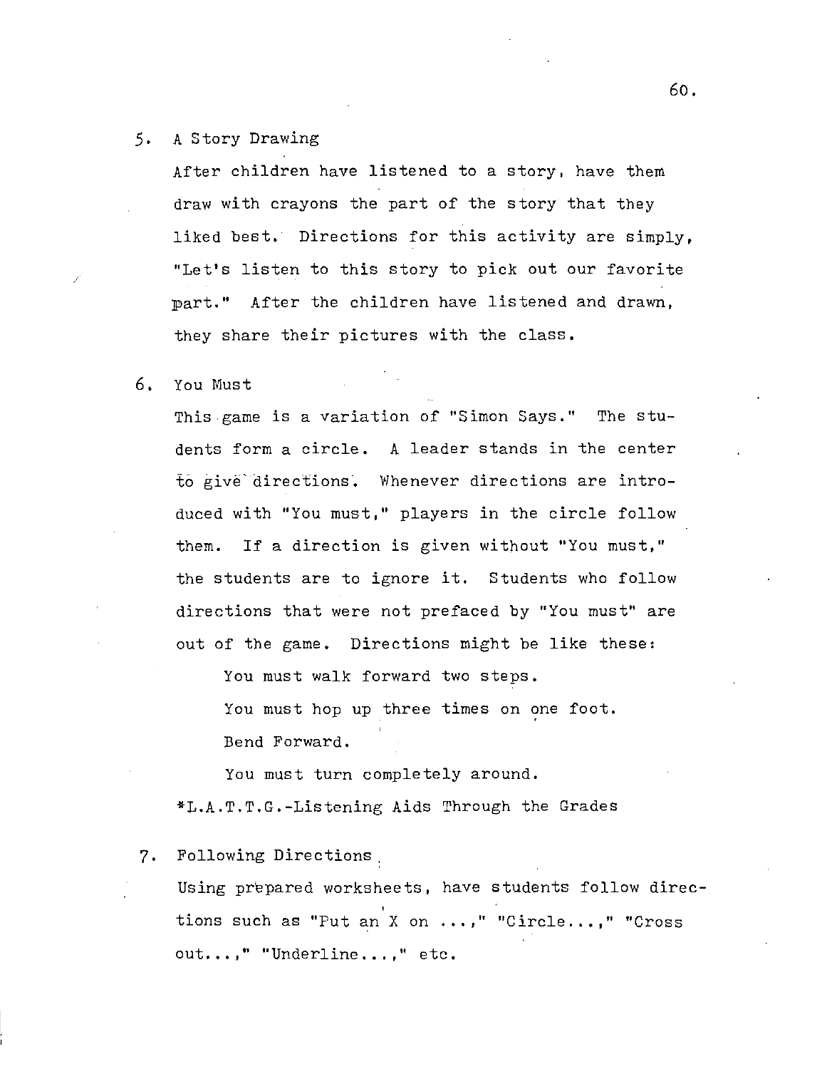5. A Story Drawing

   After children have listened to a story, have them draw with crayons the part of the story that they liked best. Directions for this activity are simply, "Let's listen to this story to pick out our favorite part." After the children have listened and drawn, they share their pictures with the class.

6. You Must

   This game is a variation of "Simon Says." The students form a circle. A leader stands in the center to give directions. Whenever directions are introduced with "You must," players in the circle follow them. If a direction is given without "You must," the students are to ignore it. Students who follow directions that were not prefaced by "You must" are out of the game. Directions might be like these:

   You must walk forward two steps.

   You must hop up three times on one foot.

   Bend Forward.

   You must turn completely around.

   *L.A.T.T.G.-Listening Aids Through the Grades

7. Following Directions

   Using prepared worksheets, have students follow directions such as "Put an X on ...," "Circle...," "Cross out...," "Underline...," etc.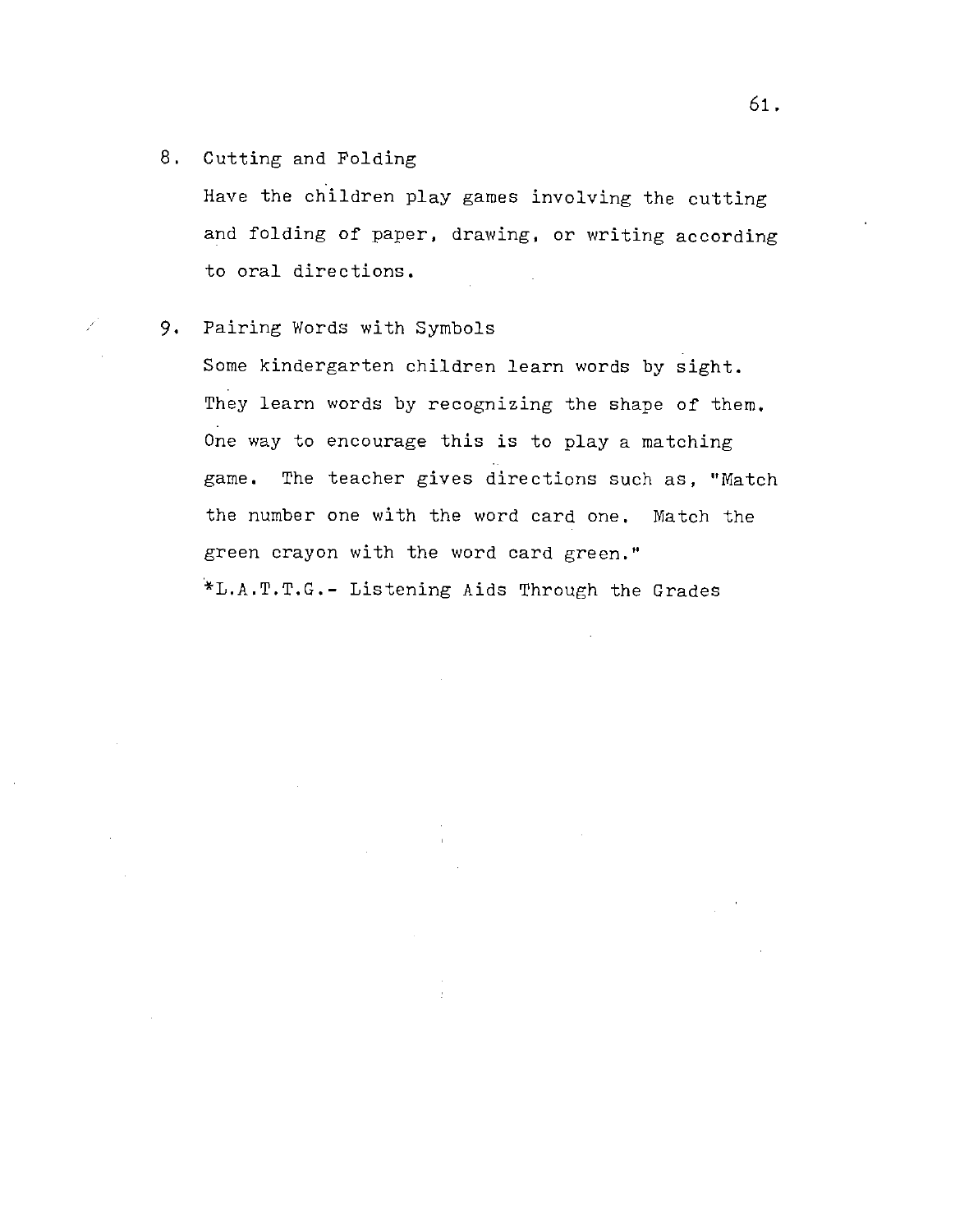8. Cutting and Folding

   Have the children play games involving the cutting and folding of paper, drawing, or writing according to oral directions.

9. Pairing Words with Symbols

   Some kindergarten children learn words by sight. They learn words by recognizing the shape of them. One way to encourage this is to play a matching game. The teacher gives directions such as, "Match the number one with the word card one. Match the green crayon with the word card green."

   *L.A.T.T.G.- Listening Aids Through the Grades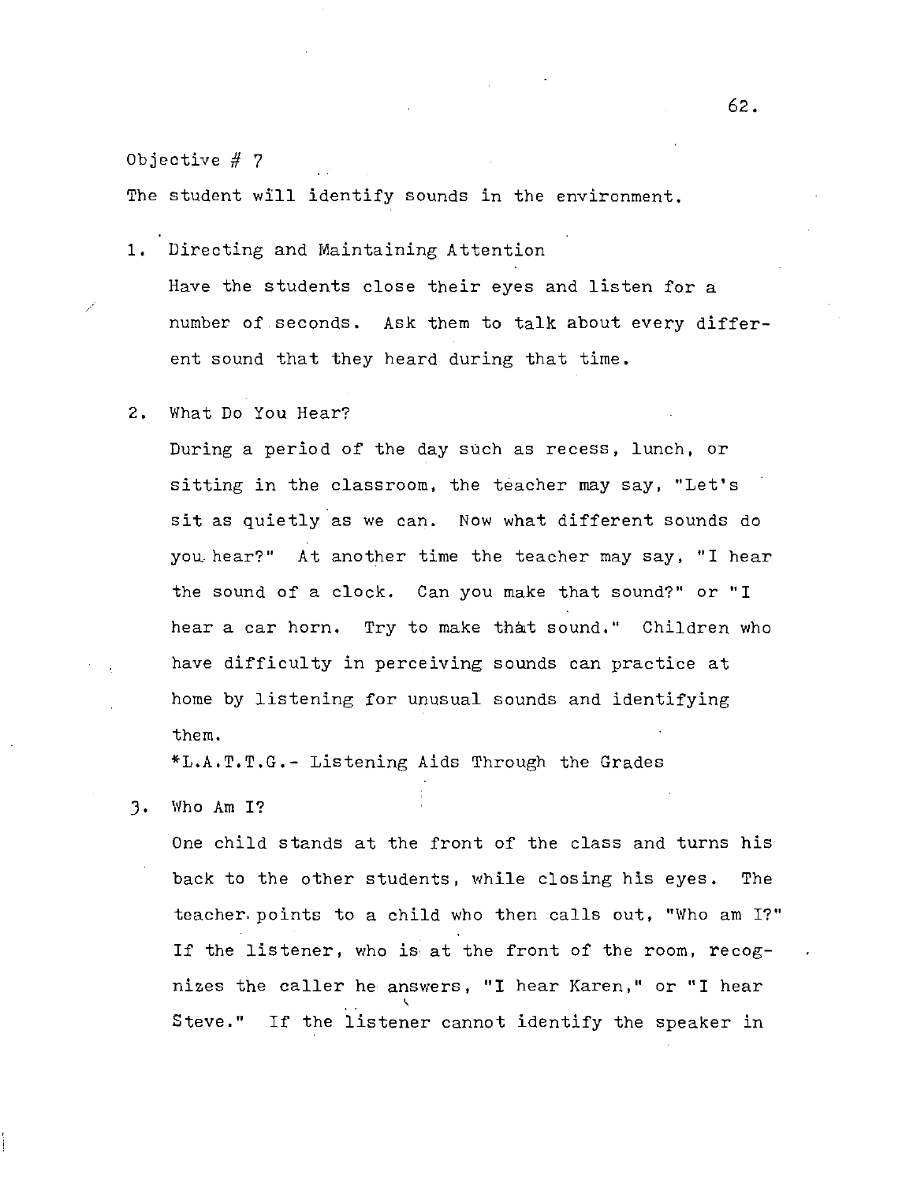Objective # 7

The student will identify sounds in the environment.

1. Directing and Maintaining Attention

   Have the students close their eyes and listen for a number of seconds. Ask them to talk about every different sound that they heard during that time.

2. What Do You Hear?

   During a period of the day such as recess, lunch, or sitting in the classroom, the teacher may say, "Let's sit as quietly as we can. Now what different sounds do you hear?" At another time the teacher may say, "I hear the sound of a clock. Can you make that sound?" or "I hear a car horn. Try to make that sound." Children who have difficulty in perceiving sounds can practice at home by listening for unusual sounds and identifying them.

   *L.A.T.T.G.- Listening Aids Through the Grades

3. Who Am I?

   One child stands at the front of the class and turns his back to the other students, while closing his eyes. The teacher points to a child who then calls out, "Who am I?" If the listener, who is at the front of the room, recognizes the caller he answers, "I hear Karen," or "I hear Steve." If the listener cannot identify the speaker in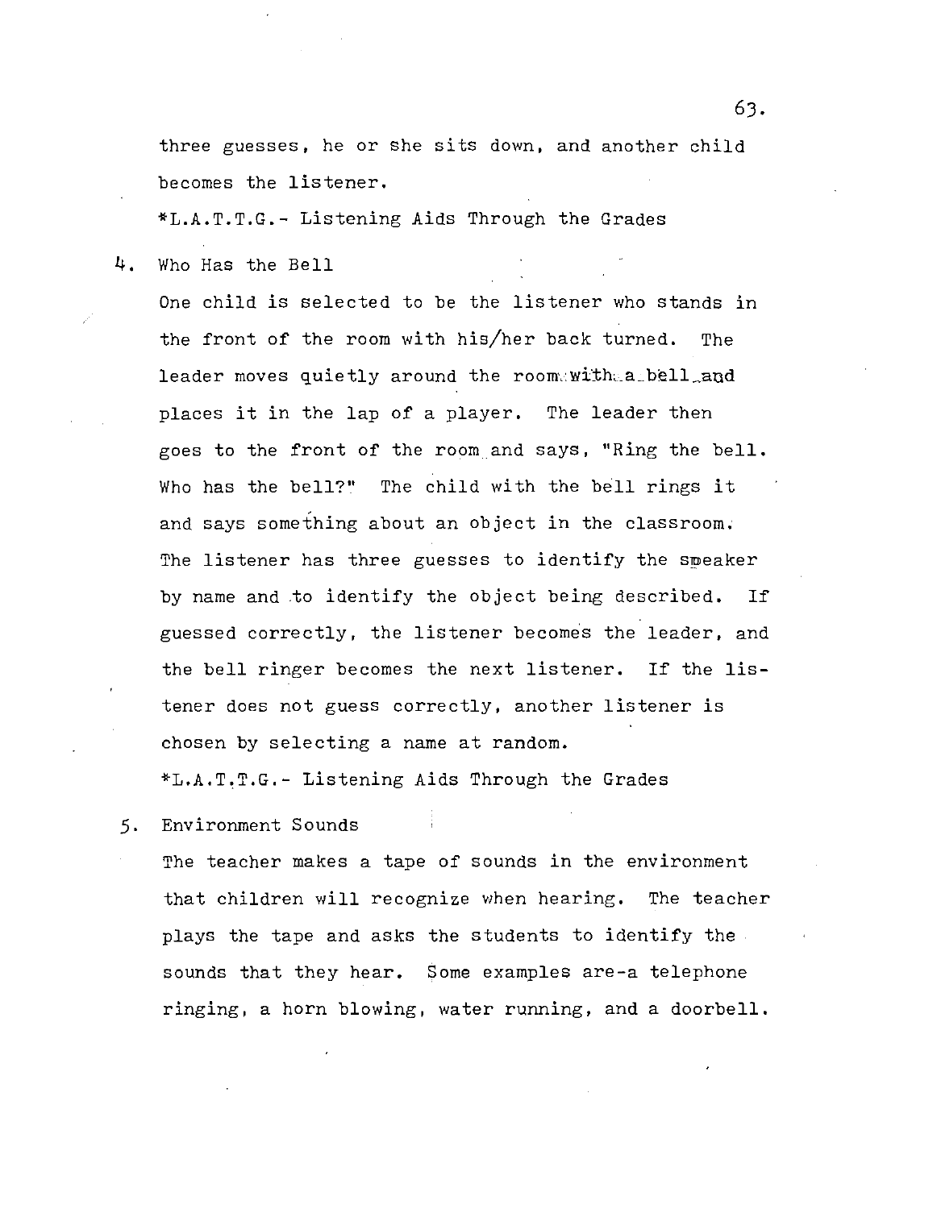three guesses, he or she sits down, and another child becomes the listener.

*L.A.T.T.G.- Listening Aids Through the Grades

4. Who Has the Bell

   One child is selected to be the listener who stands in the front of the room with his/her back turned. The leader moves quietly around the room with a bell and places it in the lap of a player. The leader then goes to the front of the room and says, "Ring the bell. Who has the bell?" The child with the bell rings it and says something about an object in the classroom. The listener has three guesses to identify the speaker by name and to identify the object being described. If guessed correctly, the listener becomes the leader, and the bell ringer becomes the next listener. If the listener does not guess correctly, another listener is chosen by selecting a name at random.

   *L.A.T.T.G.- Listening Aids Through the Grades

5. Environment Sounds

   The teacher makes a tape of sounds in the environment that children will recognize when hearing. The teacher plays the tape and asks the students to identify the sounds that they hear. Some examples are-a telephone ringing, a horn blowing, water running, and a doorbell.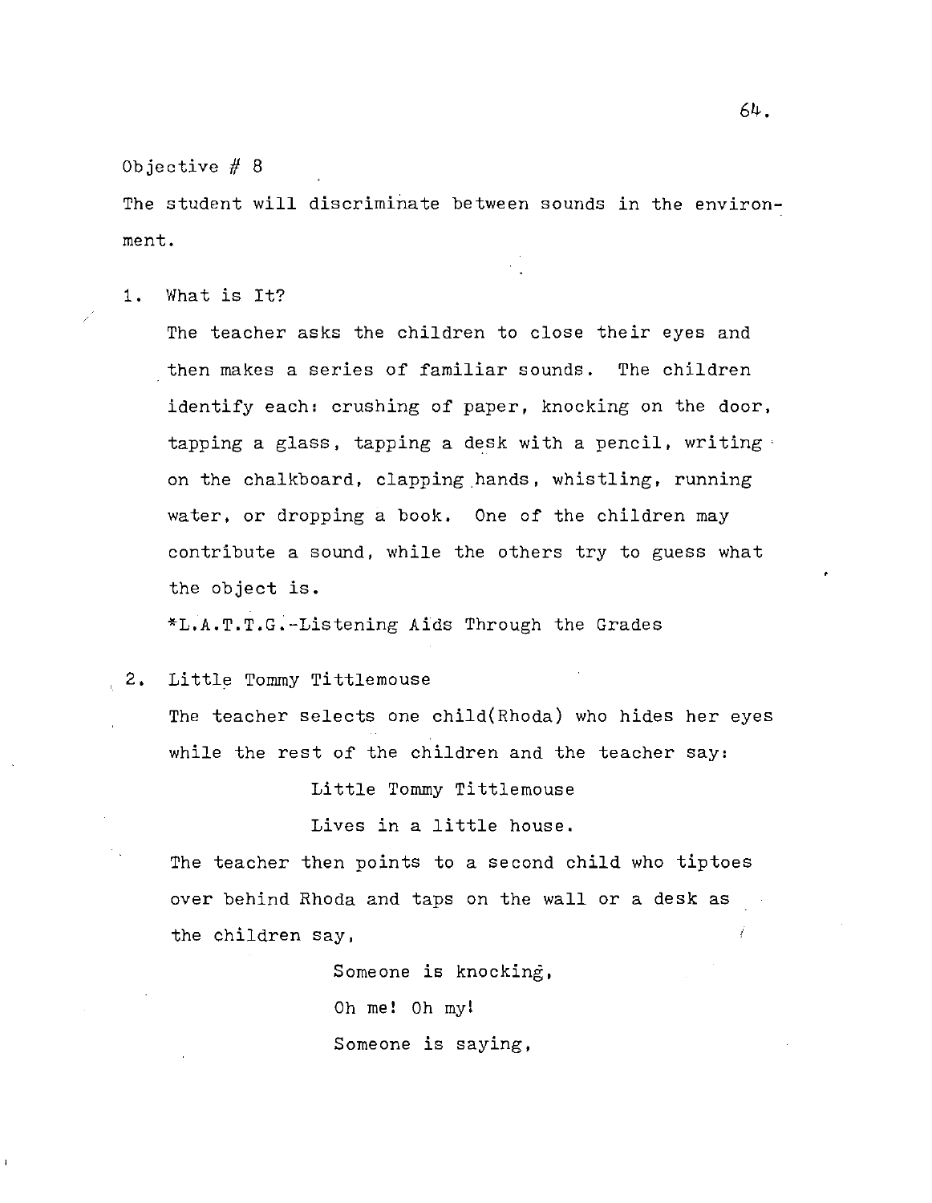Objective # 8

The student will discriminate between sounds in the environment.

1. What is It?

   The teacher asks the children to close their eyes and then makes a series of familiar sounds. The children identify each: crushing of paper, knocking on the door, tapping a glass, tapping a desk with a pencil, writing on the chalkboard, clapping hands, whistling, running water, or dropping a book. One of the children may contribute a sound, while the others try to guess what the object is.

   *L.A.T.T.G.-Listening Aids Through the Grades

2. Little Tommy Tittlemouse

   The teacher selects one child(Rhoda) who hides her eyes while the rest of the children and the teacher say:

   Little Tommy Tittlemouse
   Lives in a little house.

   The teacher then points to a second child who tiptoes over behind Rhoda and taps on the wall or a desk as the children say,

   Someone is knocking,
   Oh me! Oh my!
   Someone is saying,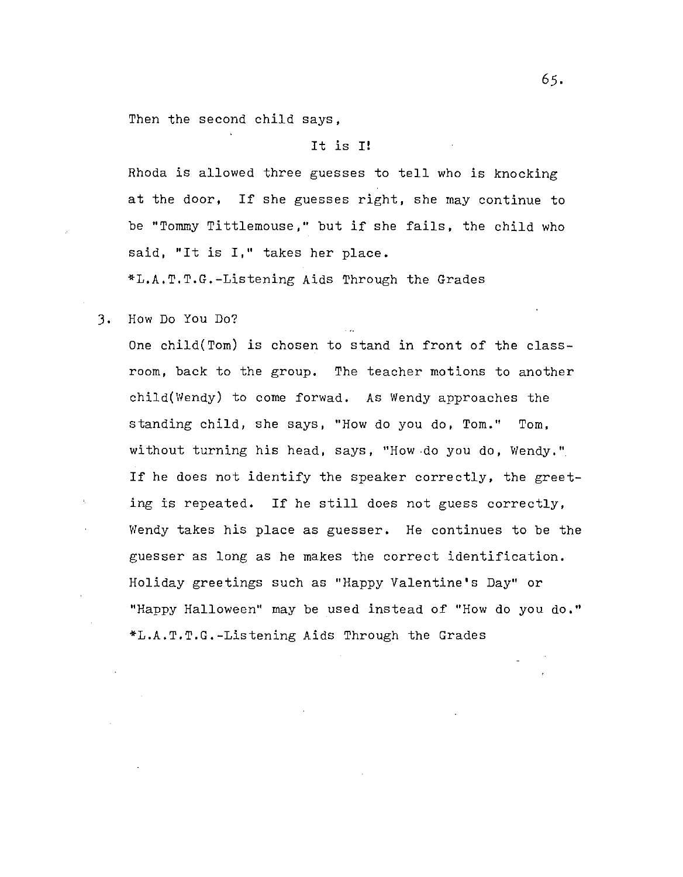Then the second child says,

It is I!

Rhoda is allowed three guesses to tell who is knocking at the door. If she guesses right, she may continue to be "Tommy Tittlemouse," but if she fails, the child who said, "It is I," takes her place.

*L.A.T.T.G.-Listening Aids Through the Grades

3. How Do You Do?

One child(Tom) is chosen to stand in front of the classroom, back to the group. The teacher motions to another child(Wendy) to come forwad. As Wendy approaches the standing child, she says, "How do you do, Tom." Tom, without turning his head, says, "How do you do, Wendy." If he does not identify the speaker correctly, the greeting is repeated. If he still does not guess correctly, Wendy takes his place as guesser. He continues to be the guesser as long as he makes the correct identification. Holiday greetings such as "Happy Valentine's Day" or "Happy Halloween" may be used instead of "How do you do."

*L.A.T.T.G.-Listening Aids Through the Grades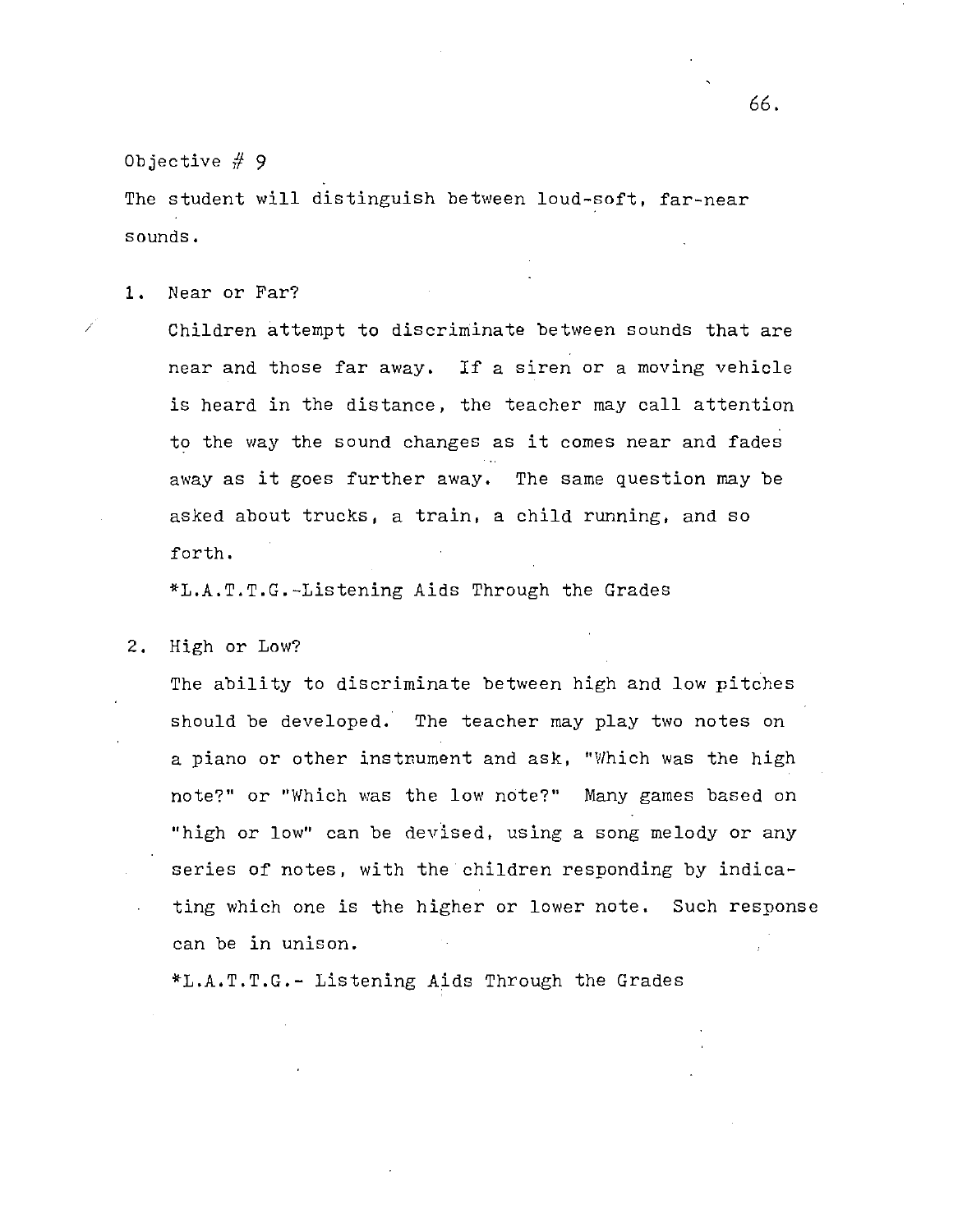Objective # 9

The student will distinguish between loud-soft, far-near sounds.

1. Near or Far?

   Children attempt to discriminate between sounds that are near and those far away. If a siren or a moving vehicle is heard in the distance, the teacher may call attention to the way the sound changes as it comes near and fades away as it goes further away. The same question may be asked about trucks, a train, a child running, and so forth.

   *L.A.T.T.G.-Listening Aids Through the Grades

2. High or Low?

   The ability to discriminate between high and low pitches should be developed. The teacher may play two notes on a piano or other instrument and ask, "Which was the high note?" or "Which was the low note?" Many games based on "high or low" can be devised, using a song melody or any series of notes, with the children responding by indicating which one is the higher or lower note. Such response can be in unison.

   *L.A.T.T.G.- Listening Aids Through the Grades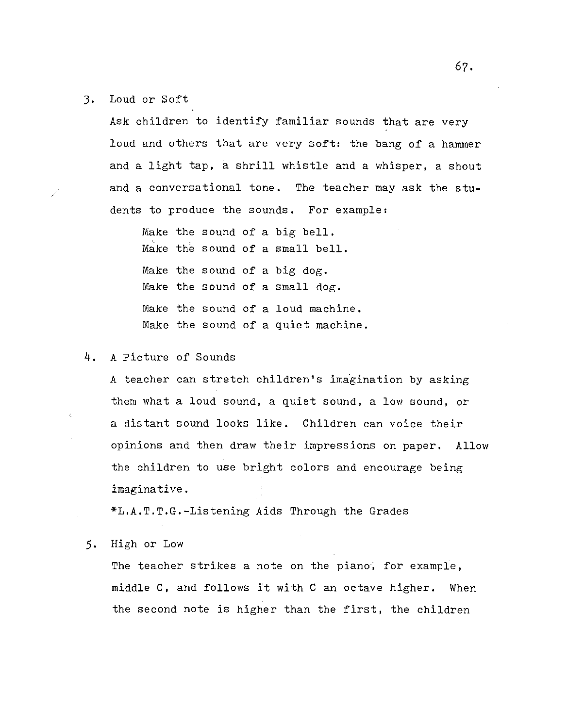3. Loud or Soft

   Ask children to identify familiar sounds that are very loud and others that are very soft: the bang of a hammer and a light tap, a shrill whistle and a whisper, a shout and a conversational tone. The teacher may ask the students to produce the sounds. For example:

   Make the sound of a big bell.
   Make the sound of a small bell.

   Make the sound of a big dog.
   Make the sound of a small dog.

   Make the sound of a loud machine.
   Make the sound of a quiet machine.

4. A Picture of Sounds

   A teacher can stretch children's imagination by asking them what a loud sound, a quiet sound, a low sound, or a distant sound looks like. Children can voice their opinions and then draw their impressions on paper. Allow the children to use bright colors and encourage being imaginative.

   *L.A.T.T.G.-Listening Aids Through the Grades

5. High or Low

   The teacher strikes a note on the piano, for example, middle C, and follows it with C an octave higher. When the second note is higher than the first, the children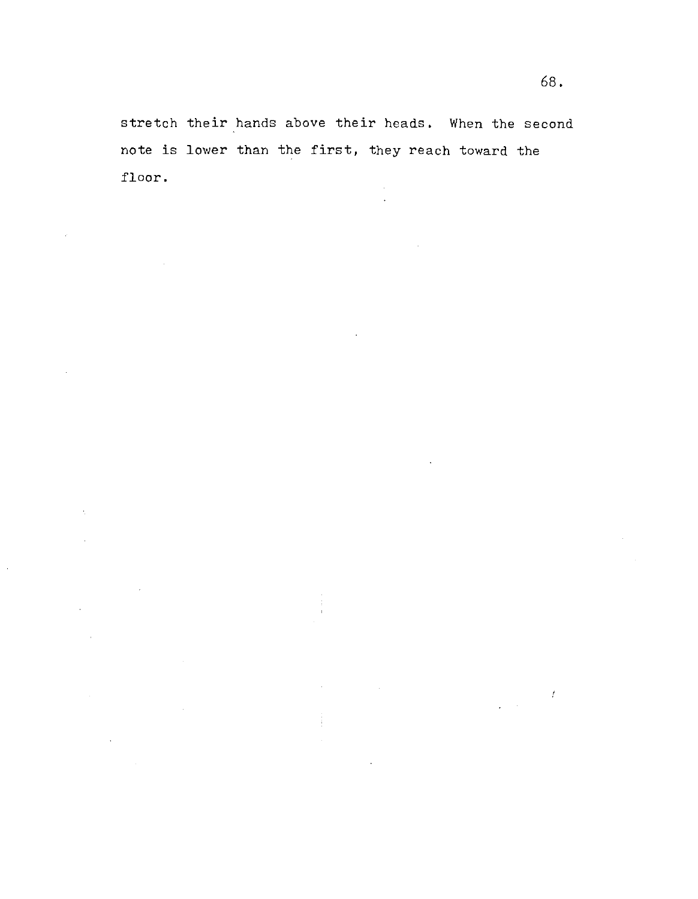stretch their hands above their heads. When the second note is lower than the first, they reach toward the floor.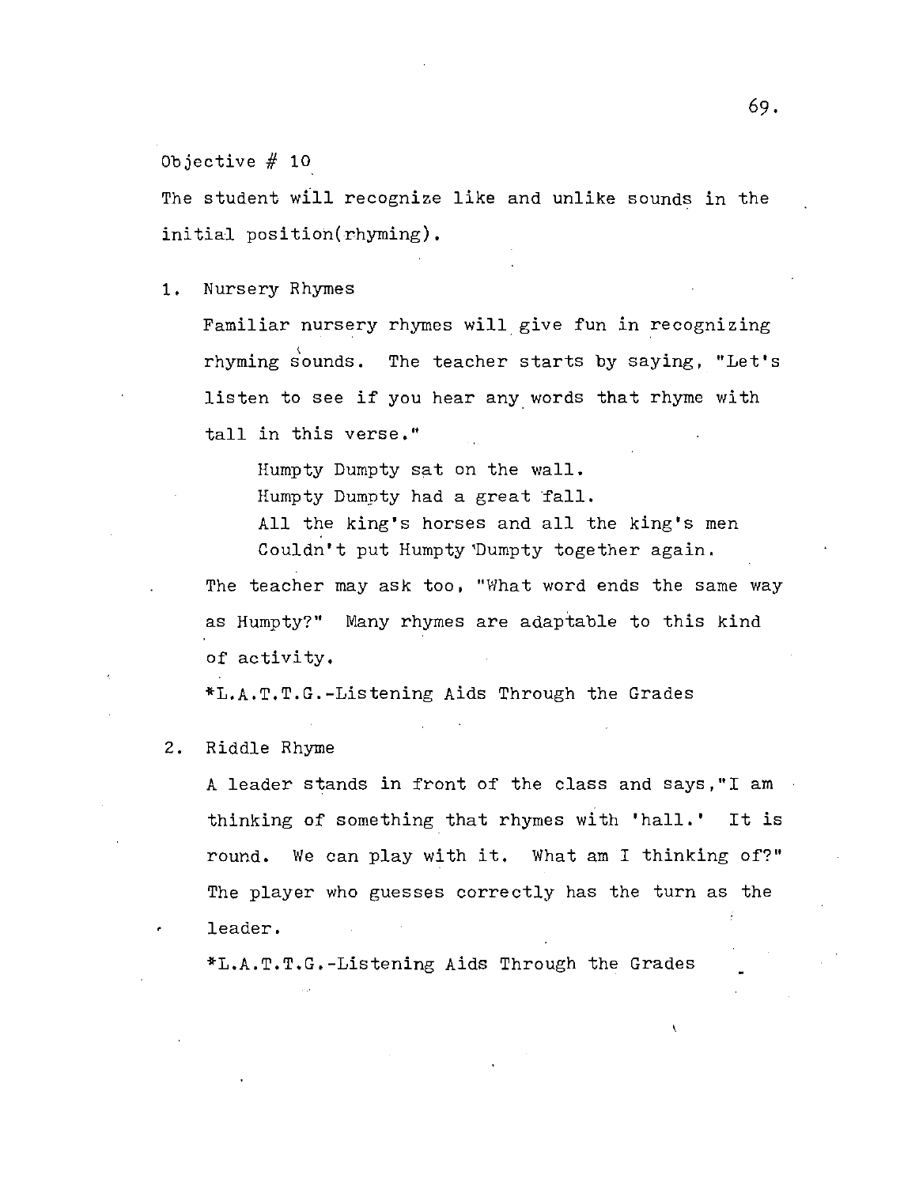Objective # 10

The student will recognize like and unlike sounds in the initial position(rhyming).

1. Nursery Rhymes

   Familiar nursery rhymes will give fun in recognizing rhyming sounds. The teacher starts by saying, "Let's listen to see if you hear any words that rhyme with tall in this verse."

   > Humpty Dumpty sat on the wall.
   > Humpty Dumpty had a great fall.
   > All the king's horses and all the king's men
   > Couldn't put Humpty Dumpty together again.

   The teacher may ask too, "What word ends the same way as Humpty?" Many rhymes are adaptable to this kind of activity.

   *L.A.T.T.G.-Listening Aids Through the Grades

2. Riddle Rhyme

   A leader stands in front of the class and says,"I am thinking of something that rhymes with 'hall.' It is round. We can play with it. What am I thinking of?" The player who guesses correctly has the turn as the leader.

   *L.A.T.T.G.-Listening Aids Through the Grades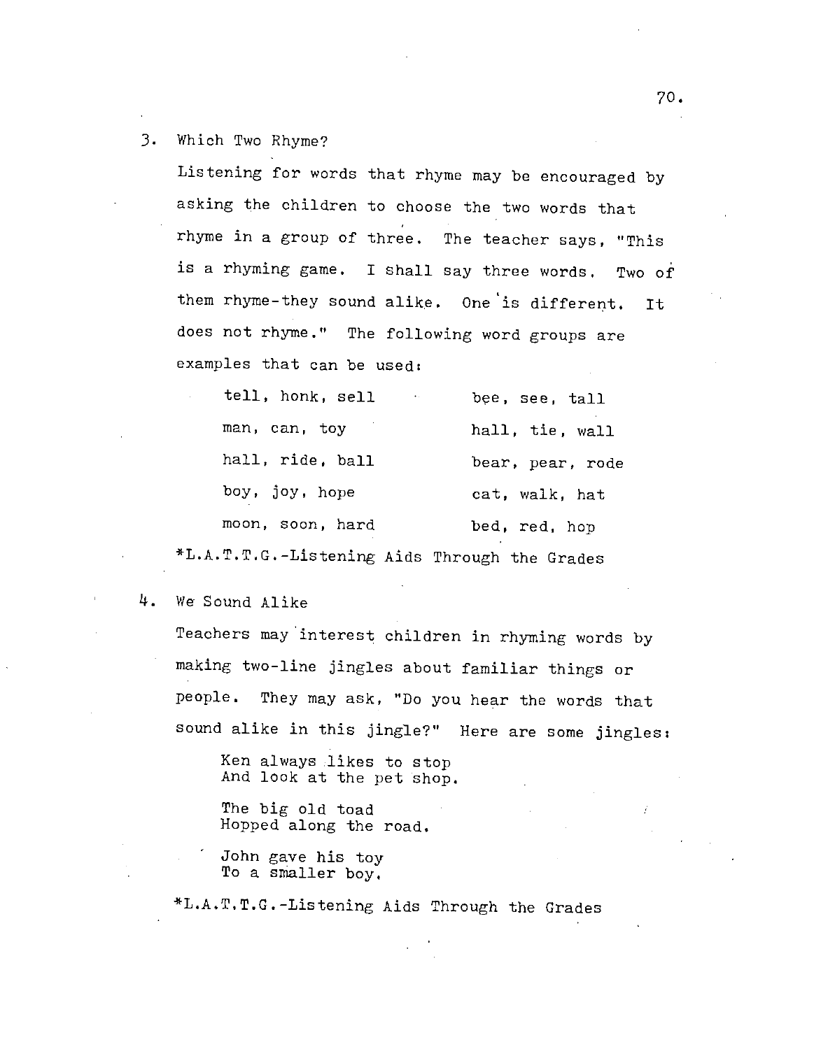3. Which Two Rhyme?

   Listening for words that rhyme may be encouraged by asking the children to choose the two words that rhyme in a group of three. The teacher says, "This is a rhyming game. I shall say three words. Two of them rhyme-they sound alike. One is different. It does not rhyme." The following word groups are examples that can be used:

   | | |
   |---|---|
   | tell, honk, sell | bee, see, tall |
   | man, can, toy | hall, tie, wall |
   | hall, ride, ball | bear, pear, rode |
   | boy, joy, hope | cat, walk, hat |
   | moon, soon, hard | bed, red, hop |

   *L.A.T.T.G.-Listening Aids Through the Grades

4. We Sound Alike

   Teachers may interest children in rhyming words by making two-line jingles about familiar things or people. They may ask, "Do you hear the words that sound alike in this jingle?" Here are some jingles:

   Ken always likes to stop
   And look at the pet shop.

   The big old toad
   Hopped along the road.

   John gave his toy
   To a smaller boy.

   *L.A.T.T.G.-Listening Aids Through the Grades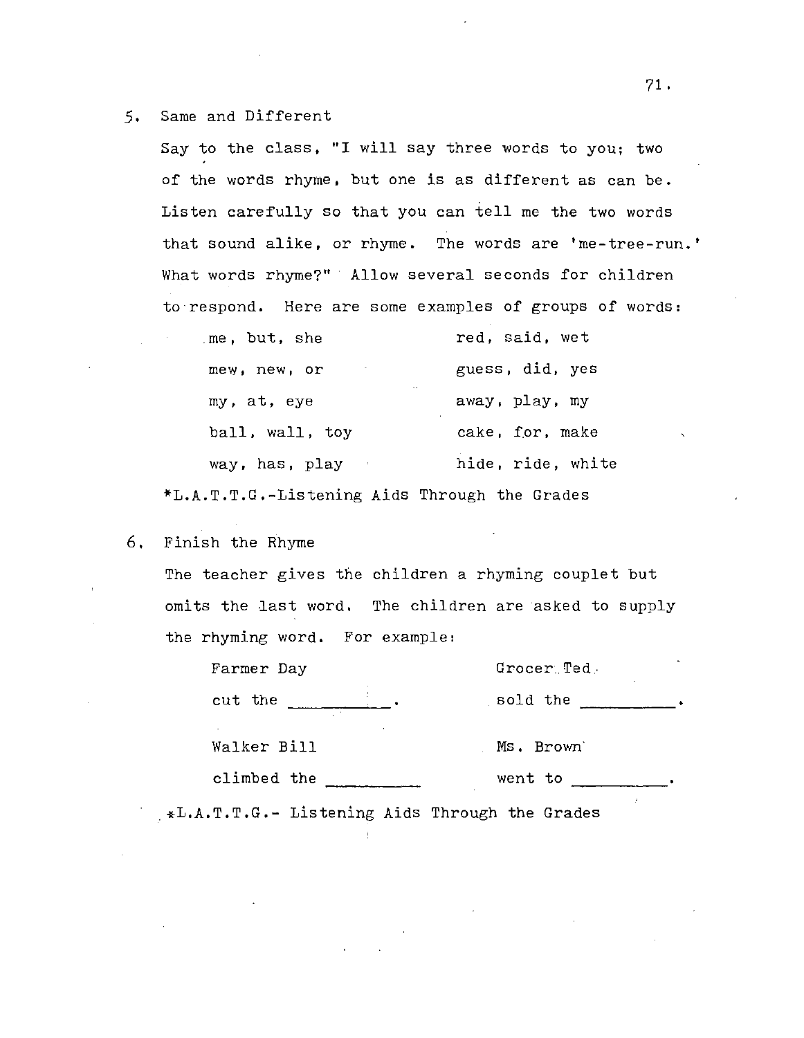5. Same and Different

   Say to the class, "I will say three words to you; two of the words rhyme, but one is as different as can be. Listen carefully so that you can tell me the two words that sound alike, or rhyme. The words are 'me-tree-run.' What words rhyme?" Allow several seconds for children to respond. Here are some examples of groups of words:

   | | |
   |---|---|
   | me, but, she | red, said, wet |
   | mew, new, or | guess, did, yes |
   | my, at, eye | away, play, my |
   | ball, wall, toy | cake, for, make |
   | way, has, play | hide, ride, white |

   *L.A.T.T.G.-Listening Aids Through the Grades

6. Finish the Rhyme

   The teacher gives the children a rhyming couplet but omits the last word. The children are asked to supply the rhyming word. For example:

   | | |
   |---|---|
   | Farmer Day<br>cut the ________. | Grocer Ted<br>sold the ________. |
   | Walker Bill<br>climbed the ________ | Ms. Brown<br>went to ________. |

   *L.A.T.T.G.- Listening Aids Through the Grades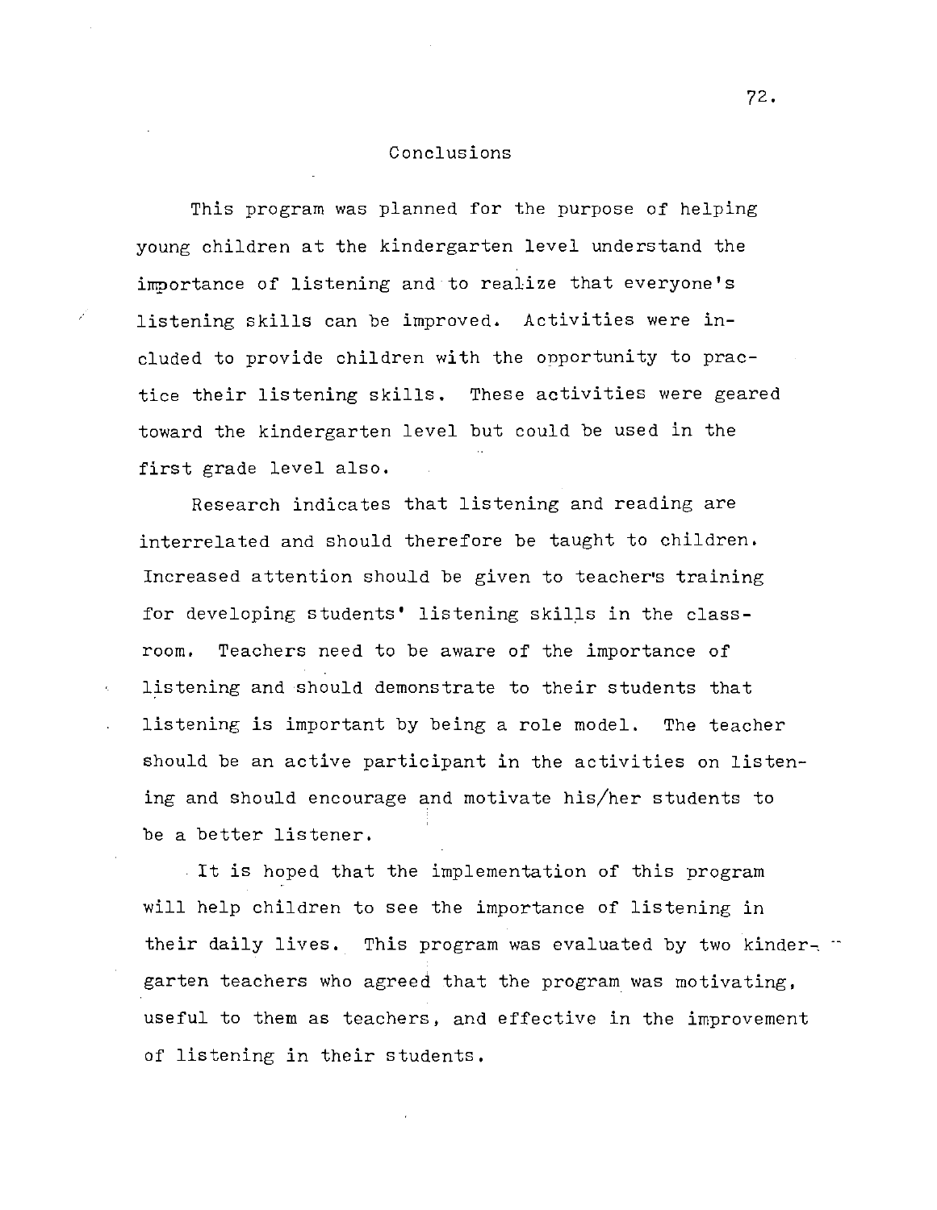## Conclusions

This program was planned for the purpose of helping young children at the kindergarten level understand the importance of listening and to realize that everyone's listening skills can be improved. Activities were included to provide children with the opportunity to practice their listening skills. These activities were geared toward the kindergarten level but could be used in the first grade level also.

Research indicates that listening and reading are interrelated and should therefore be taught to children. Increased attention should be given to teacher's training for developing students' listening skills in the classroom. Teachers need to be aware of the importance of listening and should demonstrate to their students that listening is important by being a role model. The teacher should be an active participant in the activities on listening and should encourage and motivate his/her students to be a better listener.

It is hoped that the implementation of this program will help children to see the importance of listening in their daily lives. This program was evaluated by two kindergarten teachers who agreed that the program was motivating, useful to them as teachers, and effective in the improvement of listening in their students.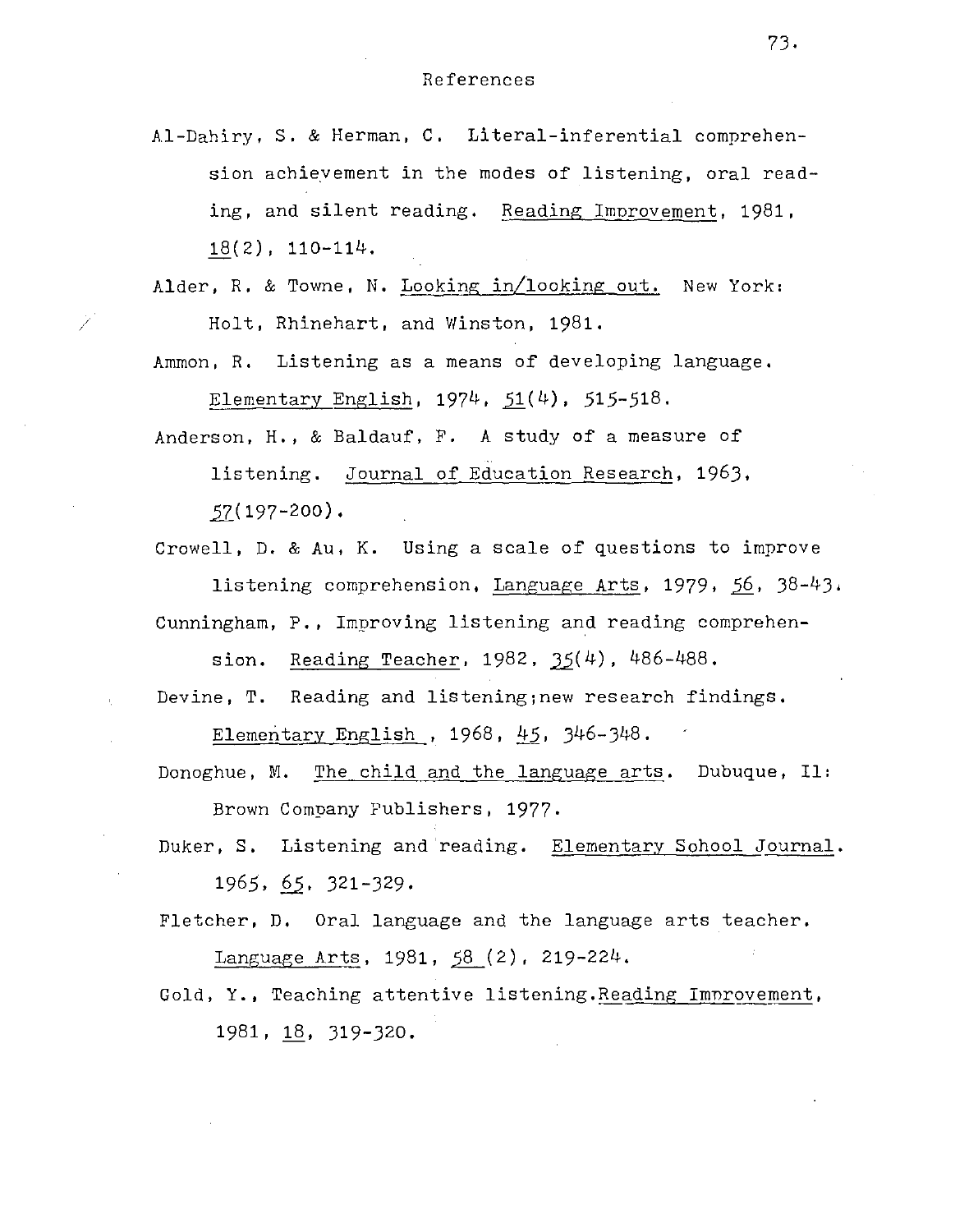# References

Al-Dahiry, S. & Herman, C. Literal-inferential comprehension achievement in the modes of listening, oral reading, and silent reading. Reading Improvement, 1981, 18(2), 110-114.

Alder, R. & Towne, N. Looking in/looking out. New York: Holt, Rhinehart, and Winston, 1981.

Ammon, R. Listening as a means of developing language. Elementary English, 1974, 51(4), 515-518.

Anderson, H., & Baldauf, F. A study of a measure of listening. Journal of Education Research, 1963, 57(197-200).

Crowell, D. & Au, K. Using a scale of questions to improve listening comprehension, Language Arts, 1979, 56, 38-43.

Cunningham, P., Improving listening and reading comprehension. Reading Teacher, 1982, 35(4), 486-488.

Devine, T. Reading and listening;new research findings. Elementary English , 1968, 45, 346-348.

Donoghue, M. The child and the language arts. Dubuque, Il: Brown Company Publishers, 1977.

Duker, S. Listening and reading. Elementary Sohool Journal. 1965, 65, 321-329.

Fletcher, D. Oral language and the language arts teacher. Language Arts, 1981, 58 (2), 219-224.

Gold, Y., Teaching attentive listening.Reading Improvement, 1981, 18, 319-320.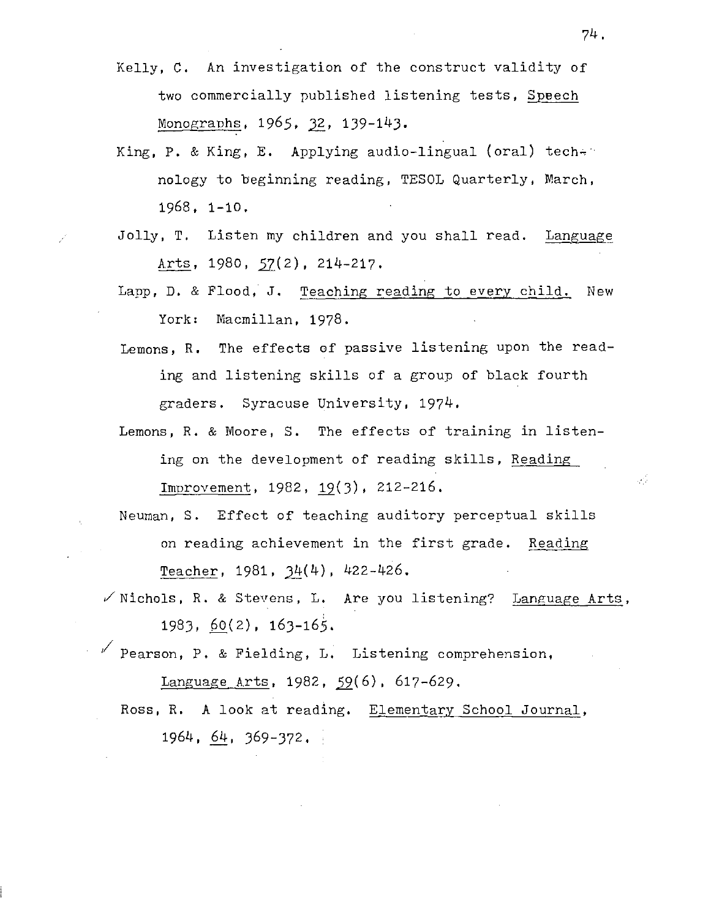Kelly, C. An investigation of the construct validity of two commercially published listening tests, Speech Monographs, 1965, 32, 139-143.

King, P. & King, E. Applying audio-lingual (oral) technology to beginning reading, TESOL Quarterly, March, 1968, 1-10.

Jolly, T. Listen my children and you shall read. Language Arts, 1980, 57(2), 214-217.

Lapp, D. & Flood, J. Teaching reading to every child. New York: Macmillan, 1978.

Lemons, R. The effects of passive listening upon the reading and listening skills of a group of black fourth graders. Syracuse University, 1974.

Lemons, R. & Moore, S. The effects of training in listening on the development of reading skills, Reading Improvement, 1982, 19(3), 212-216.

Neuman, S. Effect of teaching auditory perceptual skills on reading achievement in the first grade. Reading Teacher, 1981, 34(4), 422-426.

✓ Nichols, R. & Stevens, L. Are you listening? Language Arts, 1983, 60(2), 163-165.

✓ Pearson, P. & Fielding, L. Listening comprehension, Language Arts, 1982, 59(6), 617-629.

Ross, R. A look at reading. Elementary School Journal, 1964, 64, 369-372.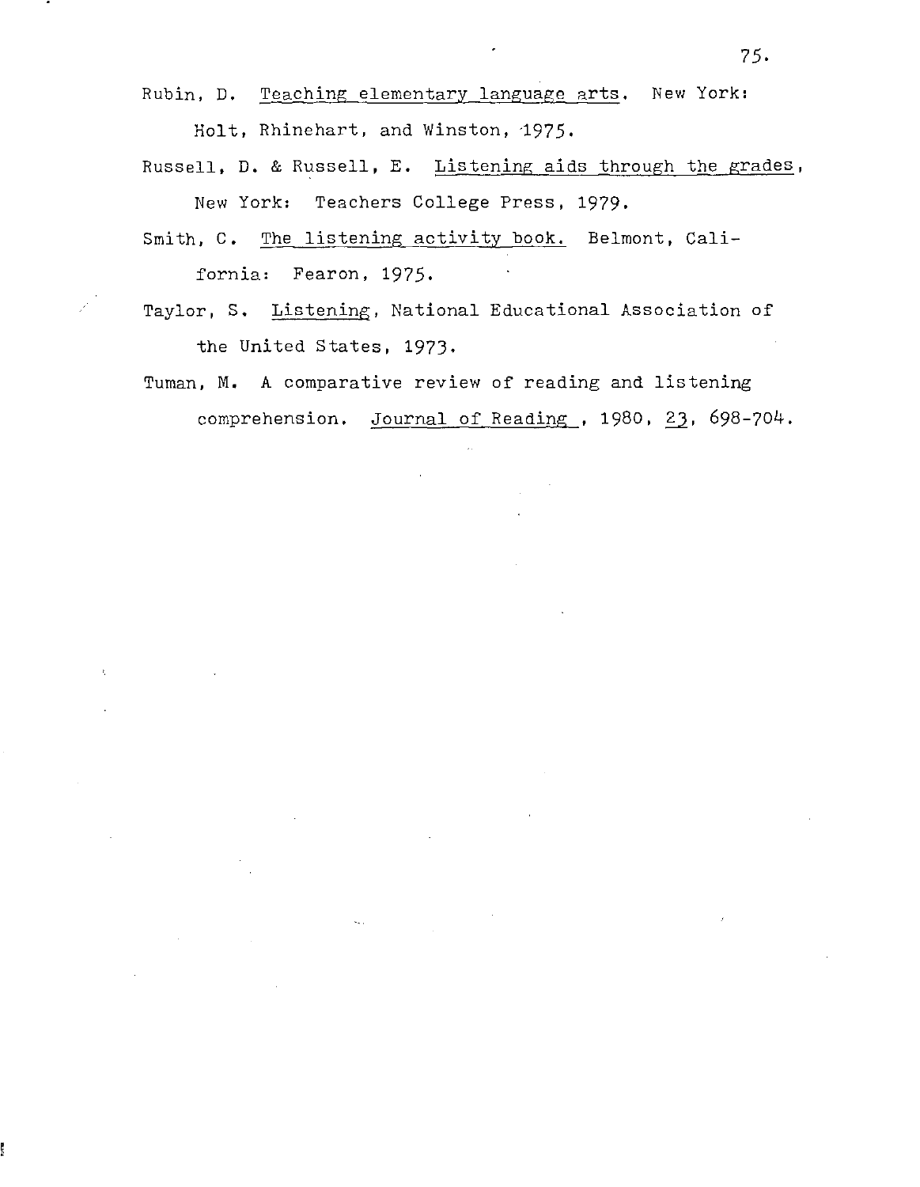Rubin, D. Teaching elementary language arts. New York: Holt, Rhinehart, and Winston, 1975.

Russell, D. & Russell, E. Listening aids through the grades, New York: Teachers College Press, 1979.

Smith, C. The listening activity book. Belmont, California: Fearon, 1975.

Taylor, S. Listening, National Educational Association of the United States, 1973.

Tuman, M. A comparative review of reading and listening comprehension. Journal of Reading , 1980, 23, 698-704.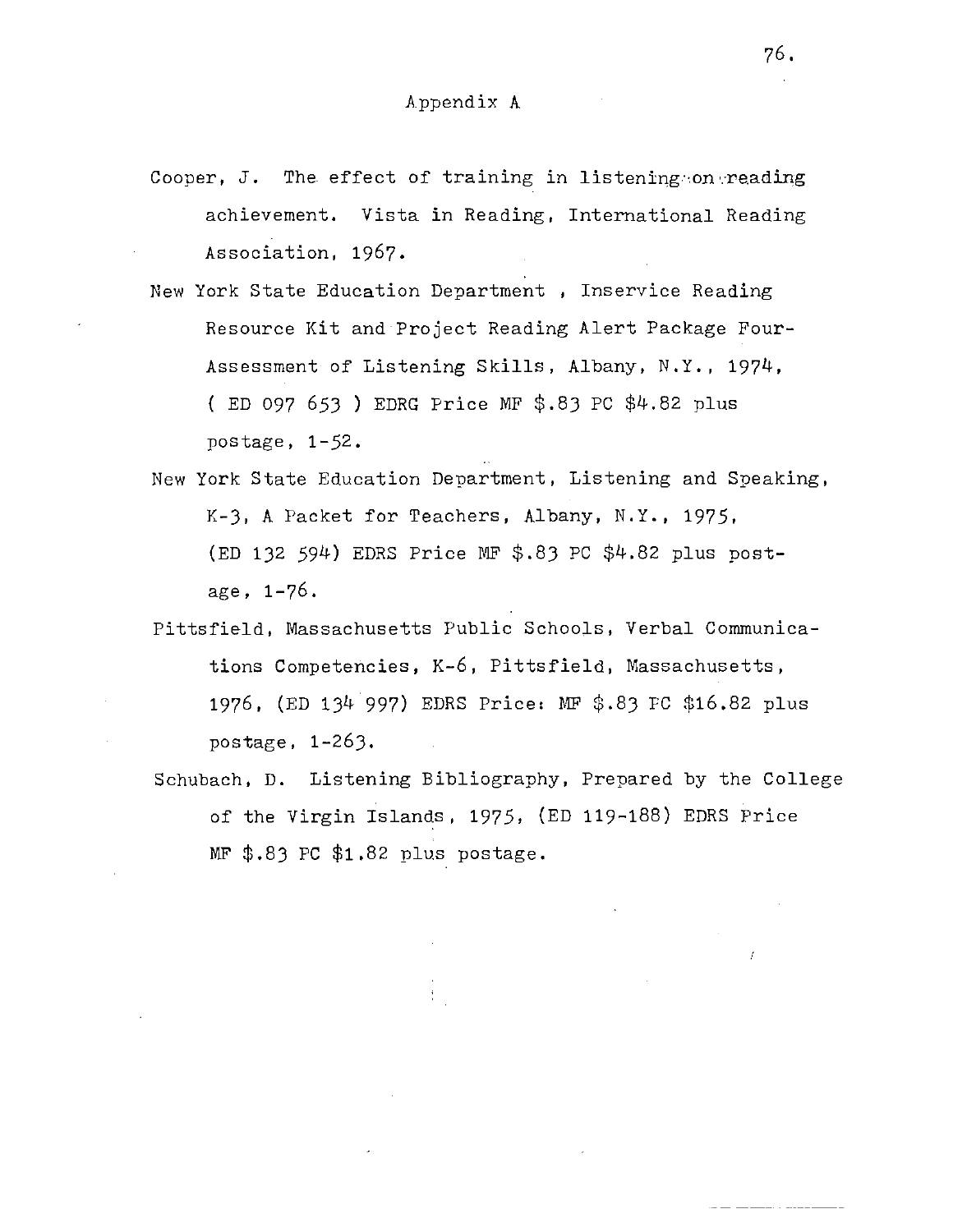## Appendix A

Cooper, J. The effect of training in listening on reading achievement. Vista in Reading, International Reading Association, 1967.

New York State Education Department , Inservice Reading Resource Kit and Project Reading Alert Package Four- Assessment of Listening Skills, Albany, N.Y., 1974, ( ED 097 653 ) EDRG Price MF $.83 PC $4.82 plus postage, 1-52.

New York State Education Department, Listening and Speaking, K-3, A Packet for Teachers, Albany, N.Y., 1975, (ED 132 594) EDRS Price MF $.83 PC $4.82 plus postage, 1-76.

Pittsfield, Massachusetts Public Schools, Verbal Communications Competencies, K-6, Pittsfield, Massachusetts, 1976, (ED 134 997) EDRS Price: MF $.83 PC $16.82 plus postage, 1-263.

Schubach, D. Listening Bibliography, Prepared by the College of the Virgin Islands, 1975, (ED 119-188) EDRS Price MF $.83 PC $1.82 plus postage.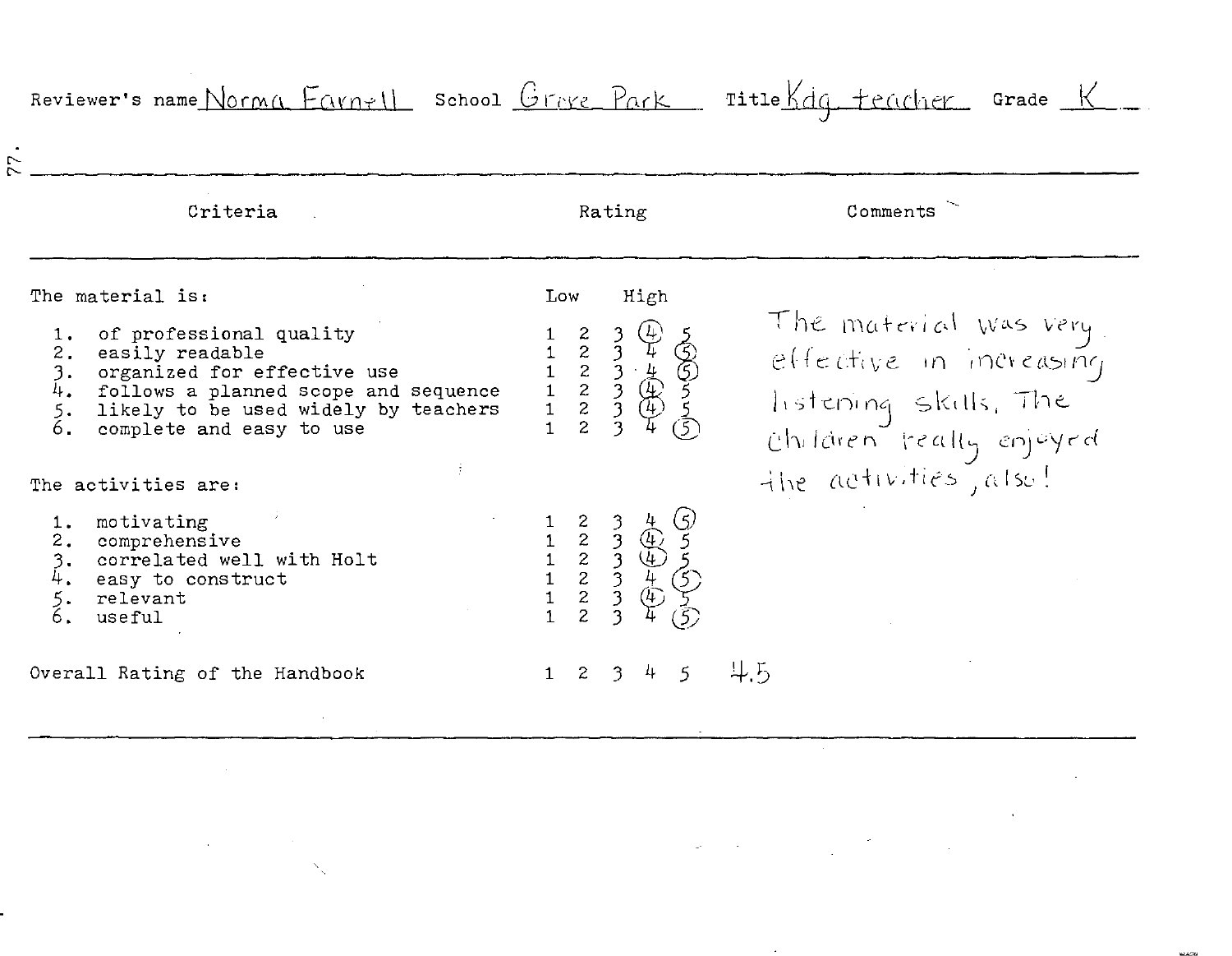Reviewer's name Norma Farnell School Grove Park Title Kdg teacher Grade K

| Criteria | Rating | Comments |
|---|---|---|
| **The material is:** | Low — High | |
| 1. of professional quality | 1 2 3 (4) 5 | The material was very effective in increasing listening skills. The children really enjoyed the activities, also! |
| 2. easily readable | 1 2 3 4 (5) | |
| 3. organized for effective use | 1 2 3 4 (5) | |
| 4. follows a planned scope and sequence | 1 2 3 (4) 5 | |
| 5. likely to be used widely by teachers | 1 2 3 (4) 5 | |
| 6. complete and easy to use | 1 2 3 4 (5) | |
| **The activities are:** | | |
| 1. motivating | 1 2 3 4 (5) | |
| 2. comprehensive | 1 2 3 (4) 5 | |
| 3. correlated well with Holt | 1 2 3 (4) 5 | |
| 4. easy to construct | 1 2 3 4 (5) | |
| 5. relevant | 1 2 3 (4) 5 | |
| 6. useful | 1 2 3 4 (5) | |
| Overall Rating of the Handbook | 1 2 3 4 5 | 4.5 |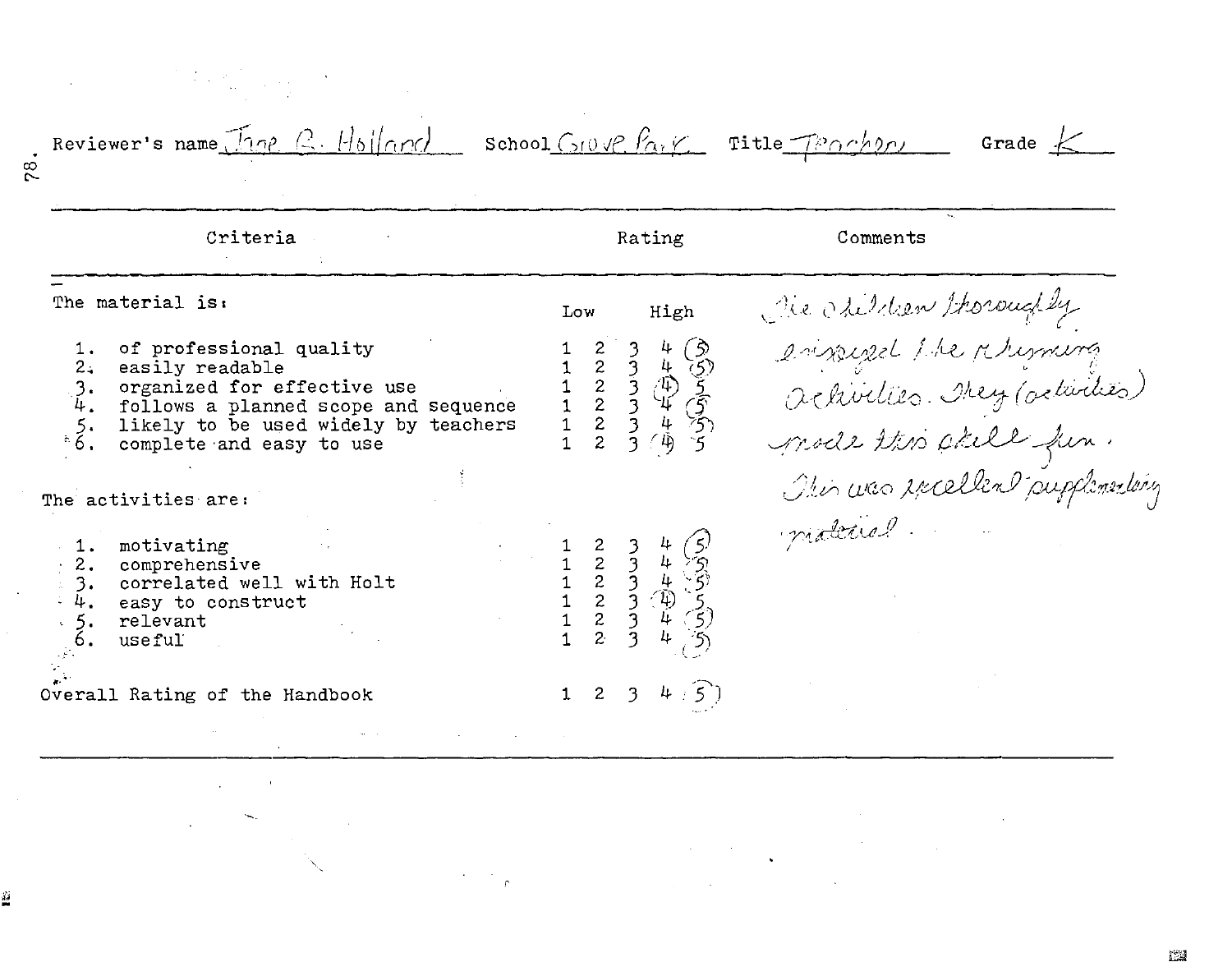Reviewer's name Jane B. Holland School Grove Park Title Teacher Grade K

| Criteria | Rating | Comments |
|---|---|---|
| The material is: | Low High | The children thoroughly enjoyed the rhyming activities. They (activities) made this skill fun. This was excellent supplementary material. |
| 1. of professional quality | 1 2 3 4 (5) | |
| 2. easily readable | 1 2 3 4 (5) | |
| 3. organized for effective use | 1 2 3 (4) 5 | |
| 4. follows a planned scope and sequence | 1 2 3 4 (5) | |
| 5. likely to be used widely by teachers | 1 2 3 4 (5) | |
| 6. complete and easy to use | 1 2 3 (4) 5 | |
| The activities are: | | |
| 1. motivating | 1 2 3 4 (5) | |
| 2. comprehensive | 1 2 3 4 (5) | |
| 3. correlated well with Holt | 1 2 3 4 (5) | |
| 4. easy to construct | 1 2 3 (4) 5 | |
| 5. relevant | 1 2 3 4 (5) | |
| 6. useful | 1 2 3 4 (5) | |
| Overall Rating of the Handbook | 1 2 3 4 (5) | |